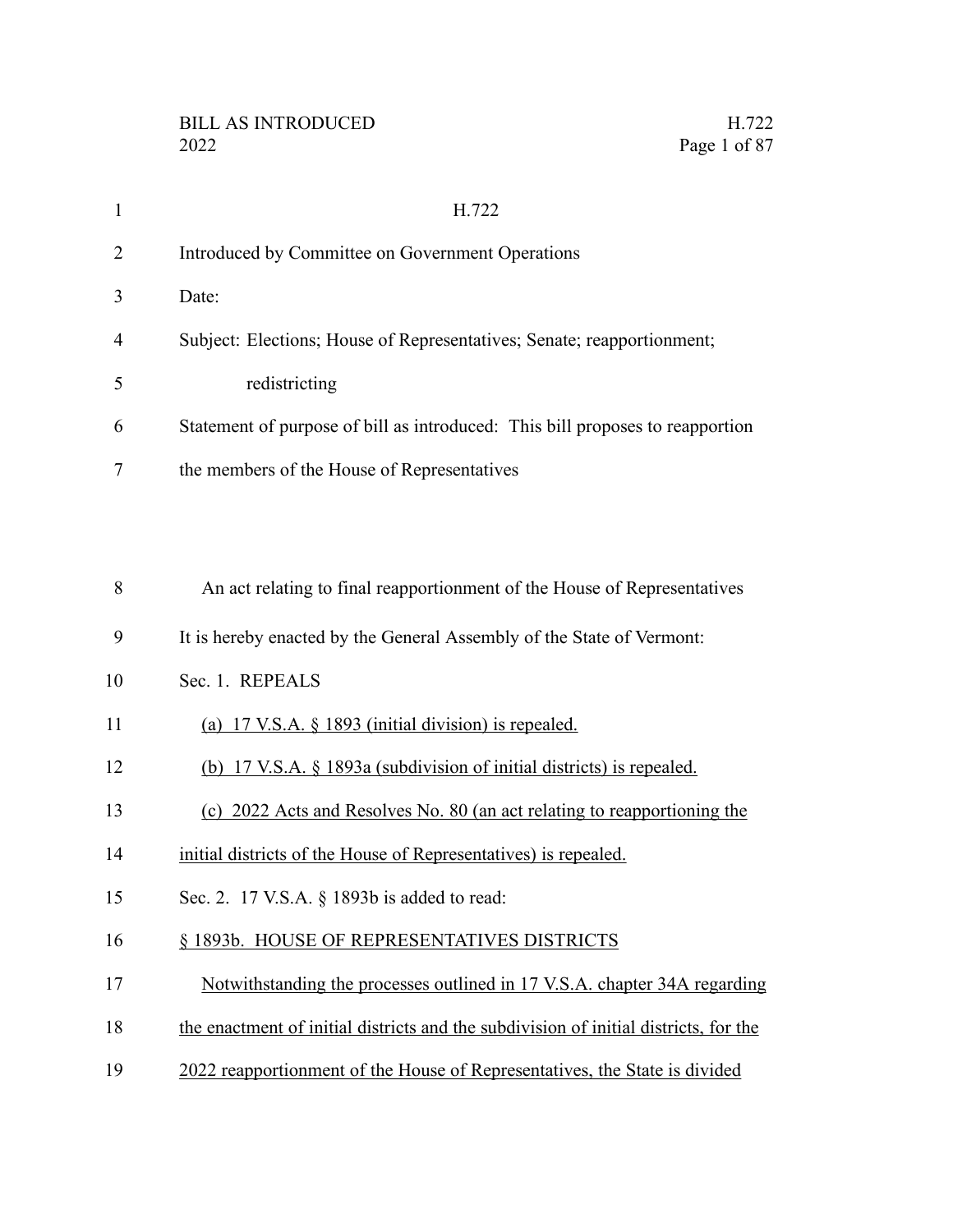H.722

Introduced by Committee on Government Operations

Date:

Subject: Elections; House of Representatives; Senate; reapportionment; redistricting

Statement of purpose of bill as introduced: This bill proposes to reapportion the members of the House of Representatives

An act relating to final reapportionment of the House of Representatives

It is hereby enacted by the General Assembly of the State of Vermont:

Sec. 1. REPEALS

(a) 17 V.S.A. § 1893 (initial division) is repealed.

(b) 17 V.S.A. § 1893a (subdivision of initial districts) is repealed.

(c) 2022 Acts and Resolves No. 80 (an act relating to reapportioning the initial districts of the House of Representatives) is repealed.

Sec. 2. 17 V.S.A. § 1893b is added to read:

§ 1893b. HOUSE OF REPRESENTATIVES DISTRICTS

Notwithstanding the processes outlined in 17 V.S.A. chapter 34A regarding the enactment of initial districts and the subdivision of initial districts, for the 2022 reapportionment of the House of Representatives, the State is divided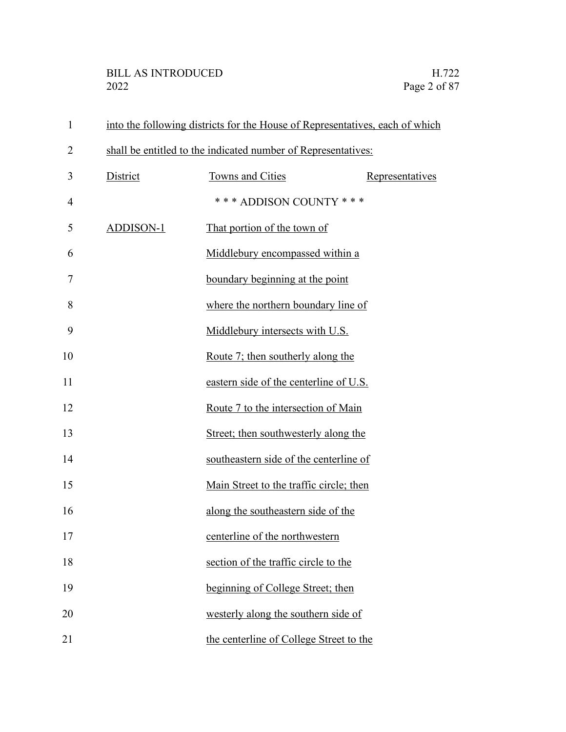into the following districts for the House of Representatives, each of which shall be entitled to the indicated number of Representatives:

| District | Towns and Cities | Representatives |
|---|---|---|
| | *** ADDISON COUNTY *** | |
| ADDISON-1 | That portion of the town of Middlebury encompassed within a boundary beginning at the point where the northern boundary line of Middlebury intersects with U.S. Route 7; then southerly along the eastern side of the centerline of U.S. Route 7 to the intersection of Main Street; then southwesterly along the southeastern side of the centerline of Main Street to the traffic circle; then along the southeastern side of the centerline of the northwestern section of the traffic circle to the beginning of College Street; then westerly along the southern side of the centerline of College Street to the | |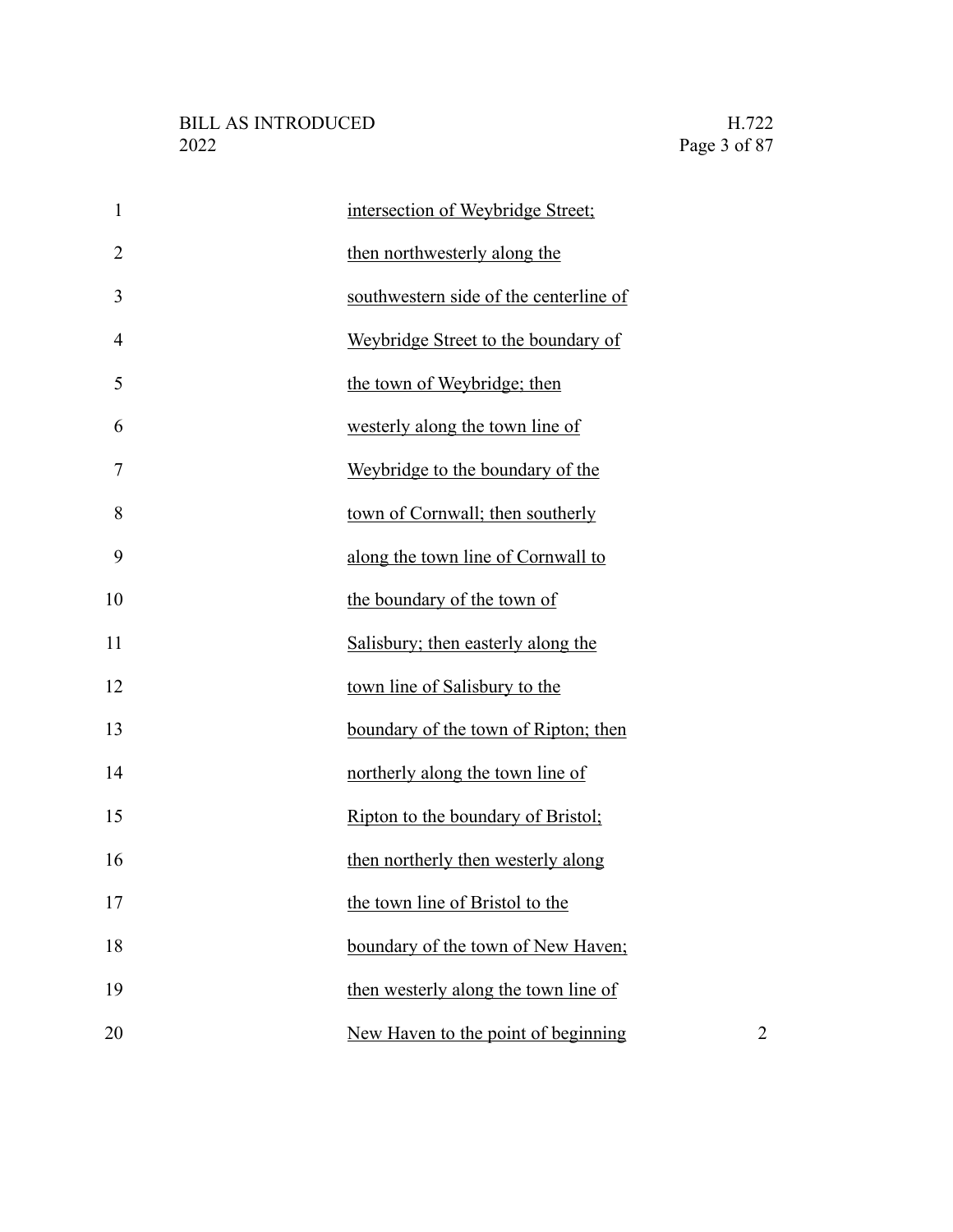intersection of Weybridge Street; then northwesterly along the southwestern side of the centerline of Weybridge Street to the boundary of the town of Weybridge; then westerly along the town line of Weybridge to the boundary of the town of Cornwall; then southerly along the town line of Cornwall to the boundary of the town of Salisbury; then easterly along the town line of Salisbury to the boundary of the town of Ripton; then northerly along the town line of Ripton to the boundary of Bristol; then northerly then westerly along the town line of Bristol to the boundary of the town of New Haven; then westerly along the town line of New Haven to the point of beginning 2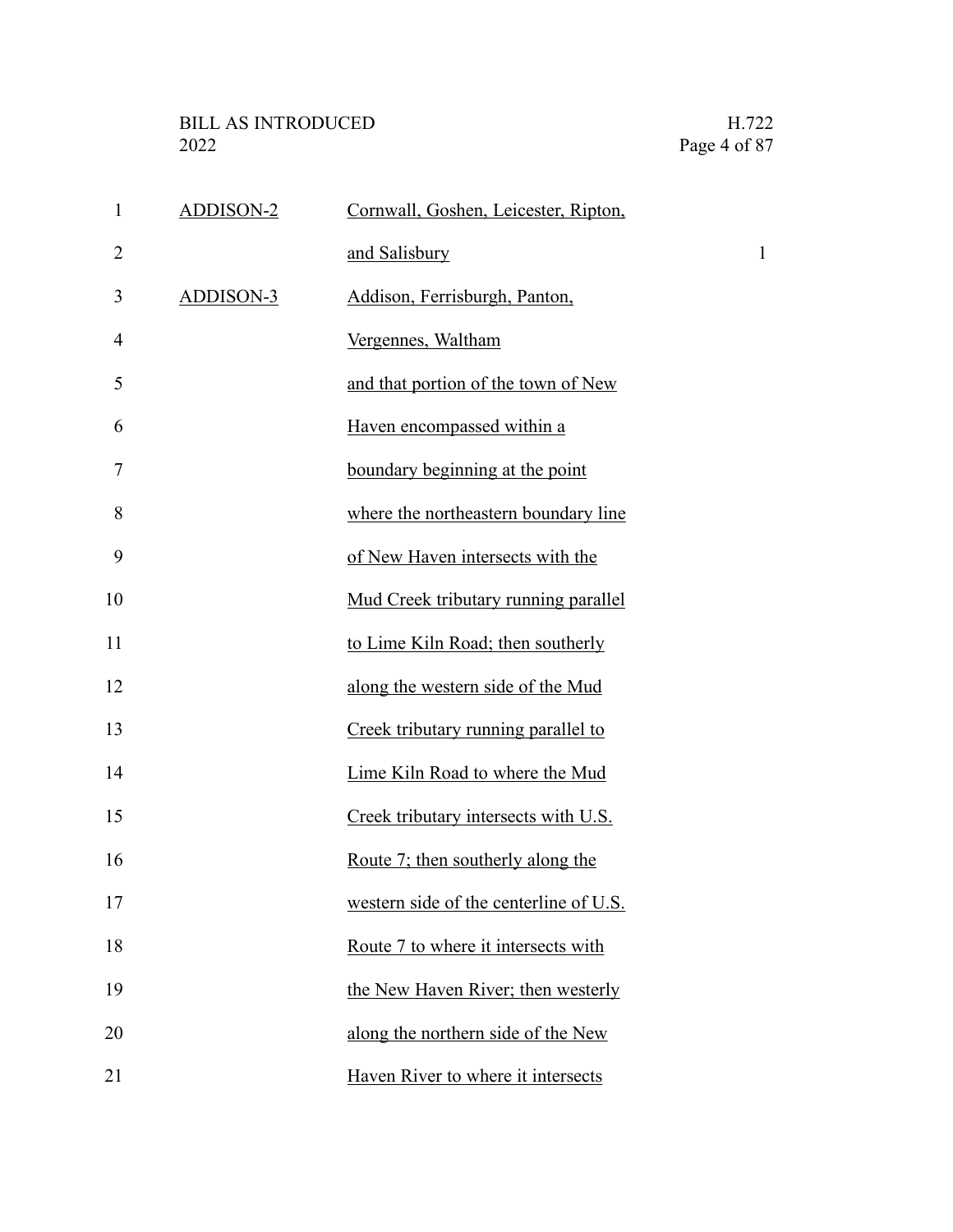| | | |
|---|---|---|
| ADDISON-2 | Cornwall, Goshen, Leicester, Ripton, and Salisbury | 1 |
| ADDISON-3 | Addison, Ferrisburgh, Panton, Vergennes, Waltham and that portion of the town of New Haven encompassed within a boundary beginning at the point where the northeastern boundary line of New Haven intersects with the Mud Creek tributary running parallel to Lime Kiln Road; then southerly along the western side of the Mud Creek tributary running parallel to Lime Kiln Road to where the Mud Creek tributary intersects with U.S. Route 7; then southerly along the western side of the centerline of U.S. Route 7 to where it intersects with the New Haven River; then westerly along the northern side of the New Haven River to where it intersects | |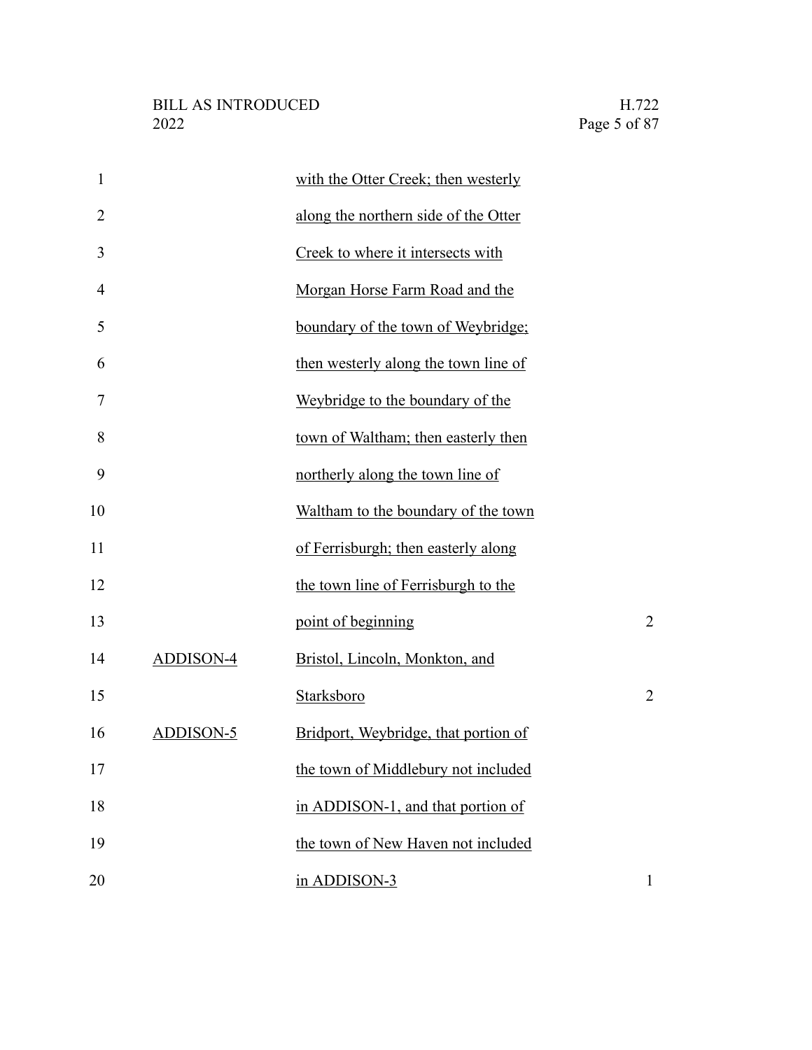| | | |
|---|---|---|
| | with the Otter Creek; then westerly along the northern side of the Otter Creek to where it intersects with Morgan Horse Farm Road and the boundary of the town of Weybridge; then westerly along the town line of Weybridge to the boundary of the town of Waltham; then easterly then northerly along the town line of Waltham to the boundary of the town of Ferrisburgh; then easterly along the town line of Ferrisburgh to the point of beginning | 2 |
| ADDISON-4 | Bristol, Lincoln, Monkton, and Starksboro | 2 |
| ADDISON-5 | Bridport, Weybridge, that portion of the town of Middlebury not included in ADDISON-1, and that portion of the town of New Haven not included in ADDISON-3 | 1 |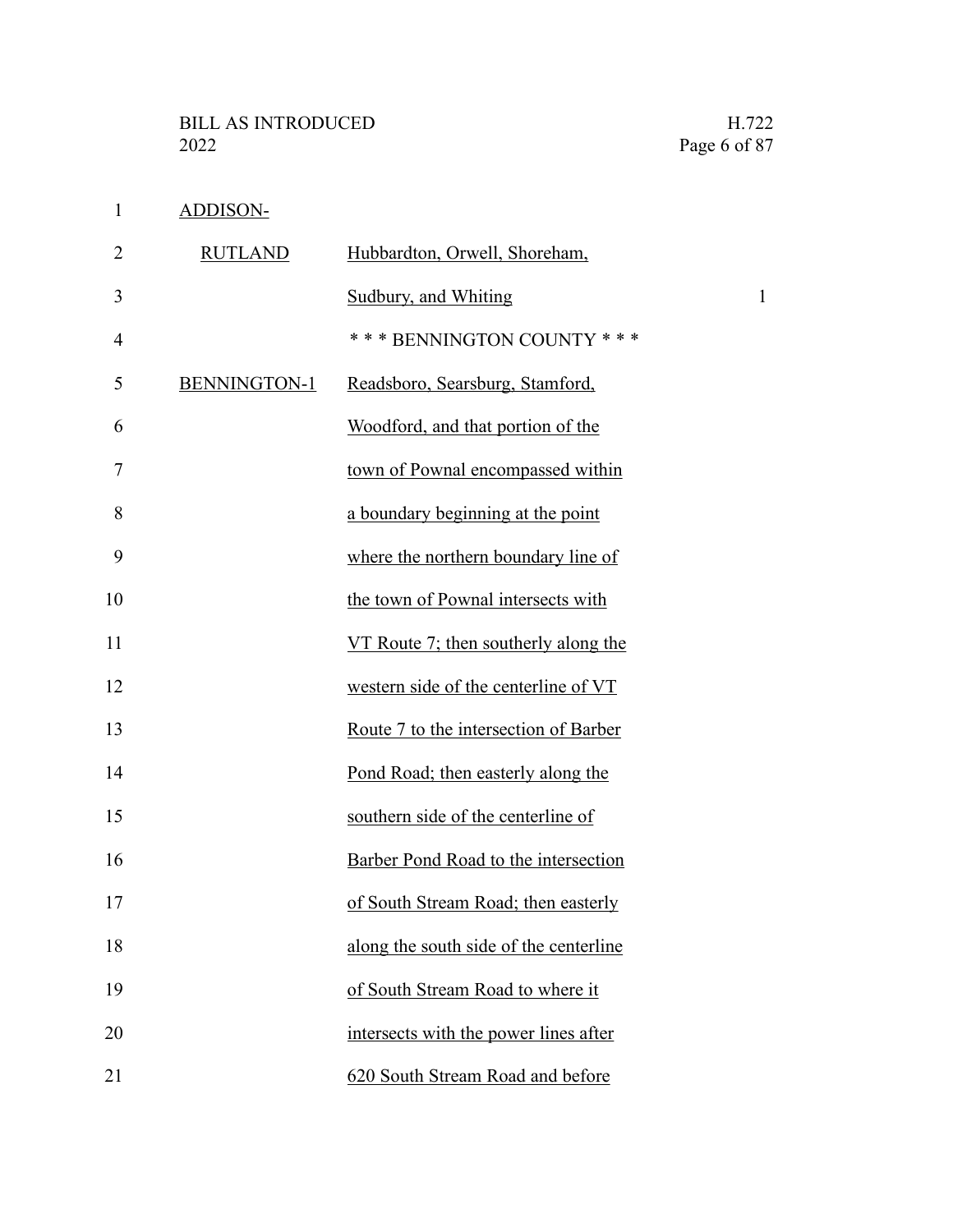| | | |
|---|---|---|
| ADDISON-RUTLAND | Hubbardton, Orwell, Shoreham, Sudbury, and Whiting | 1 |
| | * * * BENNINGTON COUNTY * * * | |
| BENNINGTON-1 | Readsboro, Searsburg, Stamford, Woodford, and that portion of the town of Pownal encompassed within a boundary beginning at the point where the northern boundary line of the town of Pownal intersects with VT Route 7; then southerly along the western side of the centerline of VT Route 7 to the intersection of Barber Pond Road; then easterly along the southern side of the centerline of Barber Pond Road to the intersection of South Stream Road; then easterly along the south side of the centerline of South Stream Road to where it intersects with the power lines after 620 South Stream Road and before | |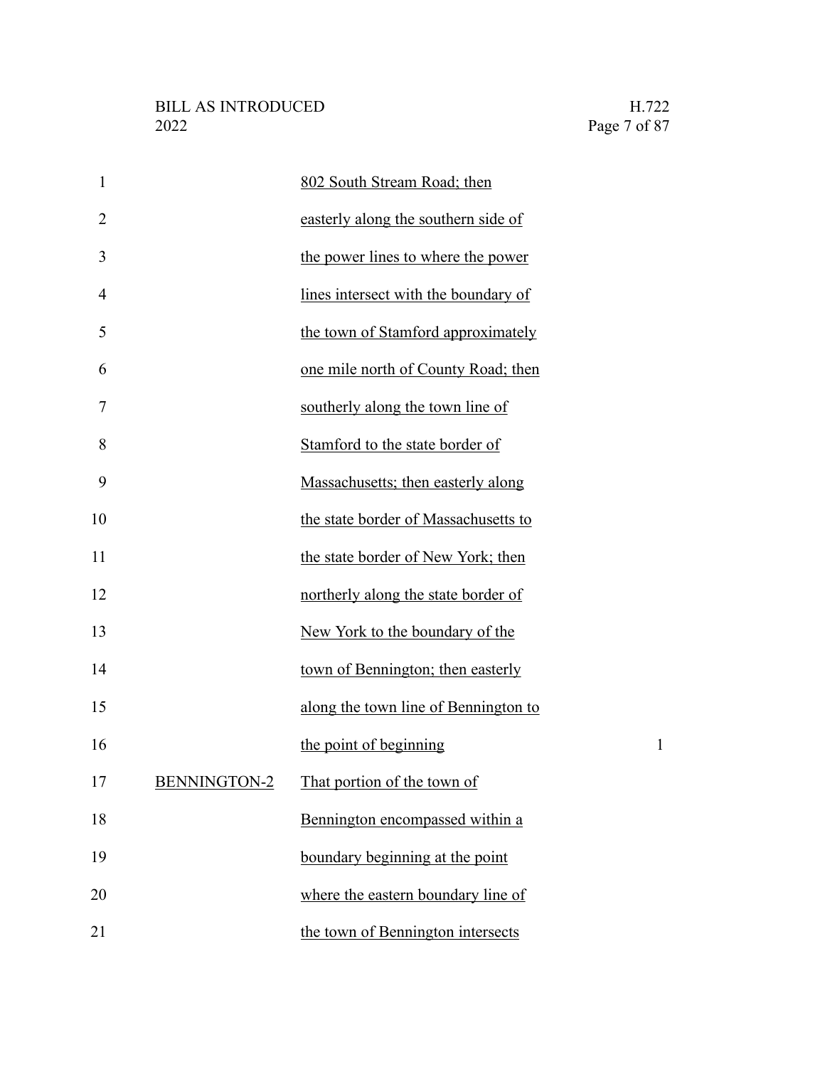| | | |
|---|---|---|
| | 802 South Stream Road; then easterly along the southern side of the power lines to where the power lines intersect with the boundary of the town of Stamford approximately one mile north of County Road; then southerly along the town line of Stamford to the state border of Massachusetts; then easterly along the state border of Massachusetts to the state border of New York; then northerly along the state border of New York to the boundary of the town of Bennington; then easterly along the town line of Bennington to the point of beginning | 1 |
| BENNINGTON-2 | That portion of the town of Bennington encompassed within a boundary beginning at the point where the eastern boundary line of the town of Bennington intersects | |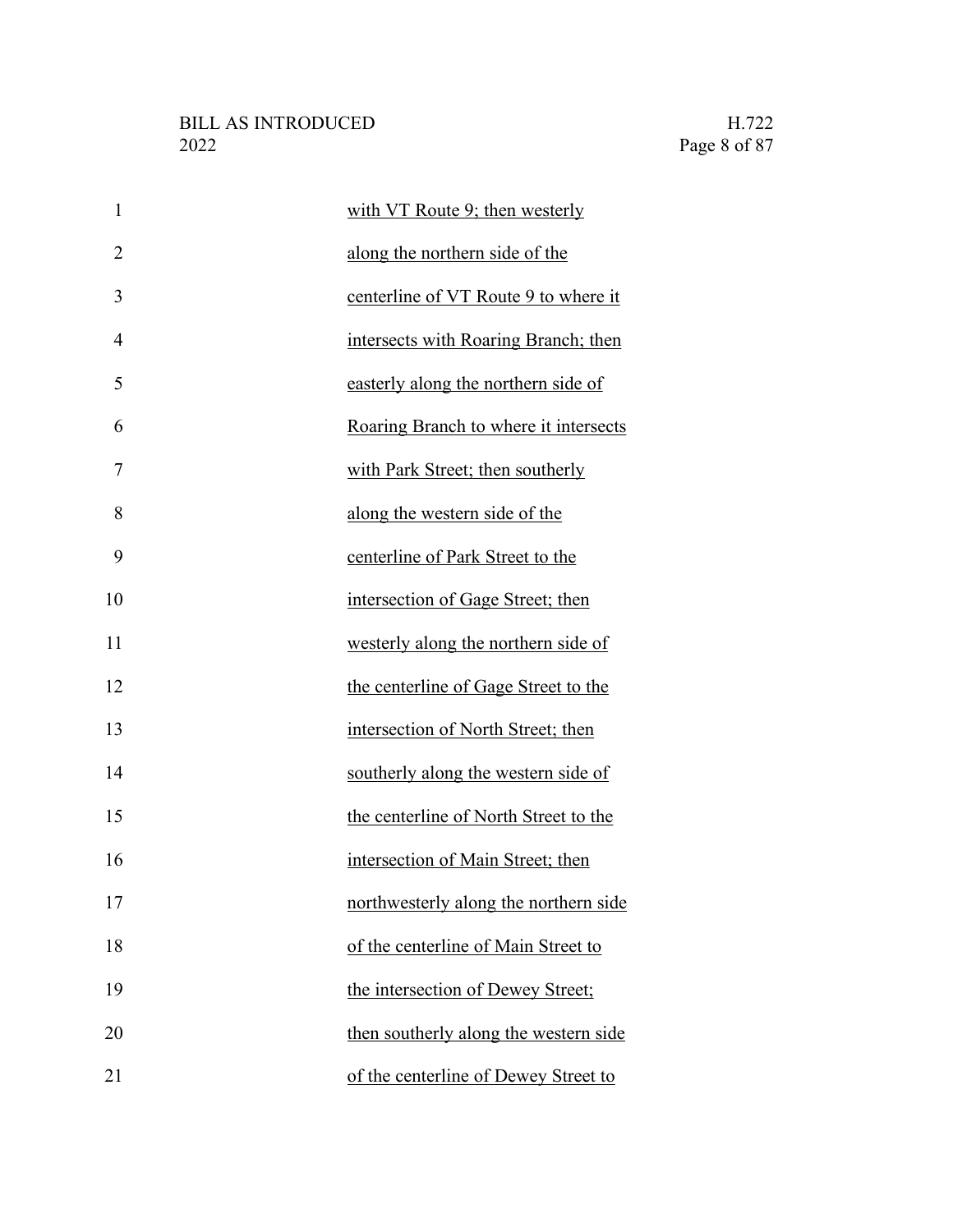with VT Route 9; then westerly along the northern side of the centerline of VT Route 9 to where it intersects with Roaring Branch; then easterly along the northern side of Roaring Branch to where it intersects with Park Street; then southerly along the western side of the centerline of Park Street to the intersection of Gage Street; then westerly along the northern side of the centerline of Gage Street to the intersection of North Street; then southerly along the western side of the centerline of North Street to the intersection of Main Street; then northwesterly along the northern side of the centerline of Main Street to the intersection of Dewey Street; then southerly along the western side of the centerline of Dewey Street to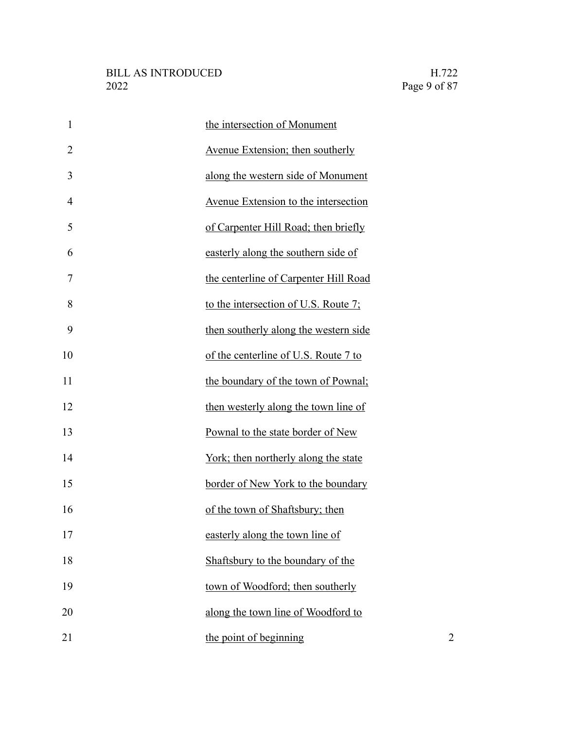the intersection of Monument Avenue Extension; then southerly along the western side of Monument Avenue Extension to the intersection of Carpenter Hill Road; then briefly easterly along the southern side of the centerline of Carpenter Hill Road to the intersection of U.S. Route 7; then southerly along the western side of the centerline of U.S. Route 7 to the boundary of the town of Pownal; then westerly along the town line of Pownal to the state border of New York; then northerly along the state border of New York to the boundary of the town of Shaftsbury; then easterly along the town line of Shaftsbury to the boundary of the town of Woodford; then southerly along the town line of Woodford to the point of beginning 2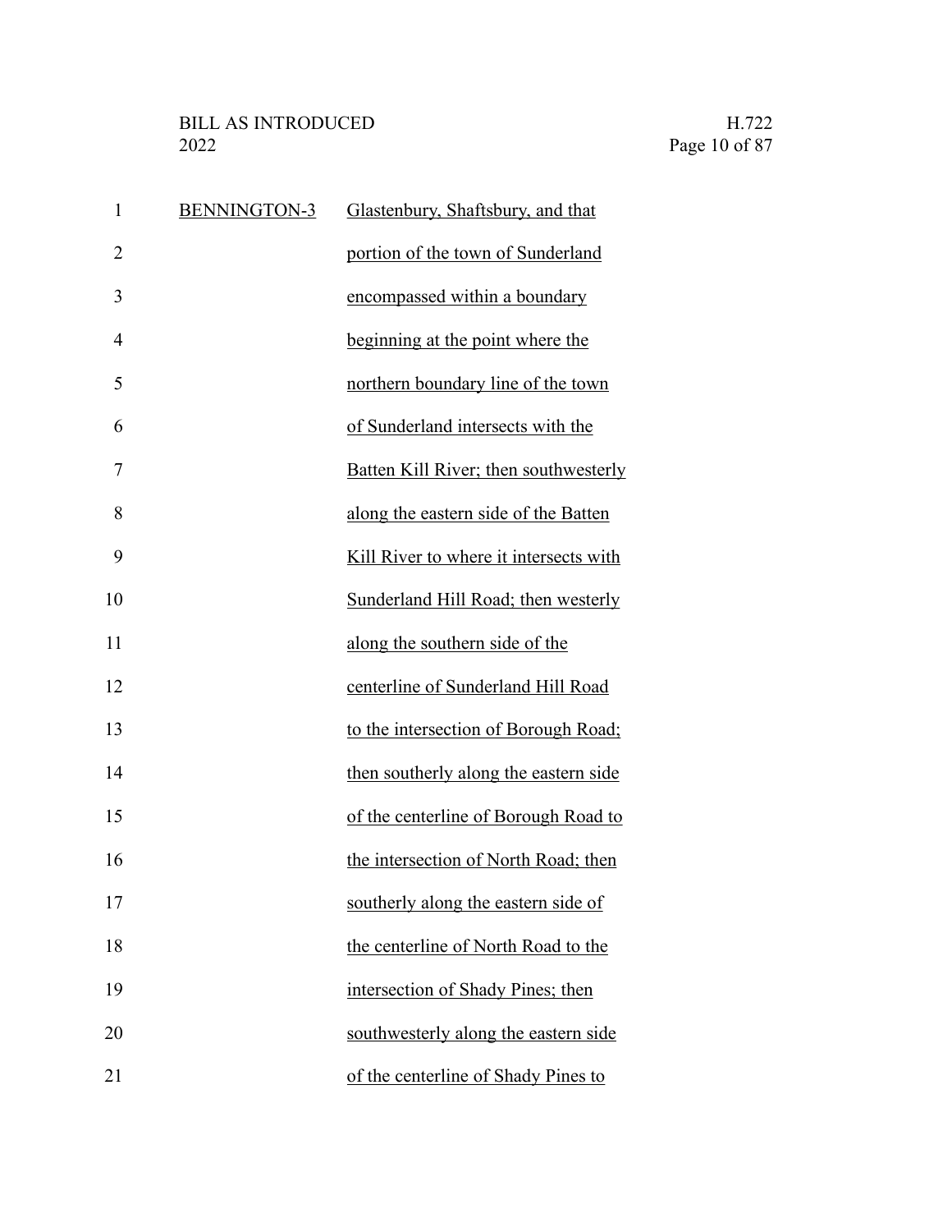| | |
|---|---|
| BENNINGTON-3 | Glastenbury, Shaftsbury, and that portion of the town of Sunderland encompassed within a boundary beginning at the point where the northern boundary line of the town of Sunderland intersects with the Batten Kill River; then southwesterly along the eastern side of the Batten Kill River to where it intersects with Sunderland Hill Road; then westerly along the southern side of the centerline of Sunderland Hill Road to the intersection of Borough Road; then southerly along the eastern side of the centerline of Borough Road to the intersection of North Road; then southerly along the eastern side of the centerline of North Road to the intersection of Shady Pines; then southwesterly along the eastern side of the centerline of Shady Pines to |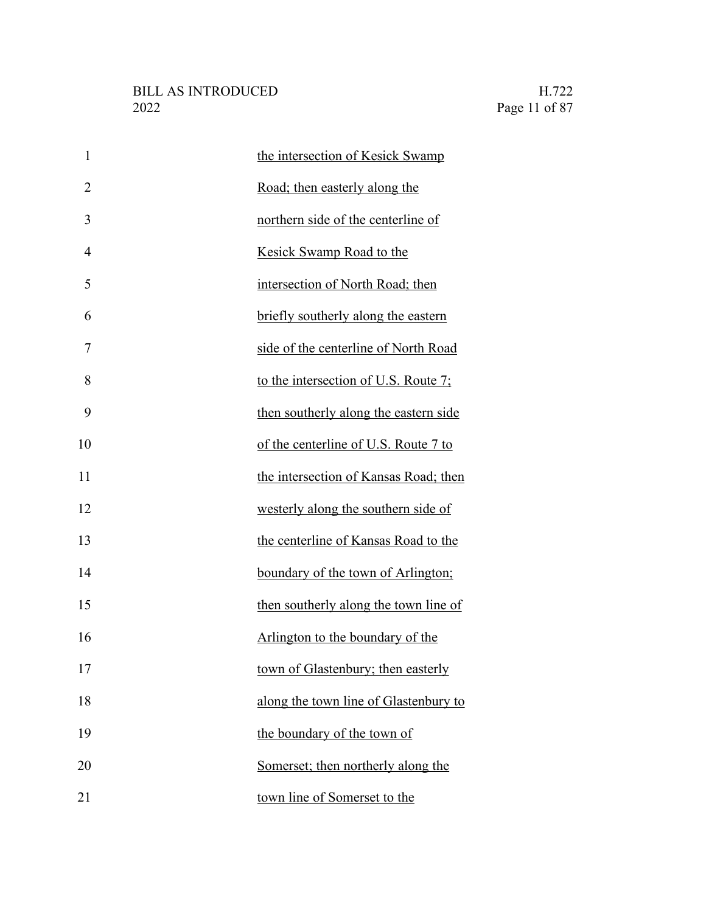the intersection of Kesick Swamp Road; then easterly along the northern side of the centerline of Kesick Swamp Road to the intersection of North Road; then briefly southerly along the eastern side of the centerline of North Road to the intersection of U.S. Route 7; then southerly along the eastern side of the centerline of U.S. Route 7 to the intersection of Kansas Road; then westerly along the southern side of the centerline of Kansas Road to the boundary of the town of Arlington; then southerly along the town line of Arlington to the boundary of the town of Glastenbury; then easterly along the town line of Glastenbury to the boundary of the town of Somerset; then northerly along the town line of Somerset to the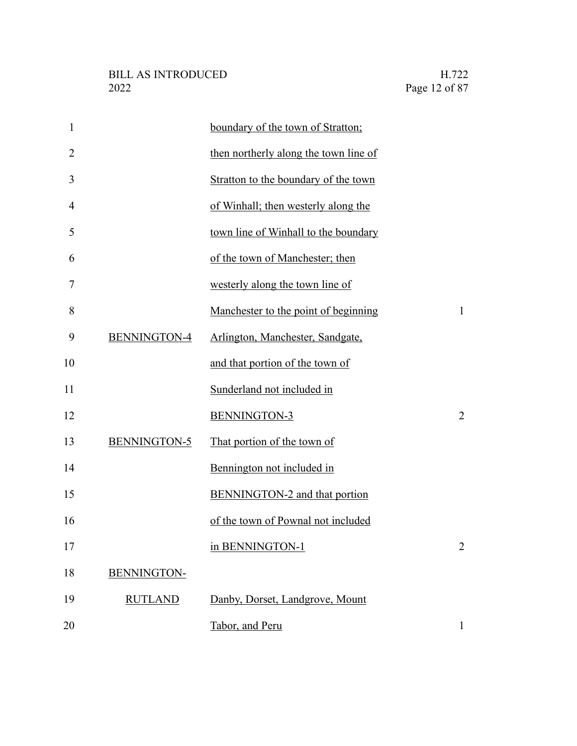| | | |
|---|---|---|
| | boundary of the town of Stratton; then northerly along the town line of Stratton to the boundary of the town of Winhall; then westerly along the town line of Winhall to the boundary of the town of Manchester; then westerly along the town line of Manchester to the point of beginning | 1 |
| BENNINGTON-4 | Arlington, Manchester, Sandgate, and that portion of the town of Sunderland not included in BENNINGTON-3 | 2 |
| BENNINGTON-5 | That portion of the town of Bennington not included in BENNINGTON-2 and that portion of the town of Pownal not included in BENNINGTON-1 | 2 |
| BENNINGTON-RUTLAND | Danby, Dorset, Landgrove, Mount Tabor, and Peru | 1 |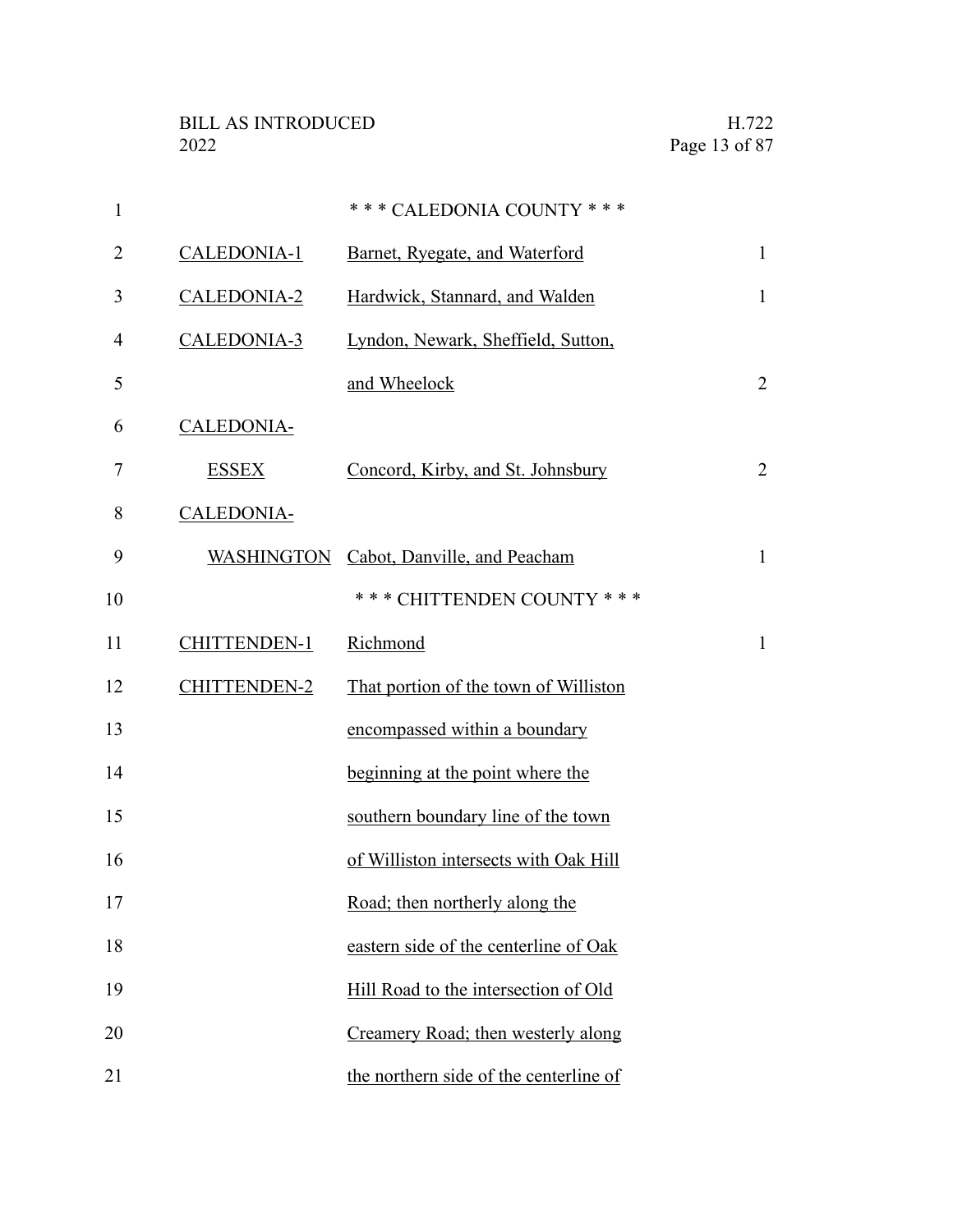| | | |
|---|---|---|
| | * * * CALEDONIA COUNTY * * * | |
| CALEDONIA-1 | Barnet, Ryegate, and Waterford | 1 |
| CALEDONIA-2 | Hardwick, Stannard, and Walden | 1 |
| CALEDONIA-3 | Lyndon, Newark, Sheffield, Sutton, and Wheelock | 2 |
| CALEDONIA-ESSEX | Concord, Kirby, and St. Johnsbury | 2 |
| CALEDONIA-WASHINGTON | Cabot, Danville, and Peacham | 1 |
| | * * * CHITTENDEN COUNTY * * * | |
| CHITTENDEN-1 | Richmond | 1 |
| CHITTENDEN-2 | That portion of the town of Williston encompassed within a boundary beginning at the point where the southern boundary line of the town of Williston intersects with Oak Hill Road; then northerly along the eastern side of the centerline of Oak Hill Road to the intersection of Old Creamery Road; then westerly along the northern side of the centerline of | |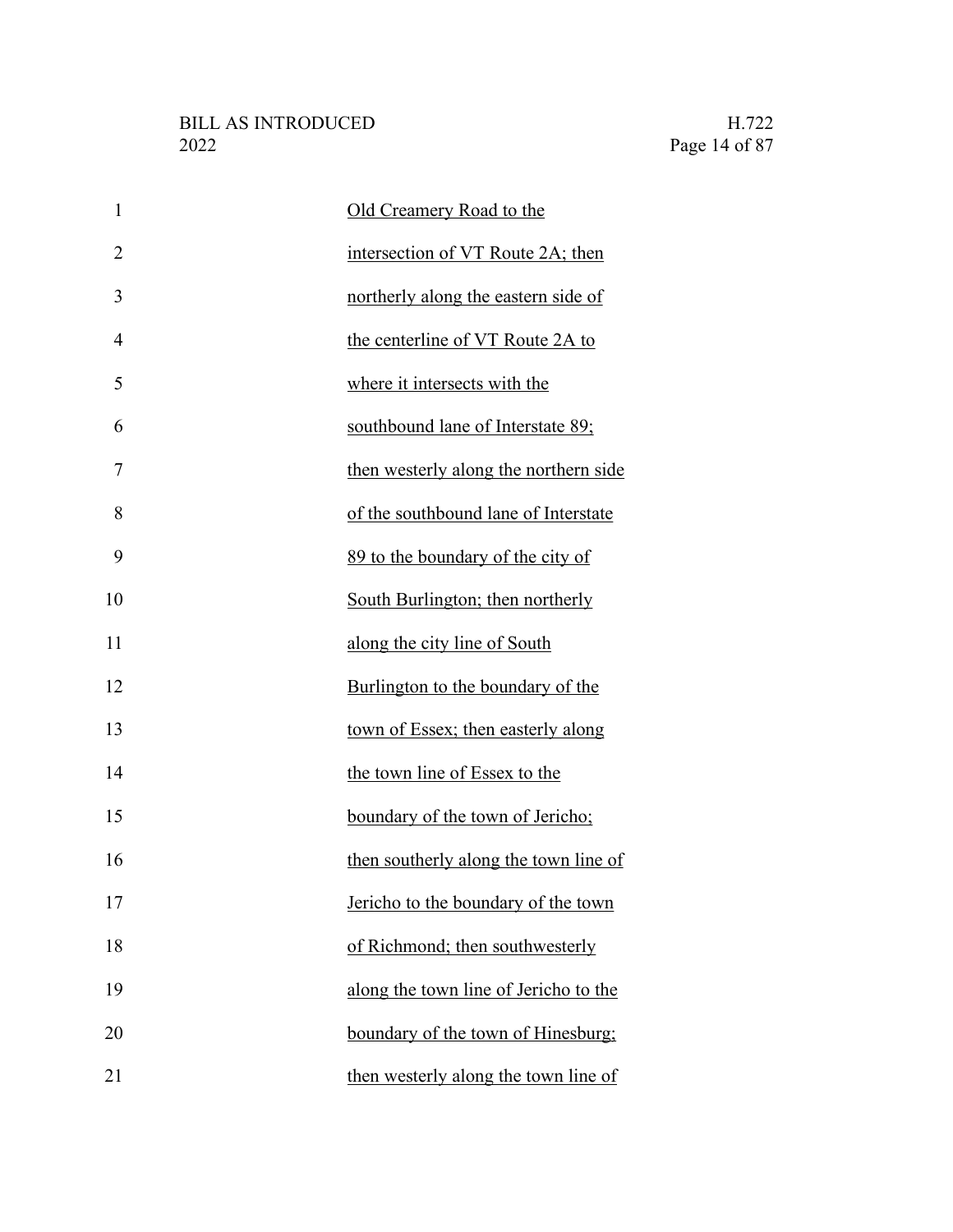Old Creamery Road to the intersection of VT Route 2A; then northerly along the eastern side of the centerline of VT Route 2A to where it intersects with the southbound lane of Interstate 89; then westerly along the northern side of the southbound lane of Interstate 89 to the boundary of the city of South Burlington; then northerly along the city line of South Burlington to the boundary of the town of Essex; then easterly along the town line of Essex to the boundary of the town of Jericho; then southerly along the town line of Jericho to the boundary of the town of Richmond; then southwesterly along the town line of Jericho to the boundary of the town of Hinesburg; then westerly along the town line of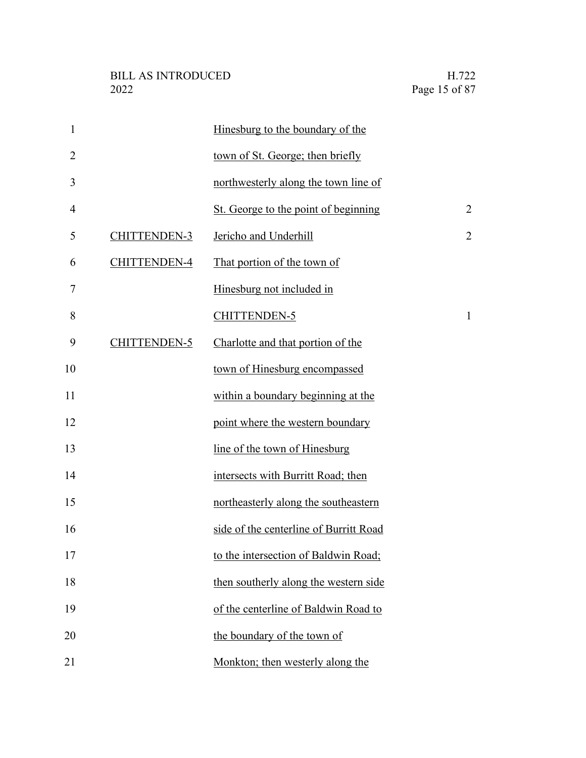| | | |
|---|---|---|
| | Hinesburg to the boundary of the town of St. George; then briefly northwesterly along the town line of St. George to the point of beginning | 2 |
| CHITTENDEN-3 | Jericho and Underhill | 2 |
| CHITTENDEN-4 | That portion of the town of Hinesburg not included in CHITTENDEN-5 | 1 |
| CHITTENDEN-5 | Charlotte and that portion of the town of Hinesburg encompassed within a boundary beginning at the point where the western boundary line of the town of Hinesburg intersects with Burritt Road; then northeasterly along the southeastern side of the centerline of Burritt Road to the intersection of Baldwin Road; then southerly along the western side of the centerline of Baldwin Road to the boundary of the town of Monkton; then westerly along the | |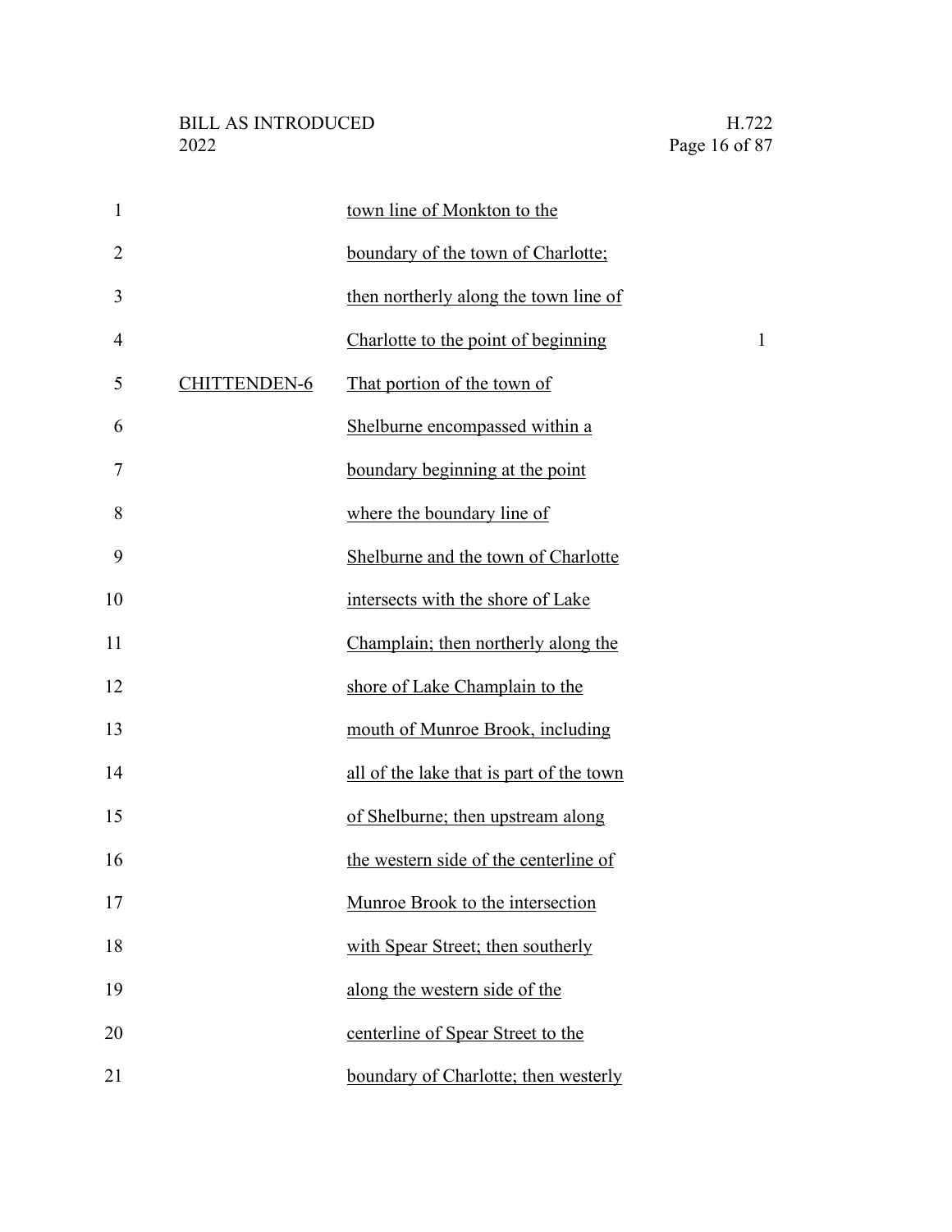| | | |
|---|---|---|
| | town line of Monkton to the boundary of the town of Charlotte; then northerly along the town line of Charlotte to the point of beginning | 1 |
| CHITTENDEN-6 | That portion of the town of Shelburne encompassed within a boundary beginning at the point where the boundary line of Shelburne and the town of Charlotte intersects with the shore of Lake Champlain; then northerly along the shore of Lake Champlain to the mouth of Munroe Brook, including all of the lake that is part of the town of Shelburne; then upstream along the western side of the centerline of Munroe Brook to the intersection with Spear Street; then southerly along the western side of the centerline of Spear Street to the boundary of Charlotte; then westerly | |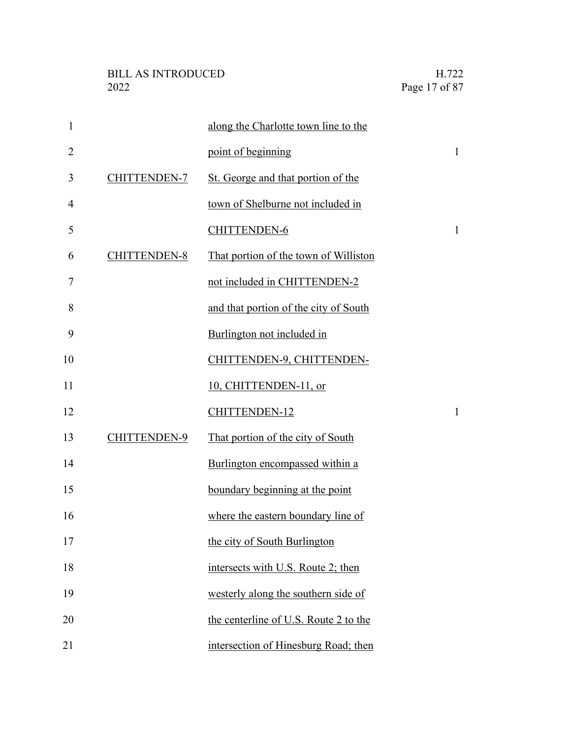| | | |
|---|---|---|
| | along the Charlotte town line to the point of beginning | 1 |
| CHITTENDEN-7 | St. George and that portion of the town of Shelburne not included in CHITTENDEN-6 | 1 |
| CHITTENDEN-8 | That portion of the town of Williston not included in CHITTENDEN-2 and that portion of the city of South Burlington not included in CHITTENDEN-9, CHITTENDEN-10, CHITTENDEN-11, or CHITTENDEN-12 | 1 |
| CHITTENDEN-9 | That portion of the city of South Burlington encompassed within a boundary beginning at the point where the eastern boundary line of the city of South Burlington intersects with U.S. Route 2; then westerly along the southern side of the centerline of U.S. Route 2 to the intersection of Hinesburg Road; then | |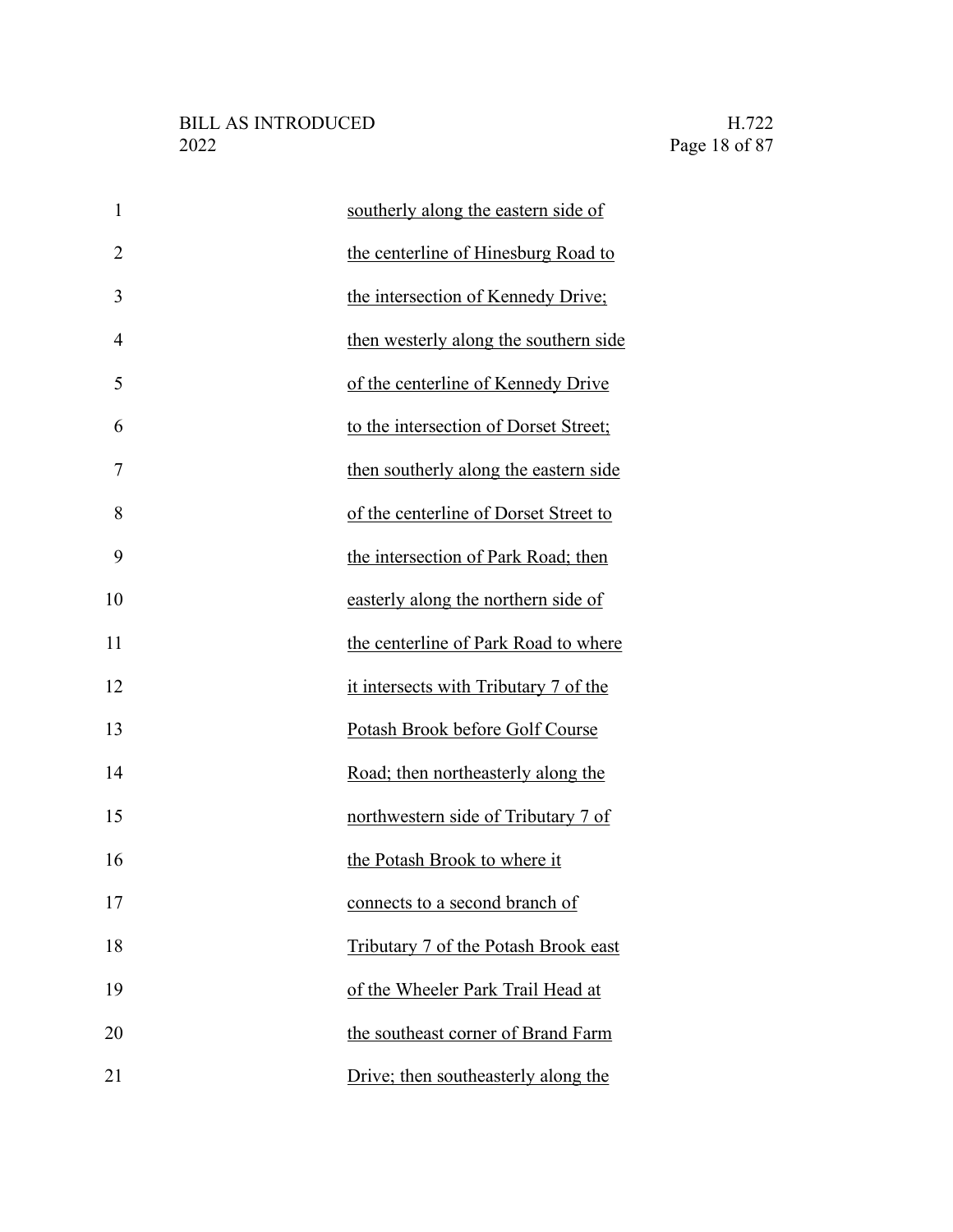southerly along the eastern side of the centerline of Hinesburg Road to the intersection of Kennedy Drive; then westerly along the southern side of the centerline of Kennedy Drive to the intersection of Dorset Street; then southerly along the eastern side of the centerline of Dorset Street to the intersection of Park Road; then easterly along the northern side of the centerline of Park Road to where it intersects with Tributary 7 of the Potash Brook before Golf Course Road; then northeasterly along the northwestern side of Tributary 7 of the Potash Brook to where it connects to a second branch of Tributary 7 of the Potash Brook east of the Wheeler Park Trail Head at the southeast corner of Brand Farm Drive; then southeasterly along the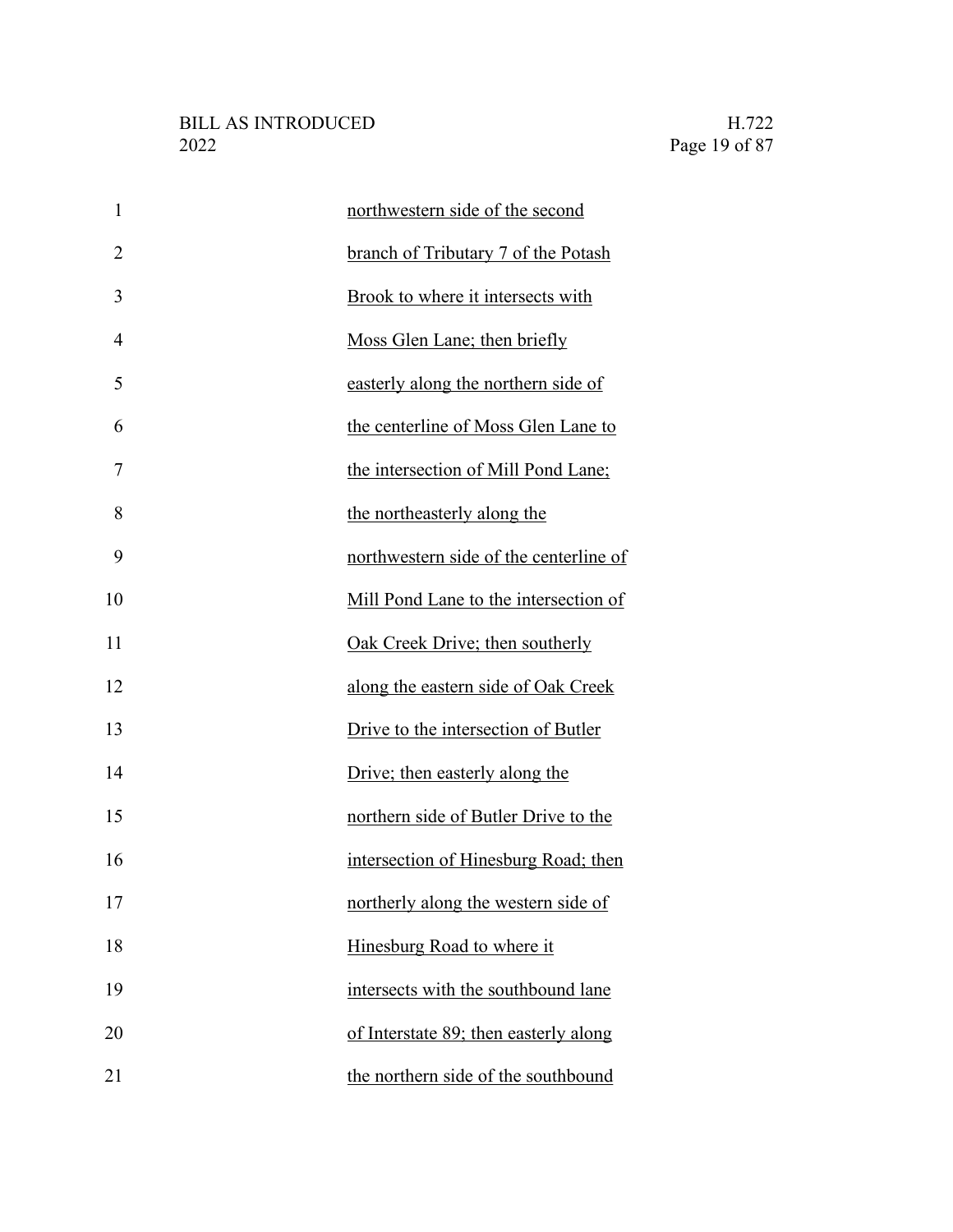northwestern side of the second branch of Tributary 7 of the Potash Brook to where it intersects with Moss Glen Lane; then briefly easterly along the northern side of the centerline of Moss Glen Lane to the intersection of Mill Pond Lane; the northeasterly along the northwestern side of the centerline of Mill Pond Lane to the intersection of Oak Creek Drive; then southerly along the eastern side of Oak Creek Drive to the intersection of Butler Drive; then easterly along the northern side of Butler Drive to the intersection of Hinesburg Road; then northerly along the western side of Hinesburg Road to where it intersects with the southbound lane of Interstate 89; then easterly along the northern side of the southbound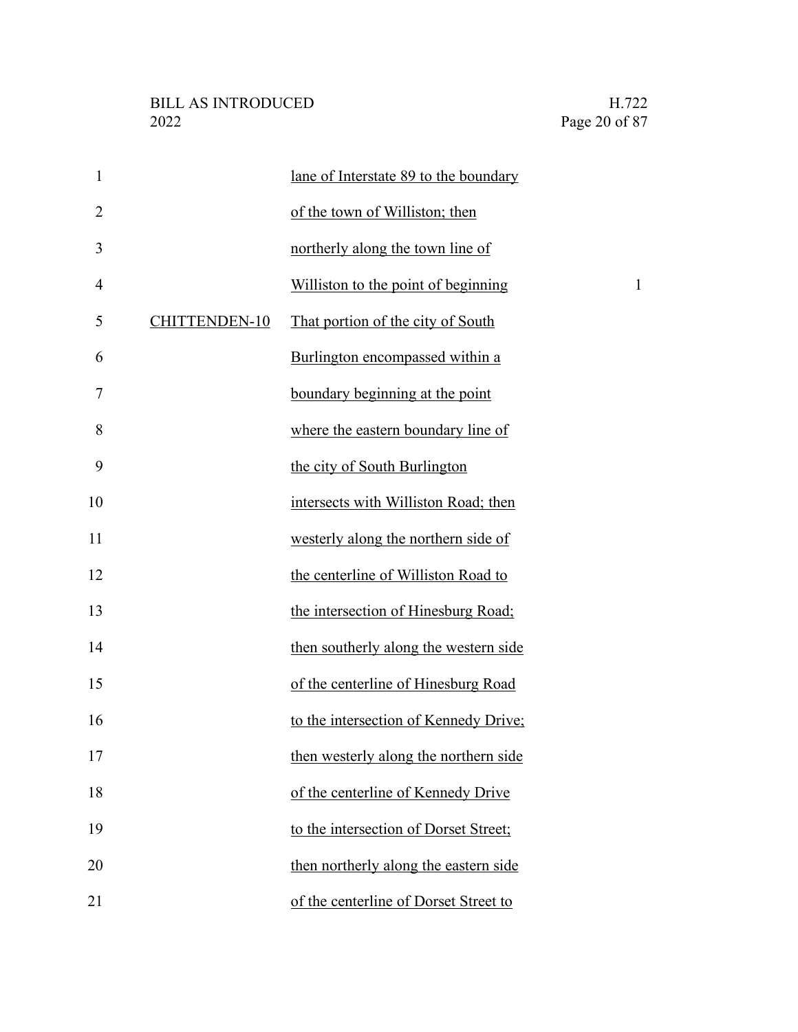| | | |
|---|---|---|
| | lane of Interstate 89 to the boundary of the town of Williston; then northerly along the town line of Williston to the point of beginning | 1 |
| CHITTENDEN-10 | That portion of the city of South Burlington encompassed within a boundary beginning at the point where the eastern boundary line of the city of South Burlington intersects with Williston Road; then westerly along the northern side of the centerline of Williston Road to the intersection of Hinesburg Road; then southerly along the western side of the centerline of Hinesburg Road to the intersection of Kennedy Drive; then westerly along the northern side of the centerline of Kennedy Drive to the intersection of Dorset Street; then northerly along the eastern side of the centerline of Dorset Street to | |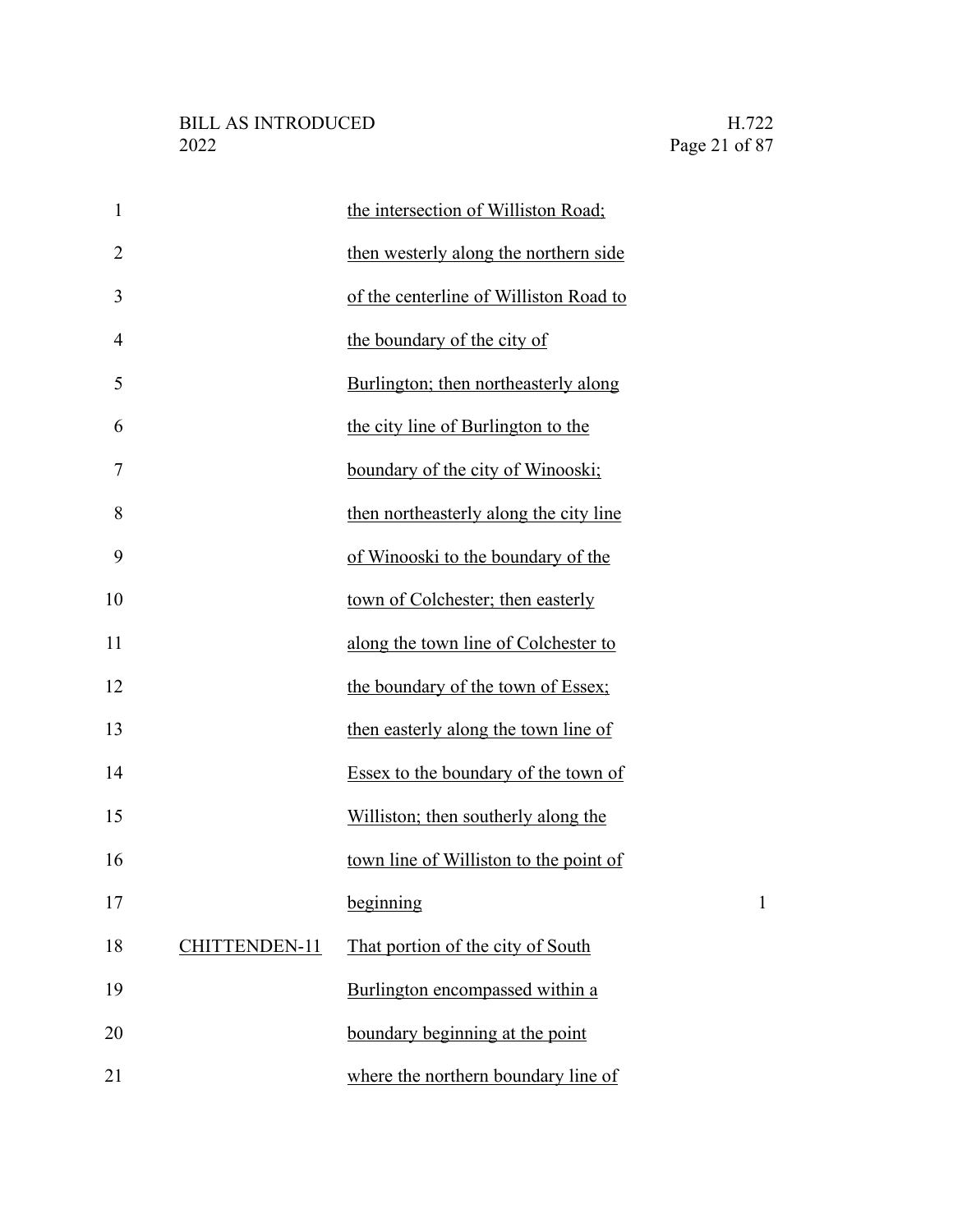| | | |
|---|---|---|
| | the intersection of Williston Road; then westerly along the northern side of the centerline of Williston Road to the boundary of the city of Burlington; then northeasterly along the city line of Burlington to the boundary of the city of Winooski; then northeasterly along the city line of Winooski to the boundary of the town of Colchester; then easterly along the town line of Colchester to the boundary of the town of Essex; then easterly along the town line of Essex to the boundary of the town of Williston; then southerly along the town line of Williston to the point of beginning | 1 |
| CHITTENDEN-11 | That portion of the city of South Burlington encompassed within a boundary beginning at the point where the northern boundary line of | |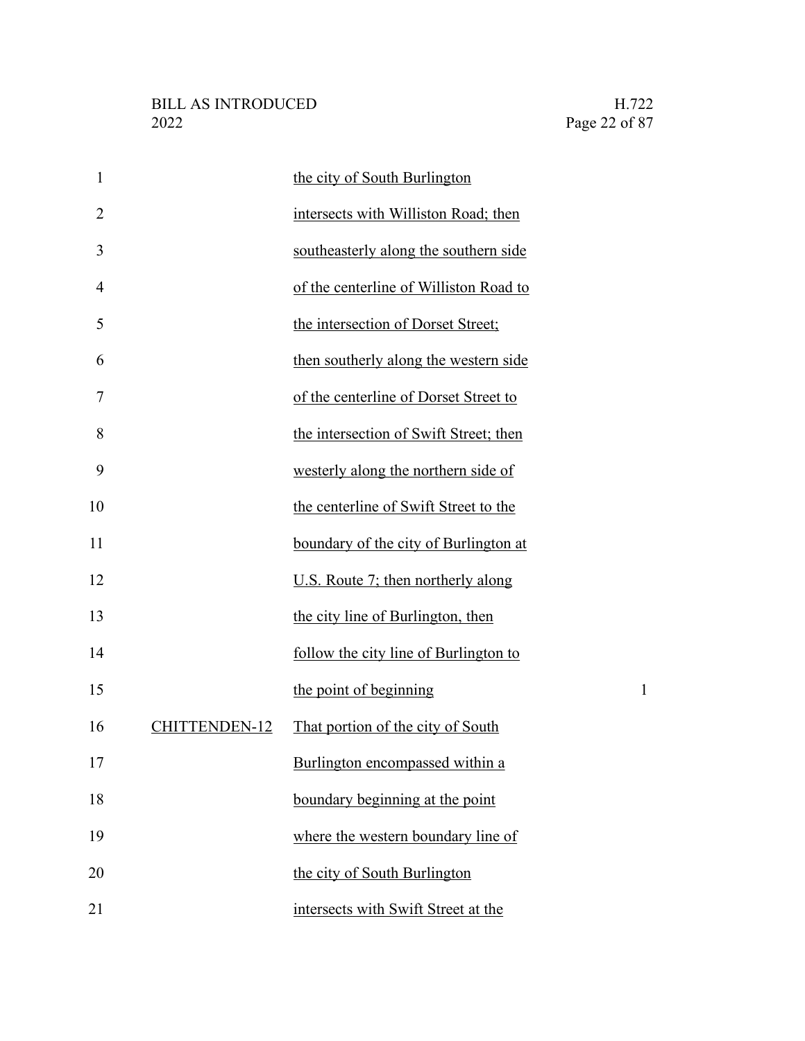| | | |
|---|---|---|
| | the city of South Burlington intersects with Williston Road; then southeasterly along the southern side of the centerline of Williston Road to the intersection of Dorset Street; then southerly along the western side of the centerline of Dorset Street to the intersection of Swift Street; then westerly along the northern side of the centerline of Swift Street to the boundary of the city of Burlington at U.S. Route 7; then northerly along the city line of Burlington, then follow the city line of Burlington to the point of beginning | 1 |
| CHITTENDEN-12 | That portion of the city of South Burlington encompassed within a boundary beginning at the point where the western boundary line of the city of South Burlington intersects with Swift Street at the | |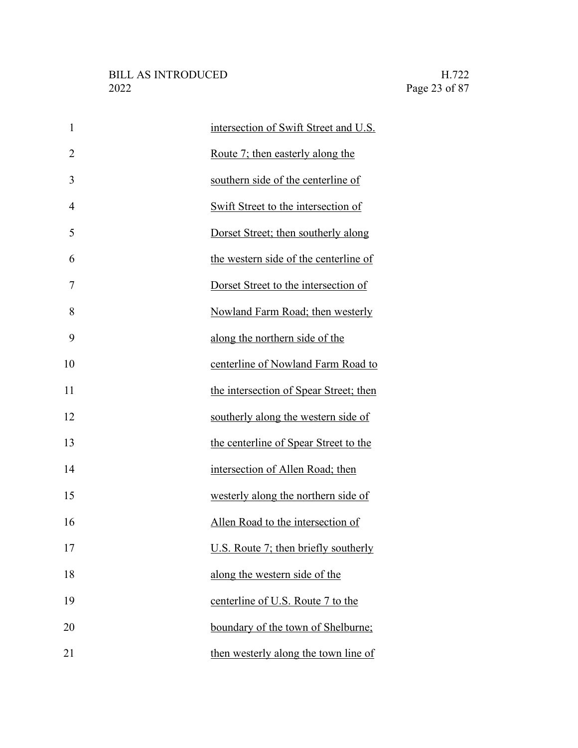intersection of Swift Street and U.S. Route 7; then easterly along the southern side of the centerline of Swift Street to the intersection of Dorset Street; then southerly along the western side of the centerline of Dorset Street to the intersection of Nowland Farm Road; then westerly along the northern side of the centerline of Nowland Farm Road to the intersection of Spear Street; then southerly along the western side of the centerline of Spear Street to the intersection of Allen Road; then westerly along the northern side of Allen Road to the intersection of U.S. Route 7; then briefly southerly along the western side of the centerline of U.S. Route 7 to the boundary of the town of Shelburne; then westerly along the town line of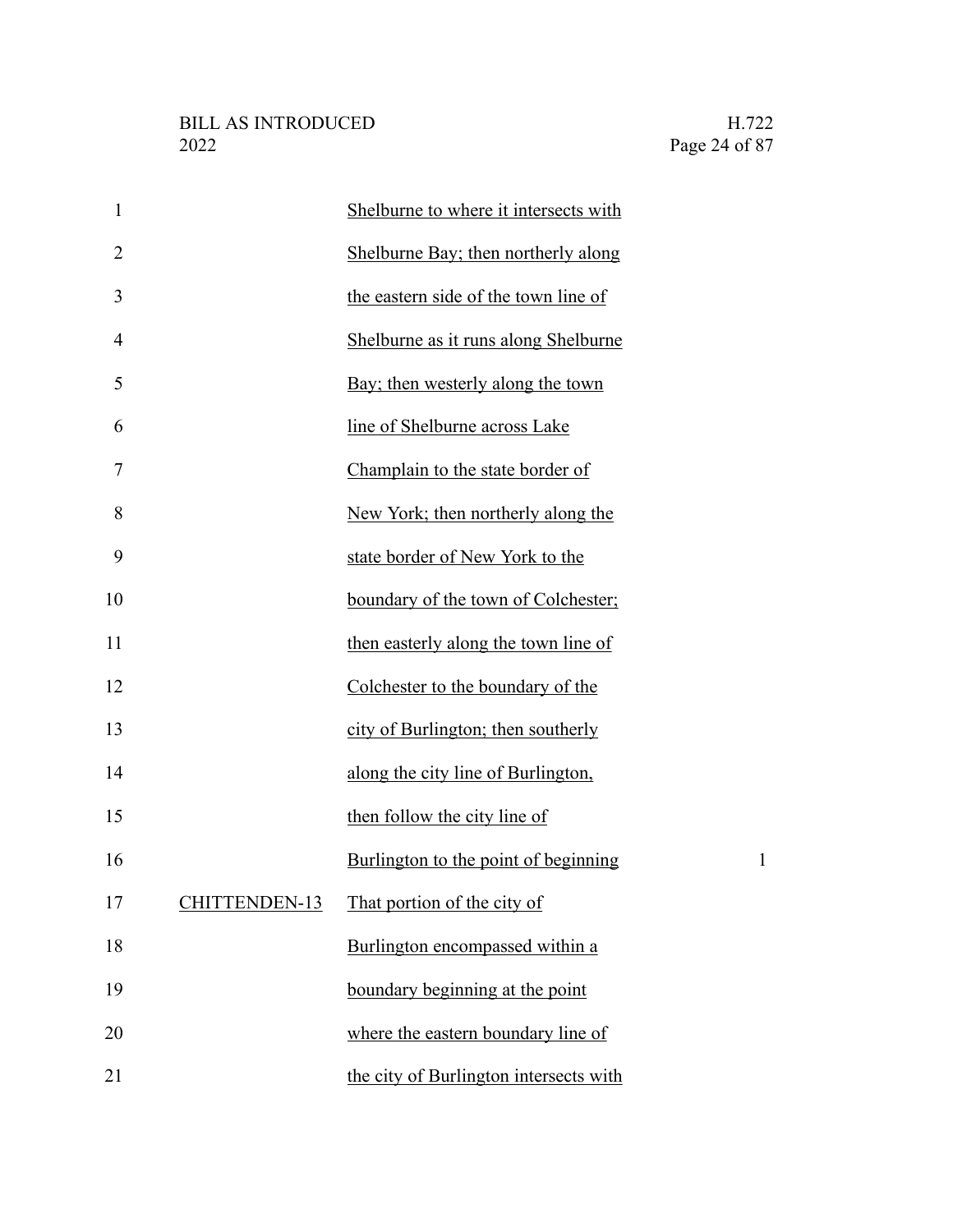| | | |
|---|---|---|
| | Shelburne to where it intersects with Shelburne Bay; then northerly along the eastern side of the town line of Shelburne as it runs along Shelburne Bay; then westerly along the town line of Shelburne across Lake Champlain to the state border of New York; then northerly along the state border of New York to the boundary of the town of Colchester; then easterly along the town line of Colchester to the boundary of the city of Burlington; then southerly along the city line of Burlington, then follow the city line of Burlington to the point of beginning | 1 |
| CHITTENDEN-13 | That portion of the city of Burlington encompassed within a boundary beginning at the point where the eastern boundary line of the city of Burlington intersects with | |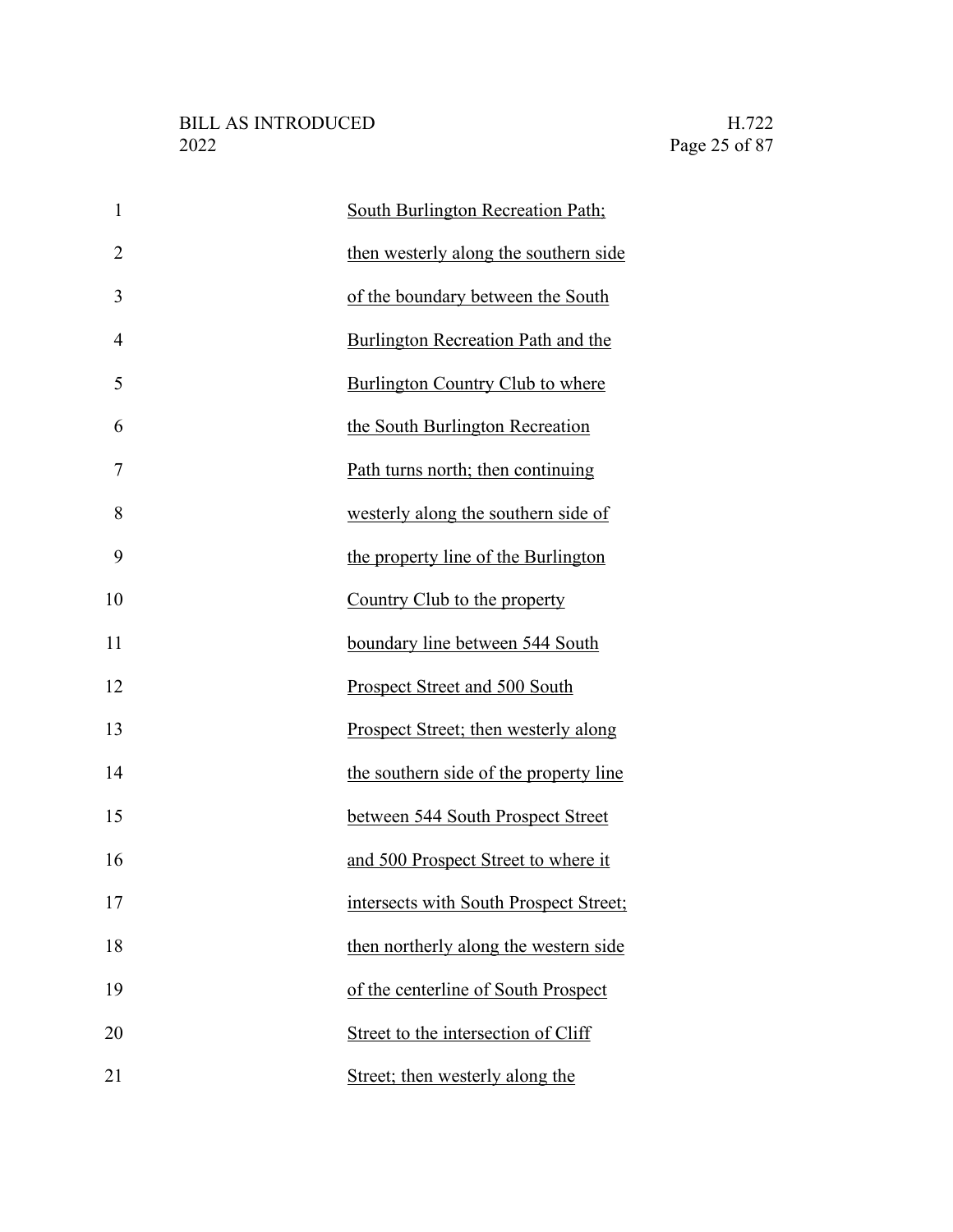South Burlington Recreation Path; then westerly along the southern side of the boundary between the South Burlington Recreation Path and the Burlington Country Club to where the South Burlington Recreation Path turns north; then continuing westerly along the southern side of the property line of the Burlington Country Club to the property boundary line between 544 South Prospect Street and 500 South Prospect Street; then westerly along the southern side of the property line between 544 South Prospect Street and 500 Prospect Street to where it intersects with South Prospect Street; then northerly along the western side of the centerline of South Prospect Street to the intersection of Cliff Street; then westerly along the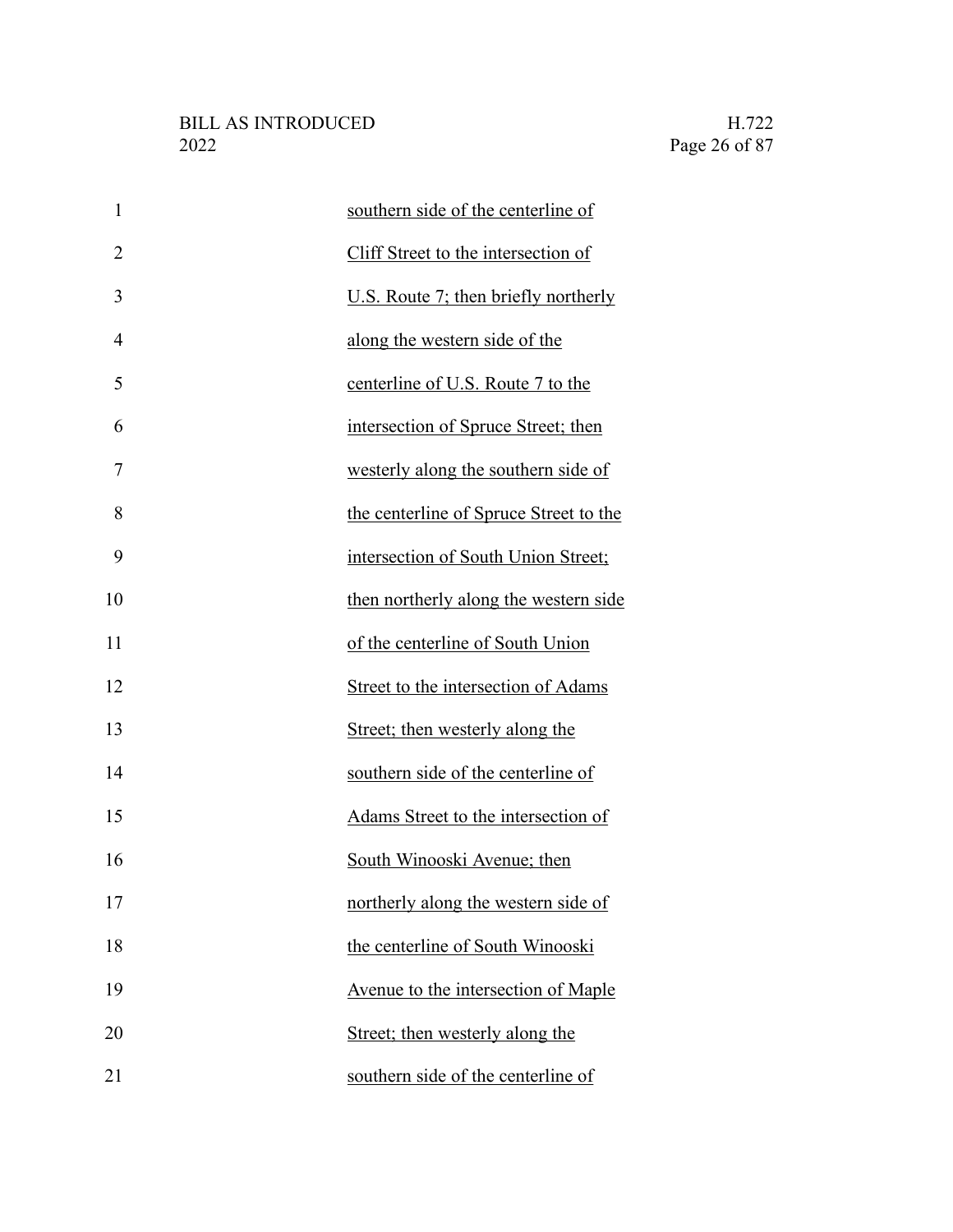southern side of the centerline of Cliff Street to the intersection of U.S. Route 7; then briefly northerly along the western side of the centerline of U.S. Route 7 to the intersection of Spruce Street; then westerly along the southern side of the centerline of Spruce Street to the intersection of South Union Street; then northerly along the western side of the centerline of South Union Street to the intersection of Adams Street; then westerly along the southern side of the centerline of Adams Street to the intersection of South Winooski Avenue; then northerly along the western side of the centerline of South Winooski Avenue to the intersection of Maple Street; then westerly along the southern side of the centerline of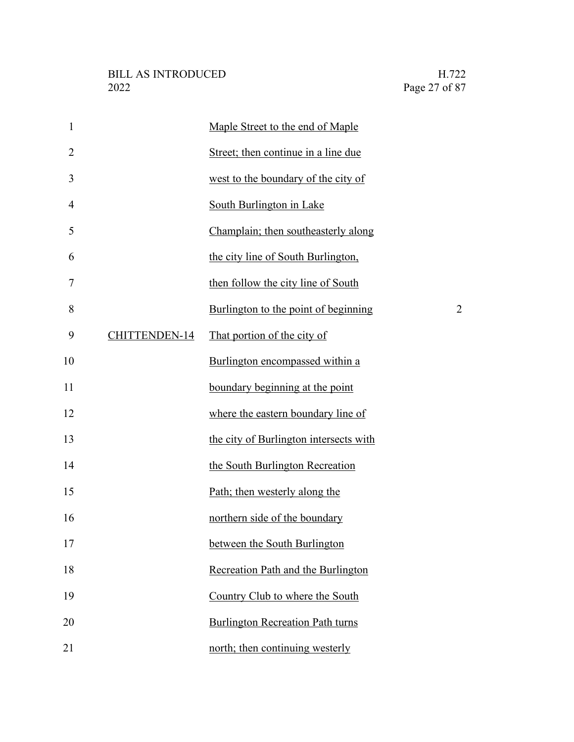| | | |
|---|---|---|
| | Maple Street to the end of Maple Street; then continue in a line due west to the boundary of the city of South Burlington in Lake Champlain; then southeasterly along the city line of South Burlington, then follow the city line of South Burlington to the point of beginning | 2 |
| CHITTENDEN-14 | That portion of the city of Burlington encompassed within a boundary beginning at the point where the eastern boundary line of the city of Burlington intersects with the South Burlington Recreation Path; then westerly along the northern side of the boundary between the South Burlington Recreation Path and the Burlington Country Club to where the South Burlington Recreation Path turns north; then continuing westerly | |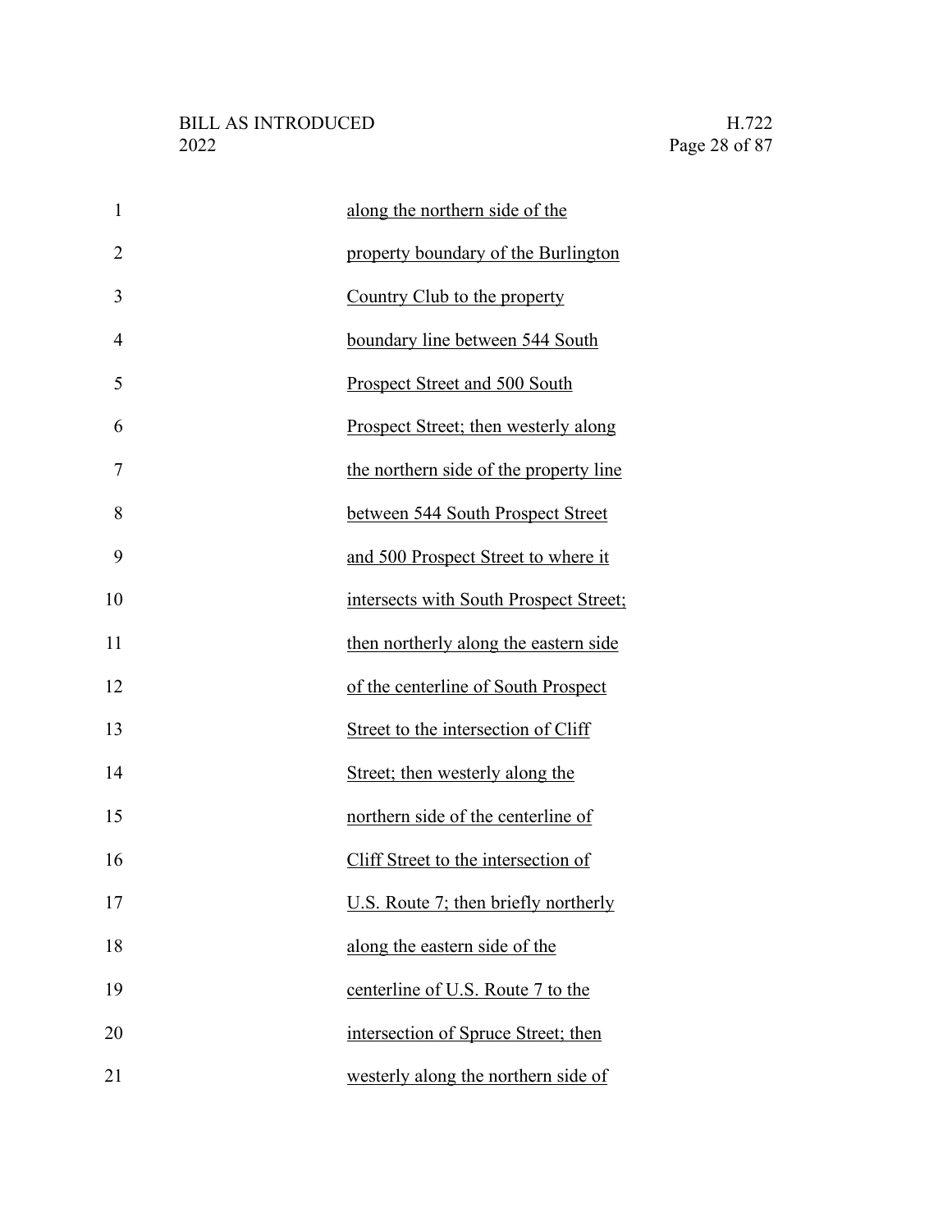along the northern side of the property boundary of the Burlington Country Club to the property boundary line between 544 South Prospect Street and 500 South Prospect Street; then westerly along the northern side of the property line between 544 South Prospect Street and 500 Prospect Street to where it intersects with South Prospect Street; then northerly along the eastern side of the centerline of South Prospect Street to the intersection of Cliff Street; then westerly along the northern side of the centerline of Cliff Street to the intersection of U.S. Route 7; then briefly northerly along the eastern side of the centerline of U.S. Route 7 to the intersection of Spruce Street; then westerly along the northern side of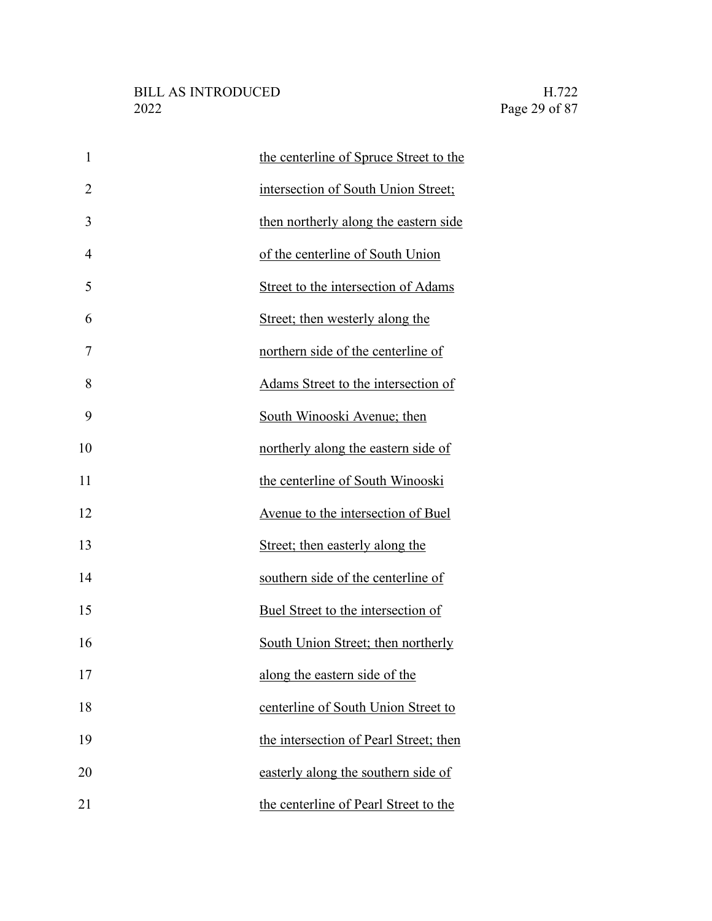the centerline of Spruce Street to the intersection of South Union Street; then northerly along the eastern side of the centerline of South Union Street to the intersection of Adams Street; then westerly along the northern side of the centerline of Adams Street to the intersection of South Winooski Avenue; then northerly along the eastern side of the centerline of South Winooski Avenue to the intersection of Buel Street; then easterly along the southern side of the centerline of Buel Street to the intersection of South Union Street; then northerly along the eastern side of the centerline of South Union Street to the intersection of Pearl Street; then easterly along the southern side of the centerline of Pearl Street to the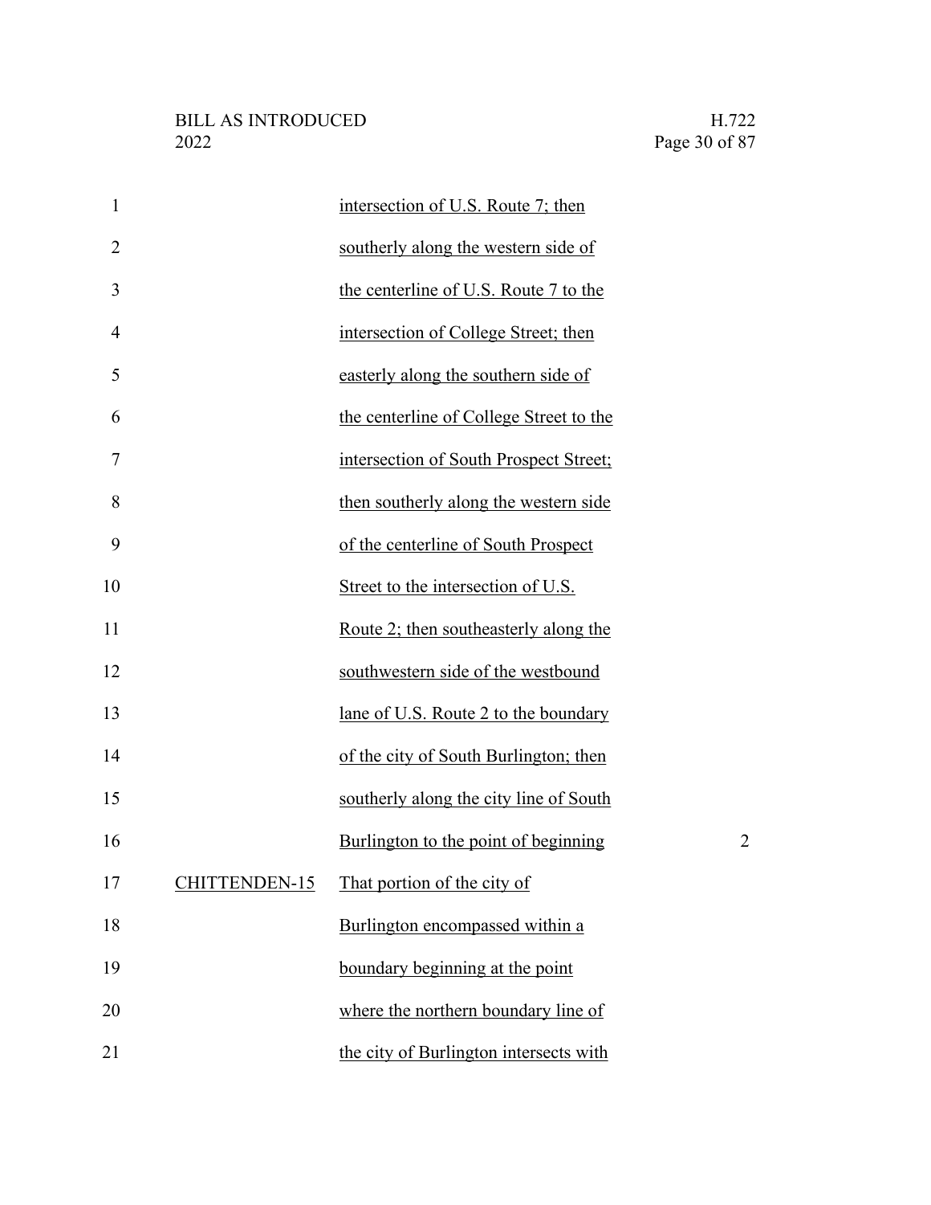| | | |
|---|---|---|
| | intersection of U.S. Route 7; then southerly along the western side of the centerline of U.S. Route 7 to the intersection of College Street; then easterly along the southern side of the centerline of College Street to the intersection of South Prospect Street; then southerly along the western side of the centerline of South Prospect Street to the intersection of U.S. Route 2; then southeasterly along the southwestern side of the westbound lane of U.S. Route 2 to the boundary of the city of South Burlington; then southerly along the city line of South Burlington to the point of beginning | 2 |
| CHITTENDEN-15 | That portion of the city of Burlington encompassed within a boundary beginning at the point where the northern boundary line of the city of Burlington intersects with | |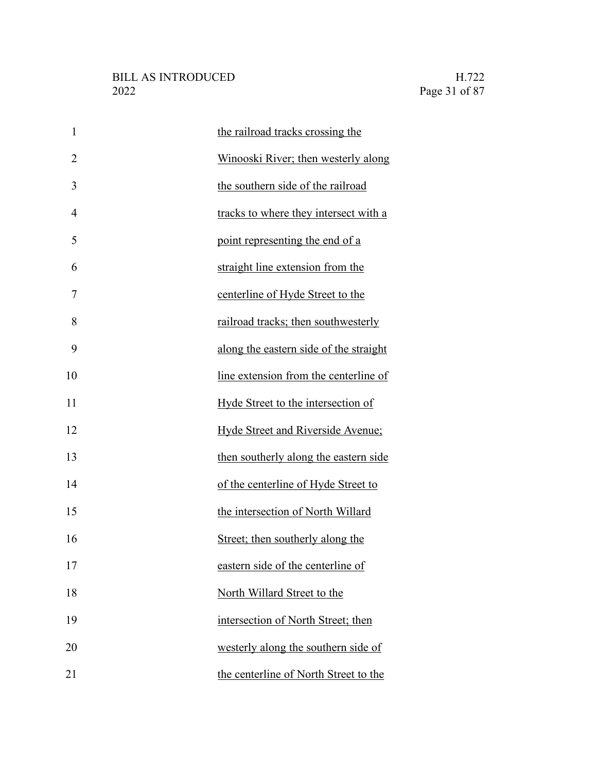the railroad tracks crossing the Winooski River; then westerly along the southern side of the railroad tracks to where they intersect with a point representing the end of a straight line extension from the centerline of Hyde Street to the railroad tracks; then southwesterly along the eastern side of the straight line extension from the centerline of Hyde Street to the intersection of Hyde Street and Riverside Avenue; then southerly along the eastern side of the centerline of Hyde Street to the intersection of North Willard Street; then southerly along the eastern side of the centerline of North Willard Street to the intersection of North Street; then westerly along the southern side of the centerline of North Street to the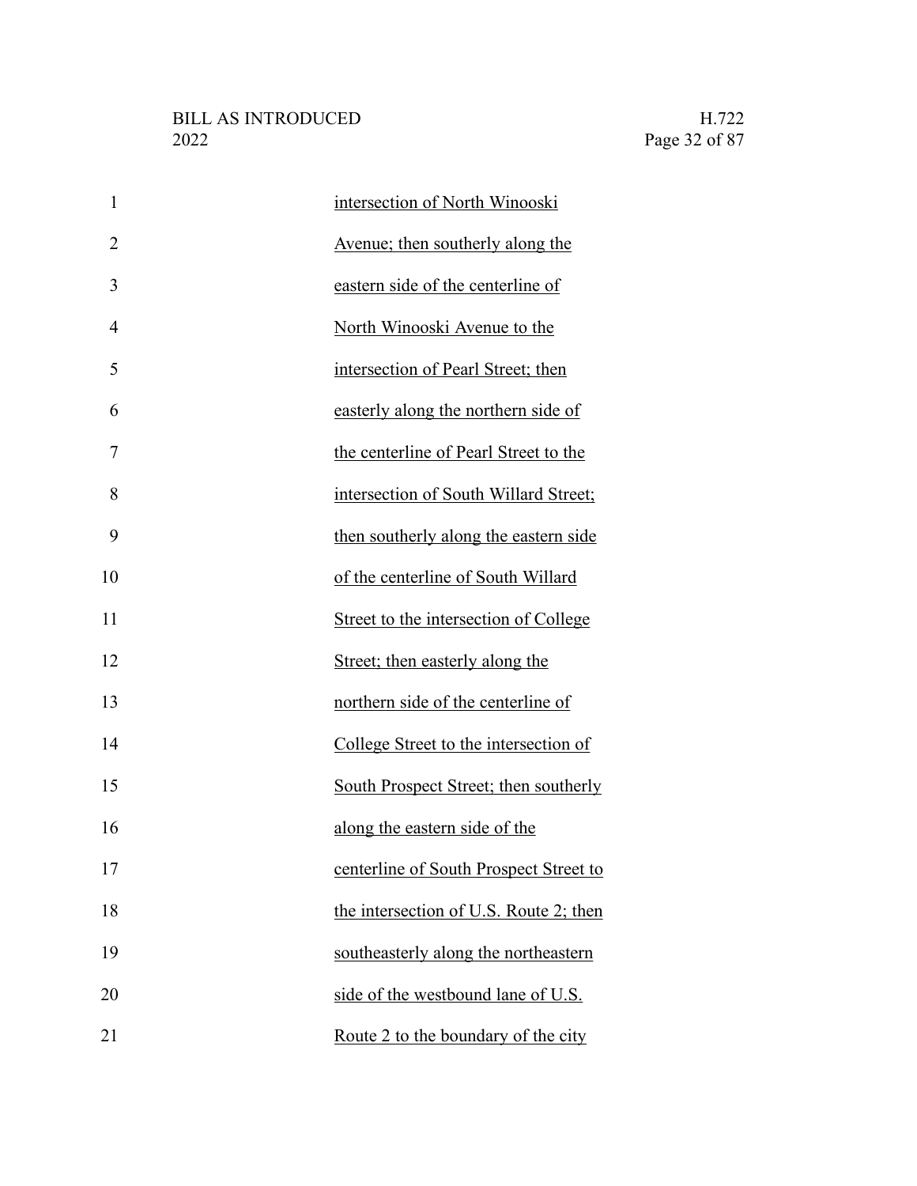intersection of North Winooski Avenue; then southerly along the eastern side of the centerline of North Winooski Avenue to the intersection of Pearl Street; then easterly along the northern side of the centerline of Pearl Street to the intersection of South Willard Street; then southerly along the eastern side of the centerline of South Willard Street to the intersection of College Street; then easterly along the northern side of the centerline of College Street to the intersection of South Prospect Street; then southerly along the eastern side of the centerline of South Prospect Street to the intersection of U.S. Route 2; then southeasterly along the northeastern side of the westbound lane of U.S. Route 2 to the boundary of the city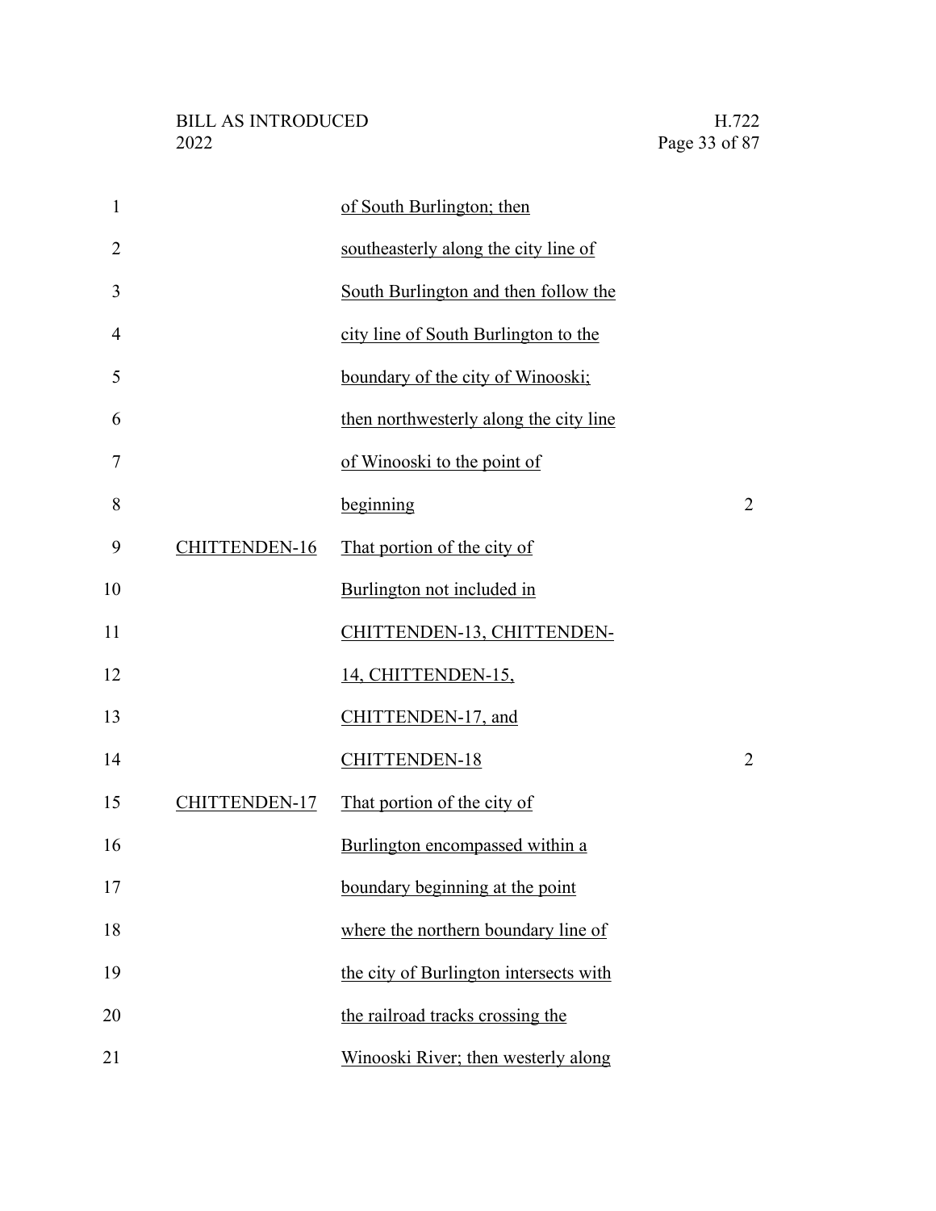| | | |
|---|---|---|
| | of South Burlington; then southeasterly along the city line of South Burlington and then follow the city line of South Burlington to the boundary of the city of Winooski; then northwesterly along the city line of Winooski to the point of beginning | 2 |
| CHITTENDEN-16 | That portion of the city of Burlington not included in CHITTENDEN-13, CHITTENDEN-14, CHITTENDEN-15, CHITTENDEN-17, and CHITTENDEN-18 | 2 |
| CHITTENDEN-17 | That portion of the city of Burlington encompassed within a boundary beginning at the point where the northern boundary line of the city of Burlington intersects with the railroad tracks crossing the Winooski River; then westerly along | |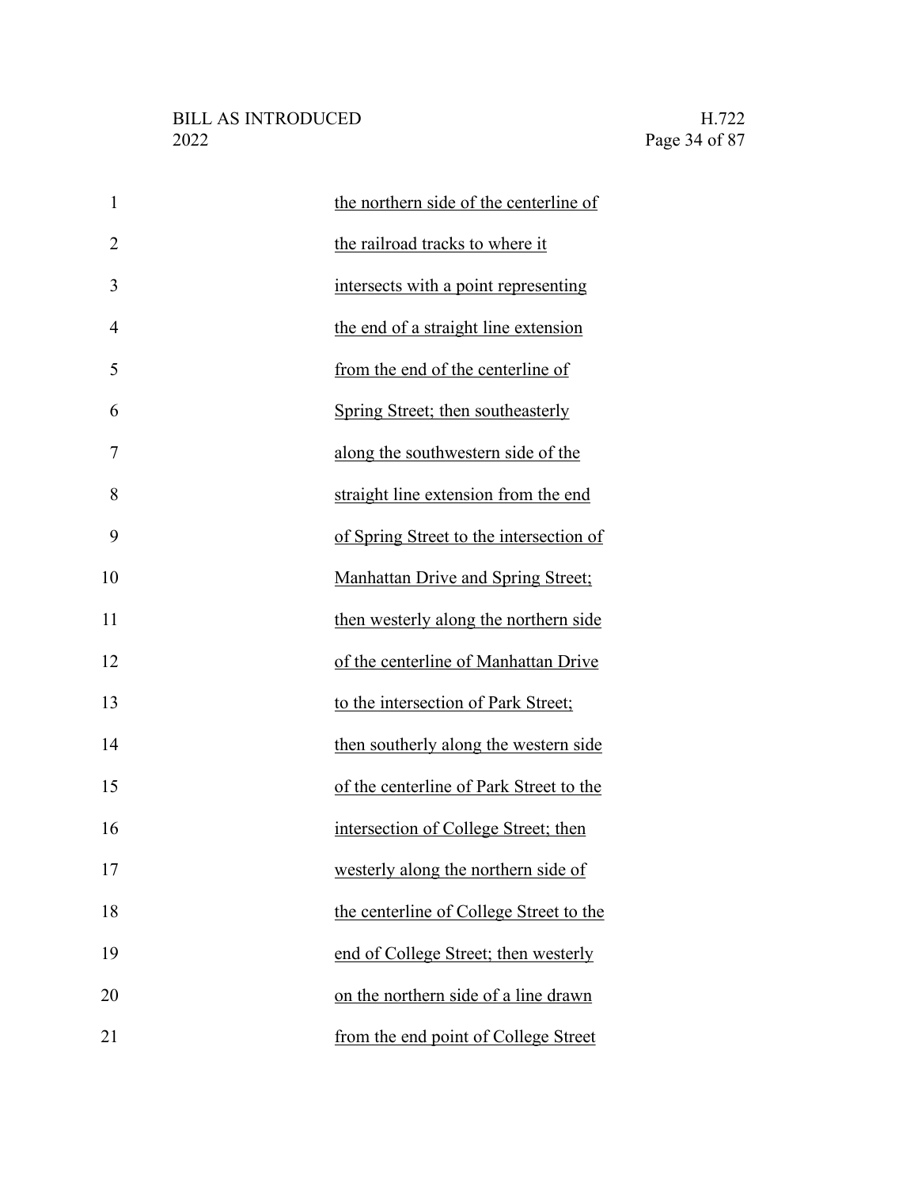the northern side of the centerline of the railroad tracks to where it intersects with a point representing the end of a straight line extension from the end of the centerline of Spring Street; then southeasterly along the southwestern side of the straight line extension from the end of Spring Street to the intersection of Manhattan Drive and Spring Street; then westerly along the northern side of the centerline of Manhattan Drive to the intersection of Park Street; then southerly along the western side of the centerline of Park Street to the intersection of College Street; then westerly along the northern side of the centerline of College Street to the end of College Street; then westerly on the northern side of a line drawn from the end point of College Street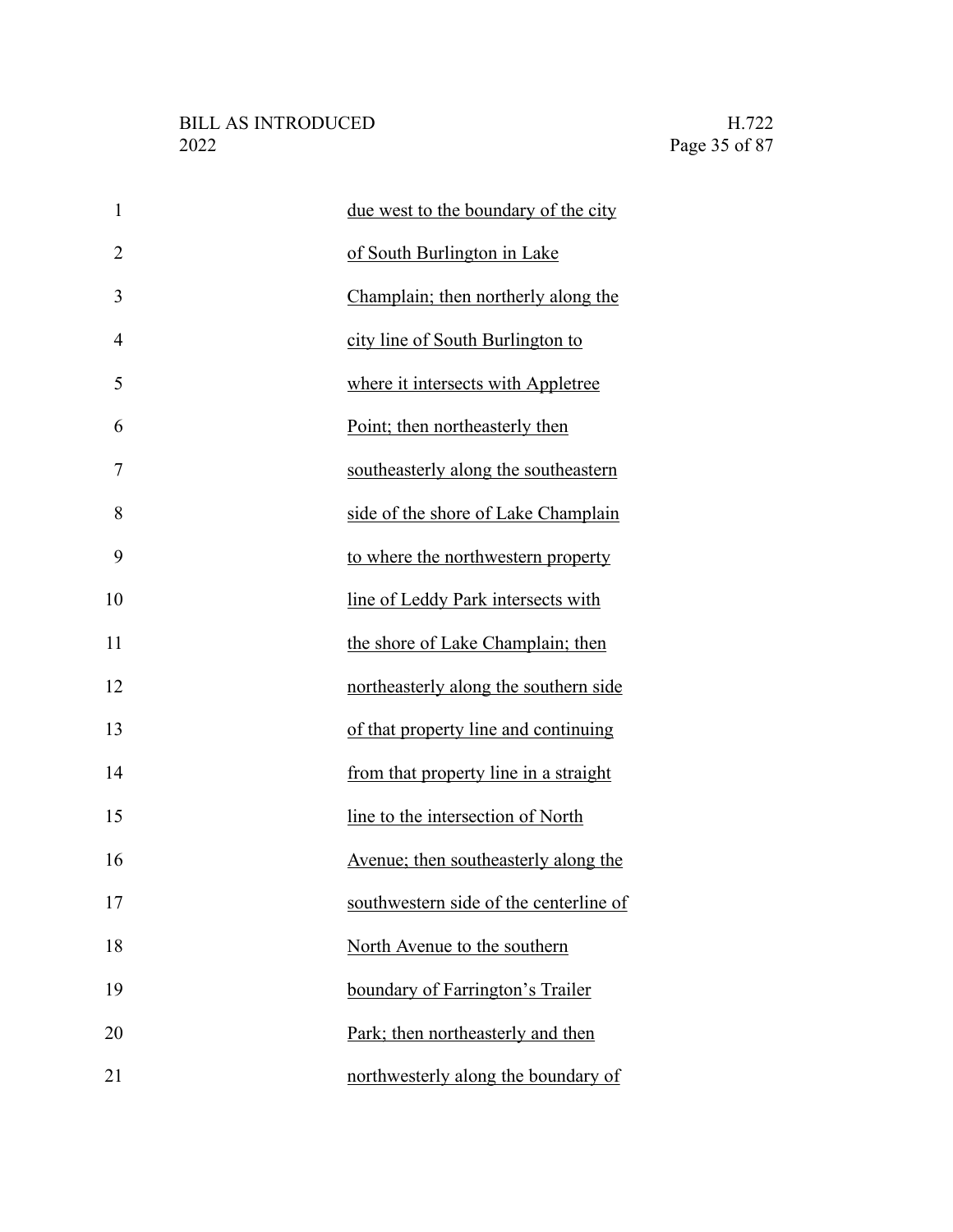due west to the boundary of the city of South Burlington in Lake Champlain; then northerly along the city line of South Burlington to where it intersects with Appletree Point; then northeasterly then southeasterly along the southeastern side of the shore of Lake Champlain to where the northwestern property line of Leddy Park intersects with the shore of Lake Champlain; then northeasterly along the southern side of that property line and continuing from that property line in a straight line to the intersection of North Avenue; then southeasterly along the southwestern side of the centerline of North Avenue to the southern boundary of Farrington's Trailer Park; then northeasterly and then northwesterly along the boundary of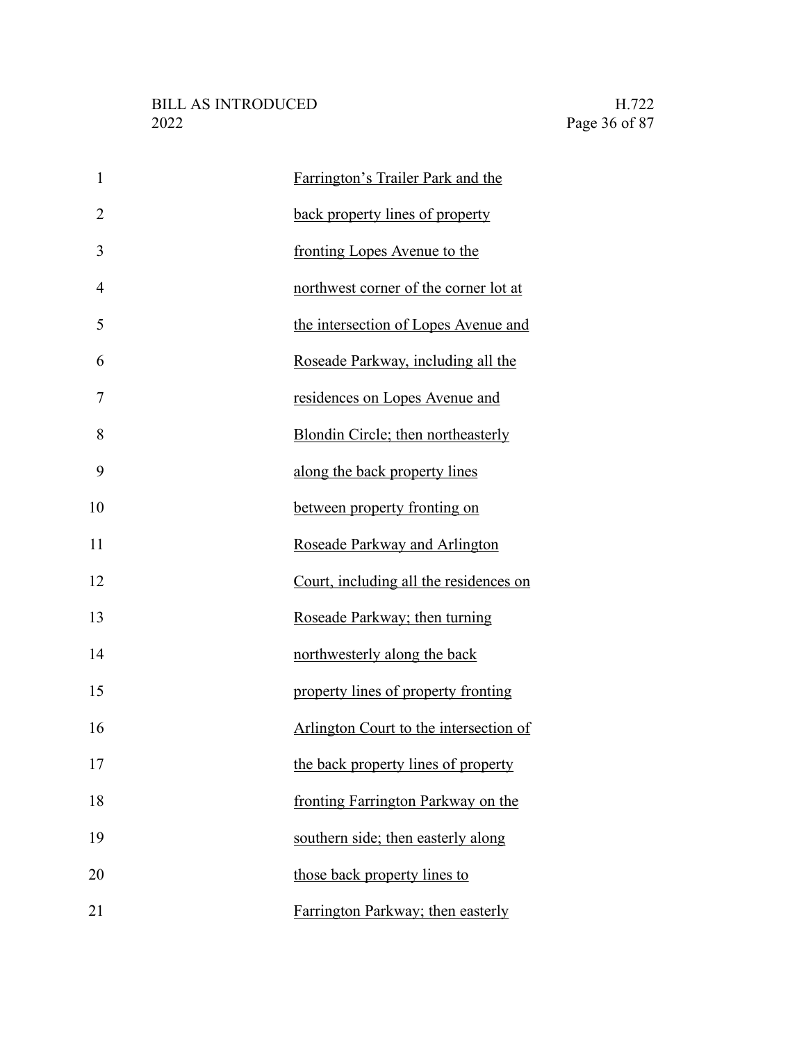Farrington's Trailer Park and the back property lines of property fronting Lopes Avenue to the northwest corner of the corner lot at the intersection of Lopes Avenue and Roseade Parkway, including all the residences on Lopes Avenue and Blondin Circle; then northeasterly along the back property lines between property fronting on Roseade Parkway and Arlington Court, including all the residences on Roseade Parkway; then turning northwesterly along the back property lines of property fronting Arlington Court to the intersection of the back property lines of property fronting Farrington Parkway on the southern side; then easterly along those back property lines to Farrington Parkway; then easterly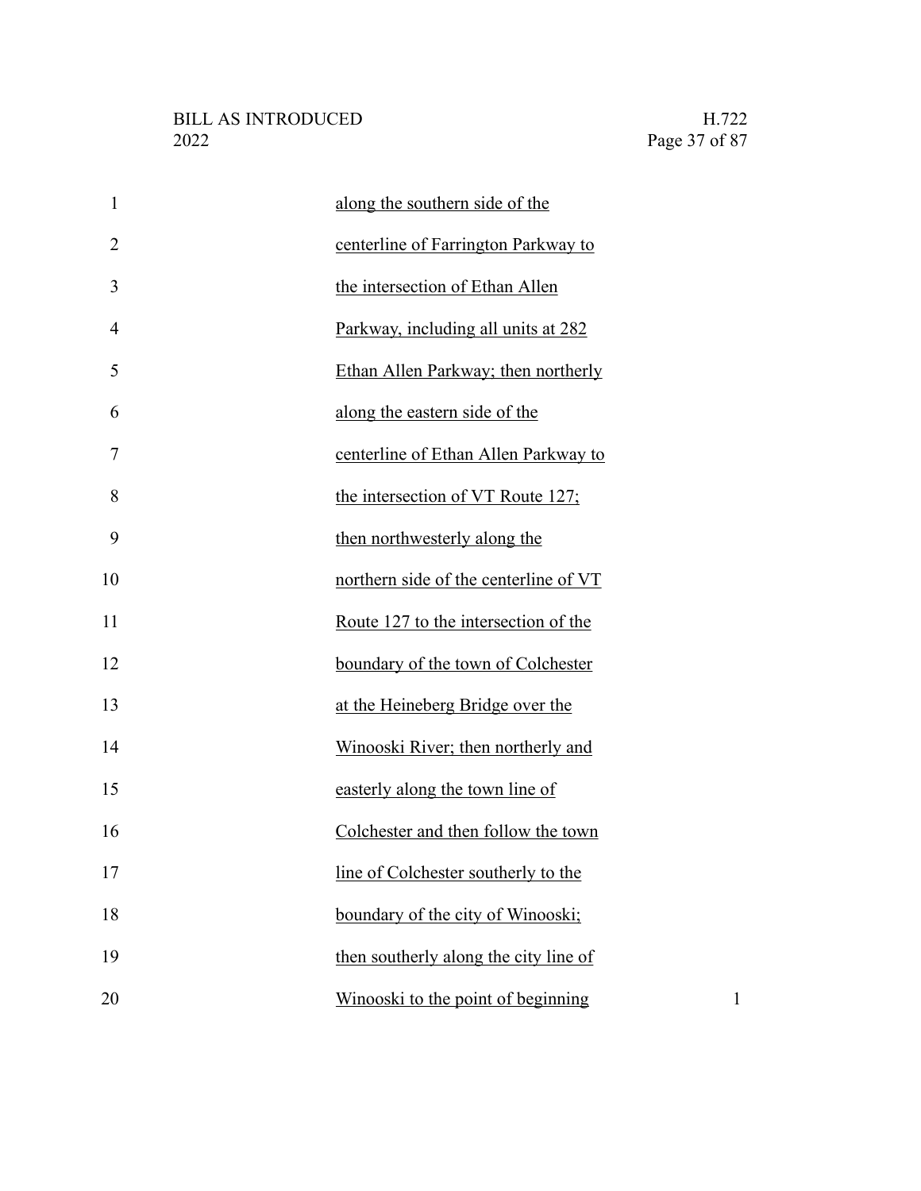along the southern side of the centerline of Farrington Parkway to the intersection of Ethan Allen Parkway, including all units at 282 Ethan Allen Parkway; then northerly along the eastern side of the centerline of Ethan Allen Parkway to the intersection of VT Route 127; then northwesterly along the northern side of the centerline of VT Route 127 to the intersection of the boundary of the town of Colchester at the Heineberg Bridge over the Winooski River; then northerly and easterly along the town line of Colchester and then follow the town line of Colchester southerly to the boundary of the city of Winooski; then southerly along the city line of Winooski to the point of beginning 1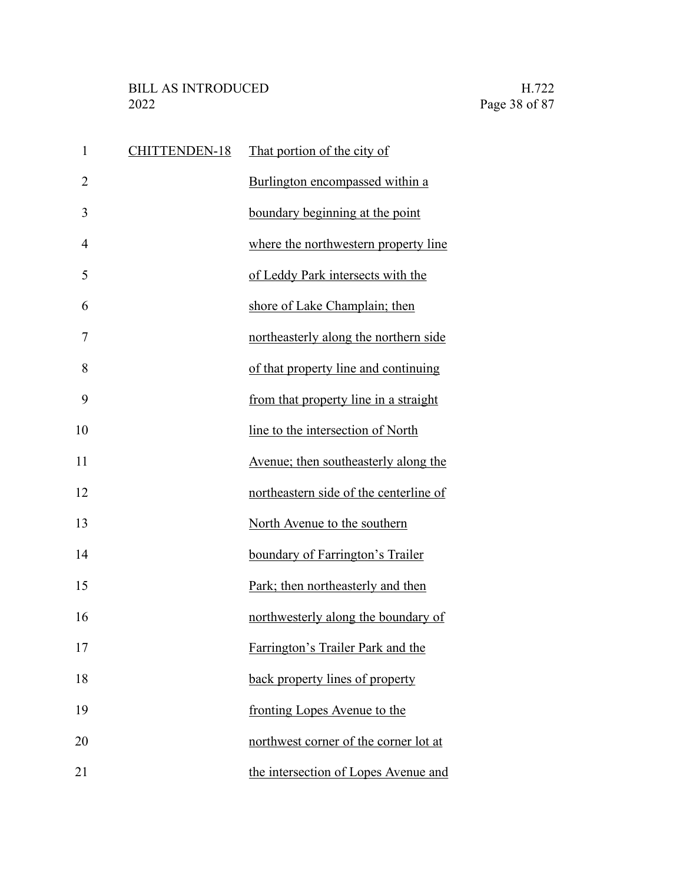| | |
|---|---|
| CHITTENDEN-18 | That portion of the city of Burlington encompassed within a boundary beginning at the point where the northwestern property line of Leddy Park intersects with the shore of Lake Champlain; then northeasterly along the northern side of that property line and continuing from that property line in a straight line to the intersection of North Avenue; then southeasterly along the northeastern side of the centerline of North Avenue to the southern boundary of Farrington's Trailer Park; then northeasterly and then northwesterly along the boundary of Farrington's Trailer Park and the back property lines of property fronting Lopes Avenue to the northwest corner of the corner lot at the intersection of Lopes Avenue and |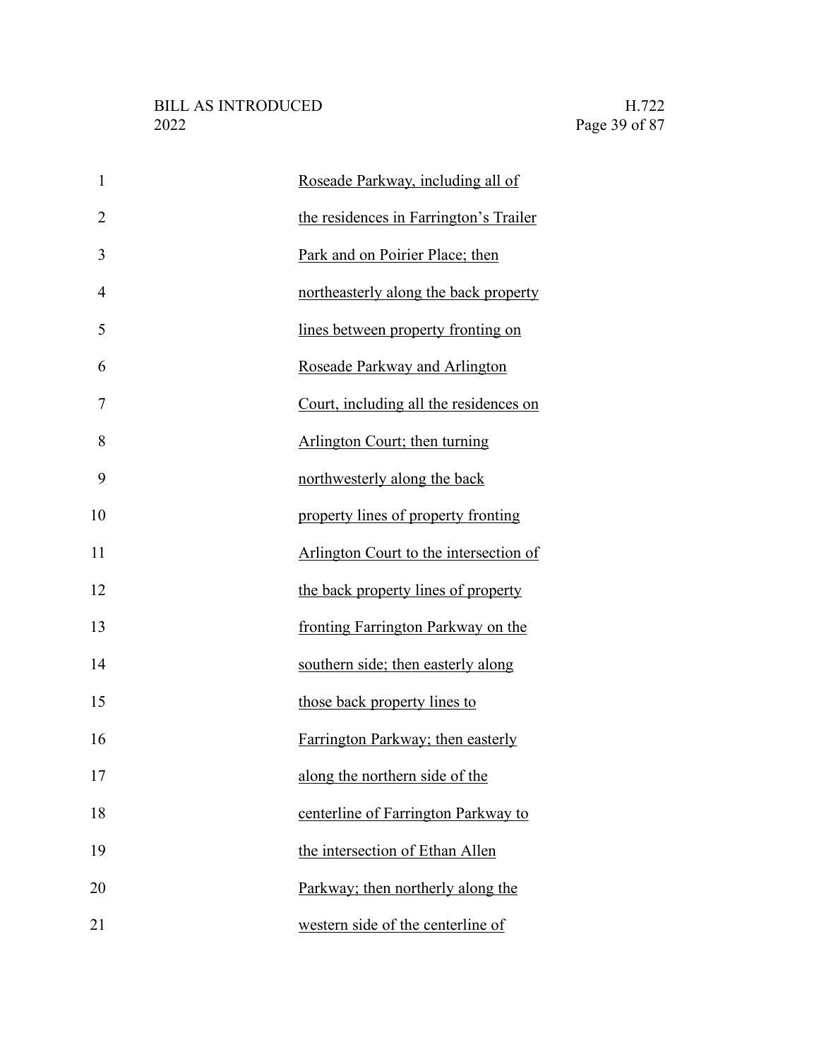Roseade Parkway, including all of the residences in Farrington's Trailer Park and on Poirier Place; then northeasterly along the back property lines between property fronting on Roseade Parkway and Arlington Court, including all the residences on Arlington Court; then turning northwesterly along the back property lines of property fronting Arlington Court to the intersection of the back property lines of property fronting Farrington Parkway on the southern side; then easterly along those back property lines to Farrington Parkway; then easterly along the northern side of the centerline of Farrington Parkway to the intersection of Ethan Allen Parkway; then northerly along the western side of the centerline of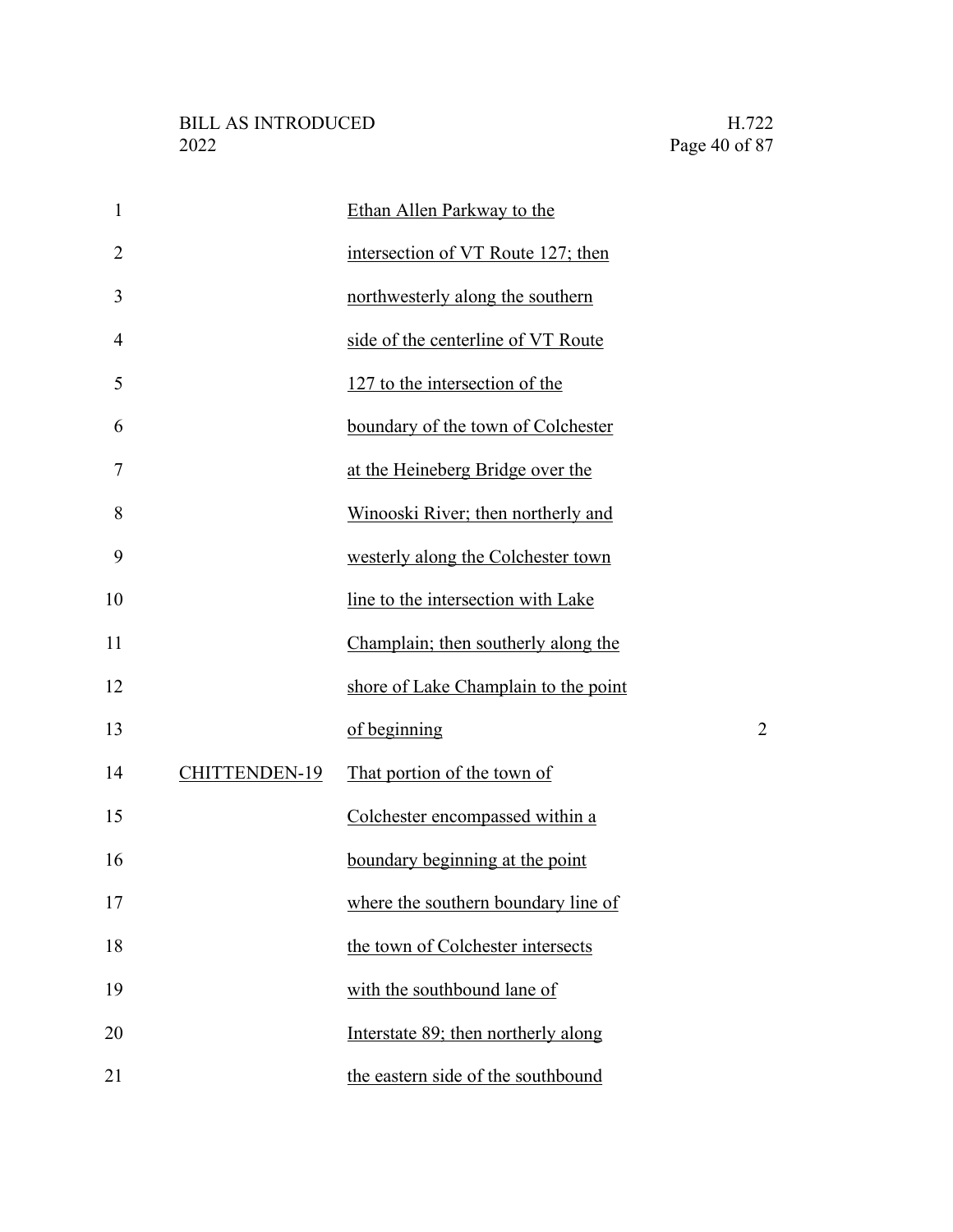| | | |
|---|---|---|
| | Ethan Allen Parkway to the intersection of VT Route 127; then northwesterly along the southern side of the centerline of VT Route 127 to the intersection of the boundary of the town of Colchester at the Heineberg Bridge over the Winooski River; then northerly and westerly along the Colchester town line to the intersection with Lake Champlain; then southerly along the shore of Lake Champlain to the point of beginning | 2 |
| CHITTENDEN-19 | That portion of the town of Colchester encompassed within a boundary beginning at the point where the southern boundary line of the town of Colchester intersects with the southbound lane of Interstate 89; then northerly along the eastern side of the southbound | |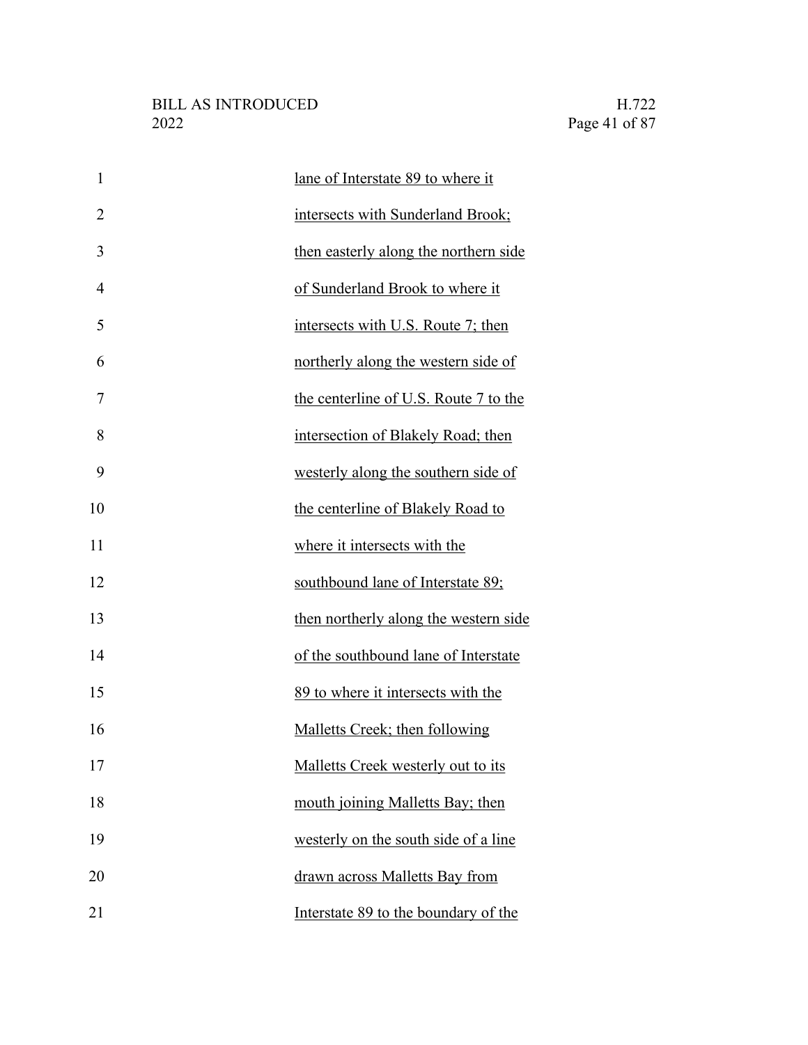lane of Interstate 89 to where it intersects with Sunderland Brook; then easterly along the northern side of Sunderland Brook to where it intersects with U.S. Route 7; then northerly along the western side of the centerline of U.S. Route 7 to the intersection of Blakely Road; then westerly along the southern side of the centerline of Blakely Road to where it intersects with the southbound lane of Interstate 89; then northerly along the western side of the southbound lane of Interstate 89 to where it intersects with the Malletts Creek; then following Malletts Creek westerly out to its mouth joining Malletts Bay; then westerly on the south side of a line drawn across Malletts Bay from Interstate 89 to the boundary of the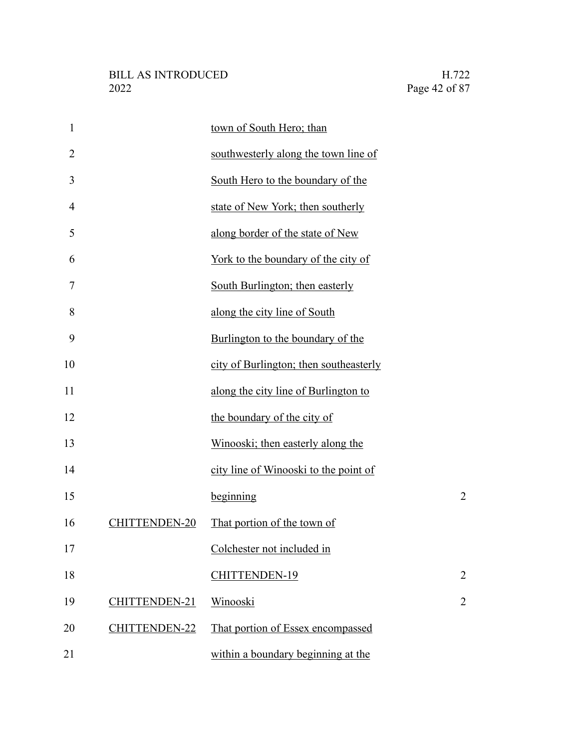| | | |
|---|---|---|
| | town of South Hero; than southwesterly along the town line of South Hero to the boundary of the state of New York; then southerly along border of the state of New York to the boundary of the city of South Burlington; then easterly along the city line of South Burlington to the boundary of the city of Burlington; then southeasterly along the city line of Burlington to the boundary of the city of Winooski; then easterly along the city line of Winooski to the point of beginning | 2 |
| CHITTENDEN-20 | That portion of the town of Colchester not included in CHITTENDEN-19 | 2 |
| CHITTENDEN-21 | Winooski | 2 |
| CHITTENDEN-22 | That portion of Essex encompassed within a boundary beginning at the | |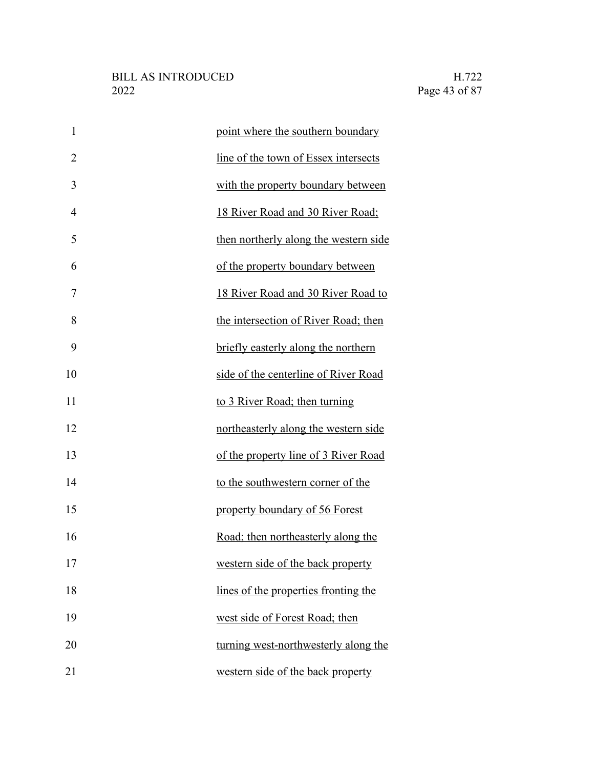point where the southern boundary line of the town of Essex intersects with the property boundary between 18 River Road and 30 River Road; then northerly along the western side of the property boundary between 18 River Road and 30 River Road to the intersection of River Road; then briefly easterly along the northern side of the centerline of River Road to 3 River Road; then turning northeasterly along the western side of the property line of 3 River Road to the southwestern corner of the property boundary of 56 Forest Road; then northeasterly along the western side of the back property lines of the properties fronting the west side of Forest Road; then turning west-northwesterly along the western side of the back property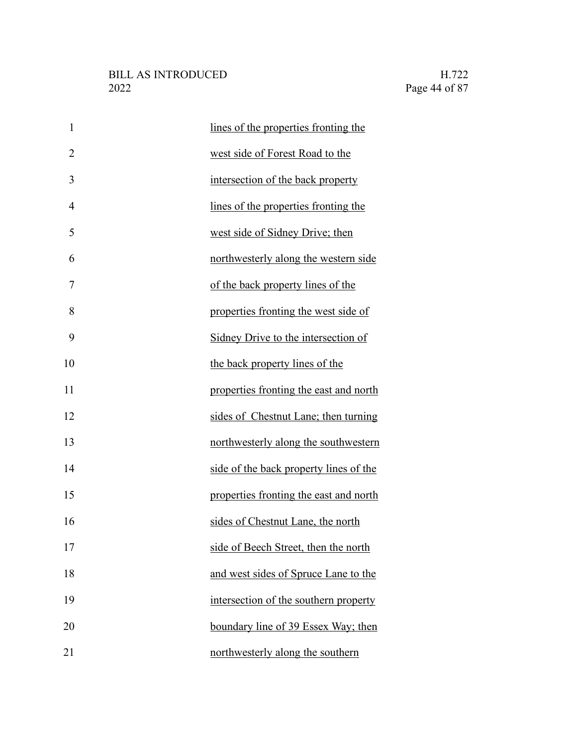lines of the properties fronting the west side of Forest Road to the intersection of the back property lines of the properties fronting the west side of Sidney Drive; then northwesterly along the western side of the back property lines of the properties fronting the west side of Sidney Drive to the intersection of the back property lines of the properties fronting the east and north sides of  Chestnut Lane; then turning northwesterly along the southwestern side of the back property lines of the properties fronting the east and north sides of Chestnut Lane, the north side of Beech Street, then the north and west sides of Spruce Lane to the intersection of the southern property boundary line of 39 Essex Way; then northwesterly along the southern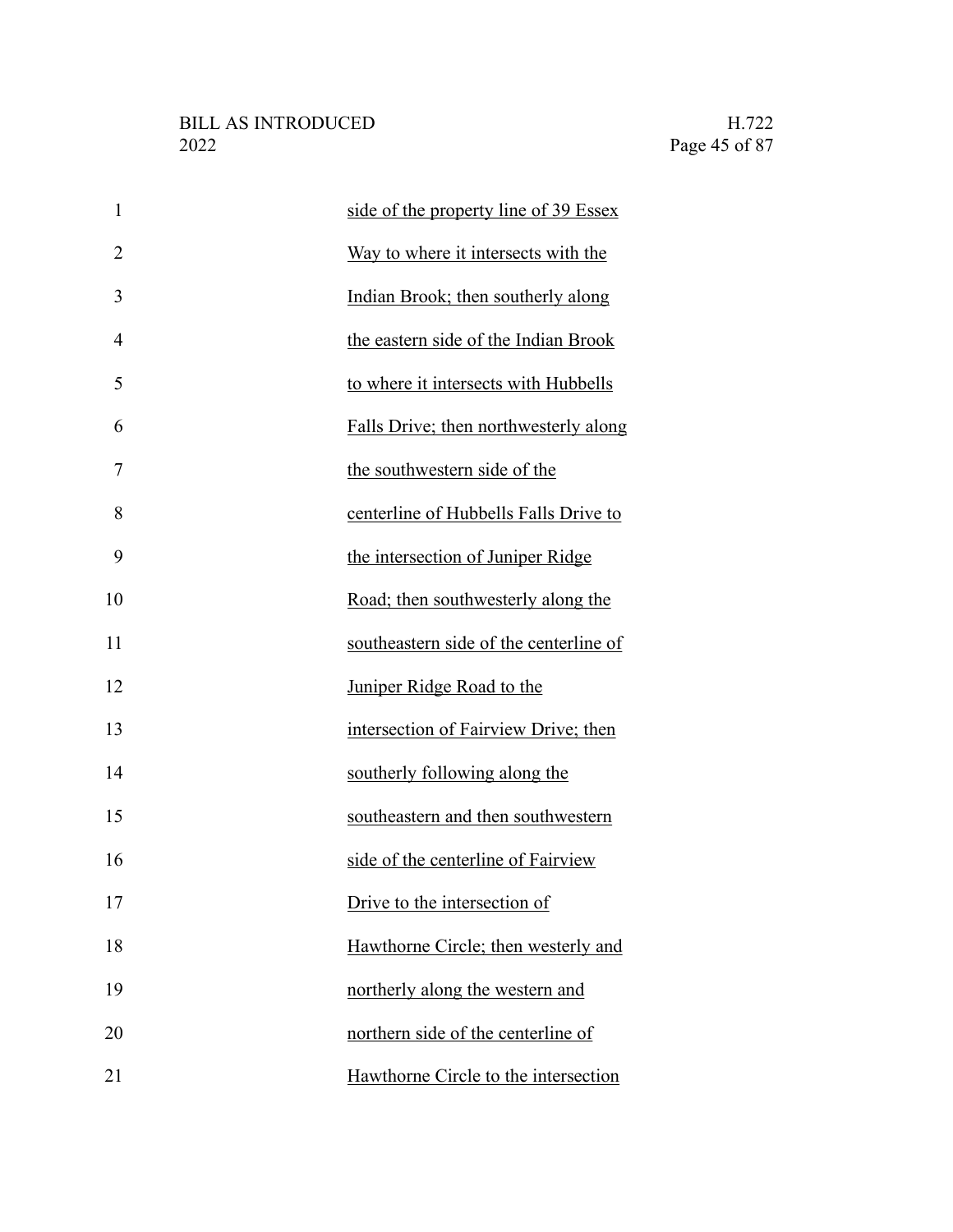side of the property line of 39 Essex Way to where it intersects with the Indian Brook; then southerly along the eastern side of the Indian Brook to where it intersects with Hubbells Falls Drive; then northwesterly along the southwestern side of the centerline of Hubbells Falls Drive to the intersection of Juniper Ridge Road; then southwesterly along the southeastern side of the centerline of Juniper Ridge Road to the intersection of Fairview Drive; then southerly following along the southeastern and then southwestern side of the centerline of Fairview Drive to the intersection of Hawthorne Circle; then westerly and northerly along the western and northern side of the centerline of Hawthorne Circle to the intersection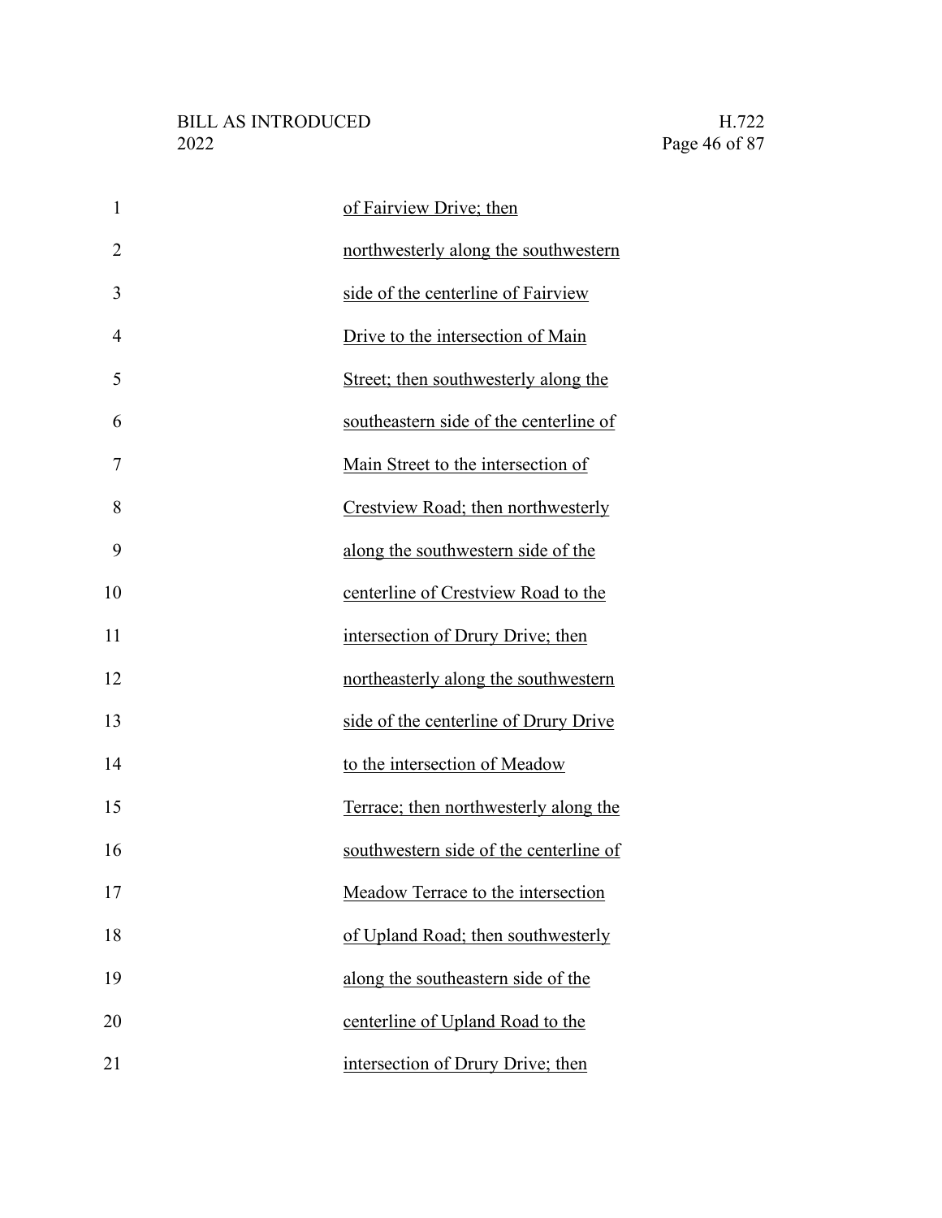of Fairview Drive; then northwesterly along the southwestern side of the centerline of Fairview Drive to the intersection of Main Street; then southwesterly along the southeastern side of the centerline of Main Street to the intersection of Crestview Road; then northwesterly along the southwestern side of the centerline of Crestview Road to the intersection of Drury Drive; then northeasterly along the southwestern side of the centerline of Drury Drive to the intersection of Meadow Terrace; then northwesterly along the southwestern side of the centerline of Meadow Terrace to the intersection of Upland Road; then southwesterly along the southeastern side of the centerline of Upland Road to the intersection of Drury Drive; then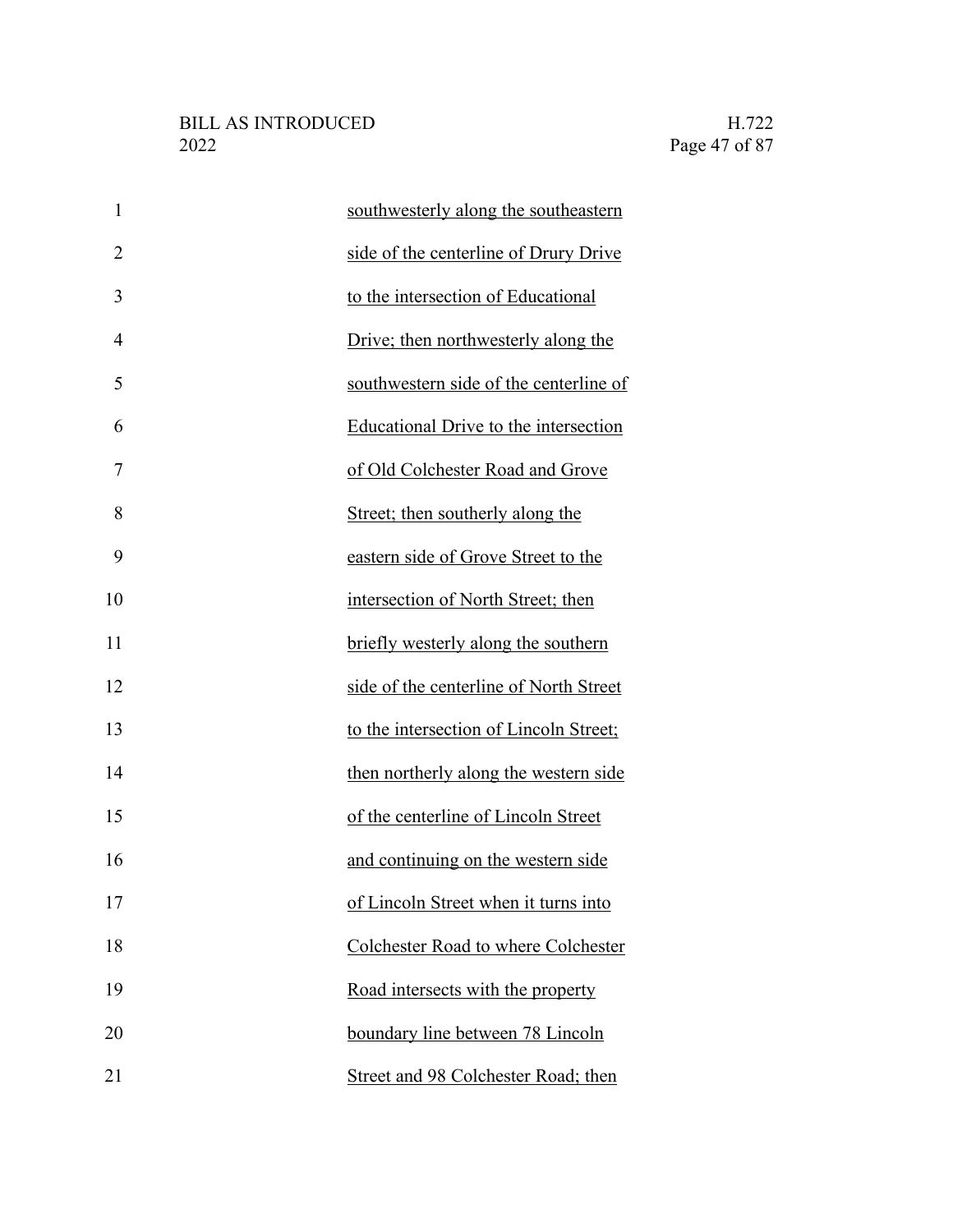southwesterly along the southeastern side of the centerline of Drury Drive to the intersection of Educational Drive; then northwesterly along the southwestern side of the centerline of Educational Drive to the intersection of Old Colchester Road and Grove Street; then southerly along the eastern side of Grove Street to the intersection of North Street; then briefly westerly along the southern side of the centerline of North Street to the intersection of Lincoln Street; then northerly along the western side of the centerline of Lincoln Street and continuing on the western side of Lincoln Street when it turns into Colchester Road to where Colchester Road intersects with the property boundary line between 78 Lincoln Street and 98 Colchester Road; then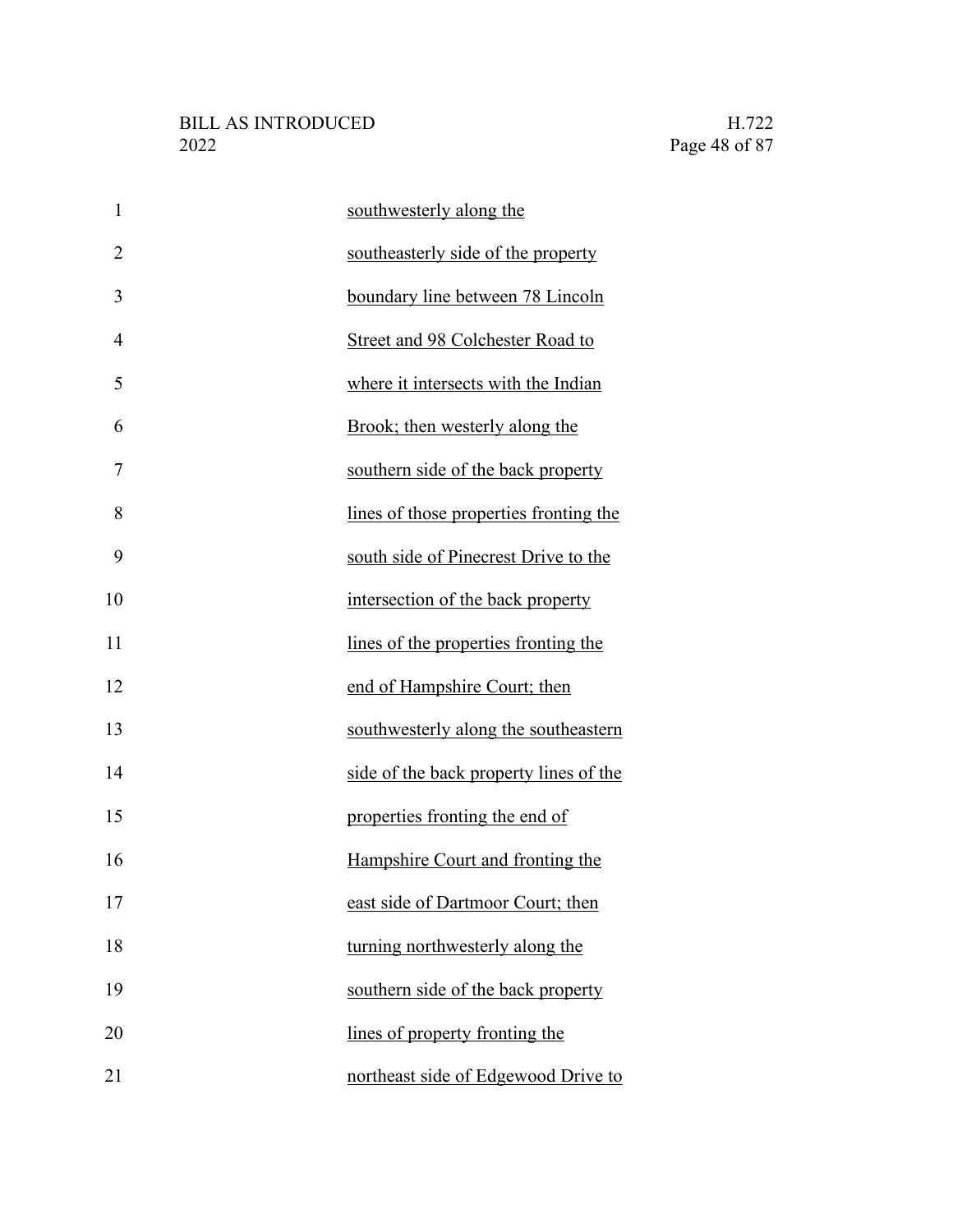southwesterly along the southeasterly side of the property boundary line between 78 Lincoln Street and 98 Colchester Road to where it intersects with the Indian Brook; then westerly along the southern side of the back property lines of those properties fronting the south side of Pinecrest Drive to the intersection of the back property lines of the properties fronting the end of Hampshire Court; then southwesterly along the southeastern side of the back property lines of the properties fronting the end of Hampshire Court and fronting the east side of Dartmoor Court; then turning northwesterly along the southern side of the back property lines of property fronting the northeast side of Edgewood Drive to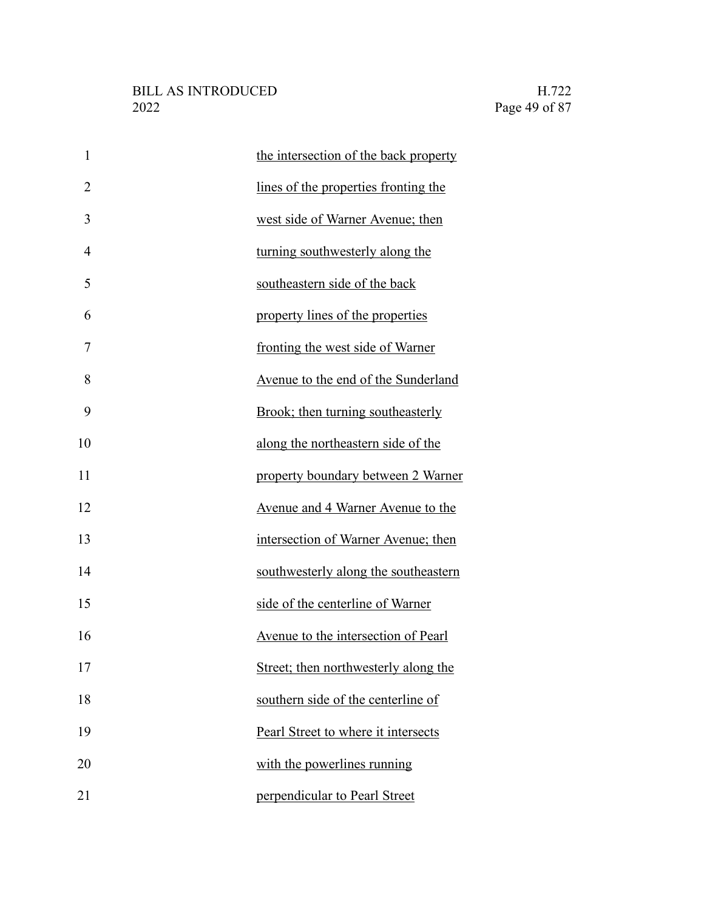the intersection of the back property lines of the properties fronting the west side of Warner Avenue; then turning southwesterly along the southeastern side of the back property lines of the properties fronting the west side of Warner Avenue to the end of the Sunderland Brook; then turning southeasterly along the northeastern side of the property boundary between 2 Warner Avenue and 4 Warner Avenue to the intersection of Warner Avenue; then southwesterly along the southeastern side of the centerline of Warner Avenue to the intersection of Pearl Street; then northwesterly along the southern side of the centerline of Pearl Street to where it intersects with the powerlines running perpendicular to Pearl Street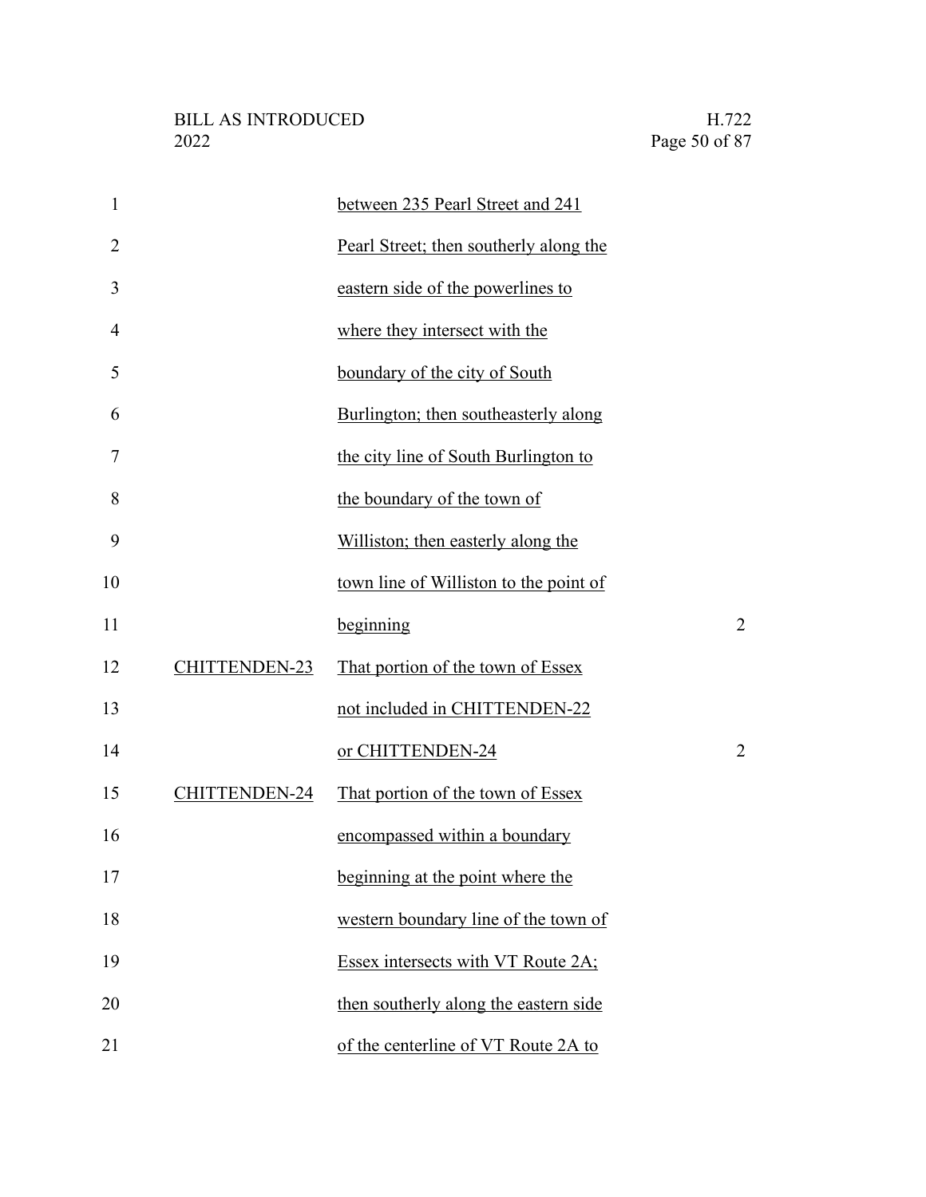| | | |
|---|---|---|
| | between 235 Pearl Street and 241 Pearl Street; then southerly along the eastern side of the powerlines to where they intersect with the boundary of the city of South Burlington; then southeasterly along the city line of South Burlington to the boundary of the town of Williston; then easterly along the town line of Williston to the point of beginning | 2 |
| CHITTENDEN-23 | That portion of the town of Essex not included in CHITTENDEN-22 or CHITTENDEN-24 | 2 |
| CHITTENDEN-24 | That portion of the town of Essex encompassed within a boundary beginning at the point where the western boundary line of the town of Essex intersects with VT Route 2A; then southerly along the eastern side of the centerline of VT Route 2A to | |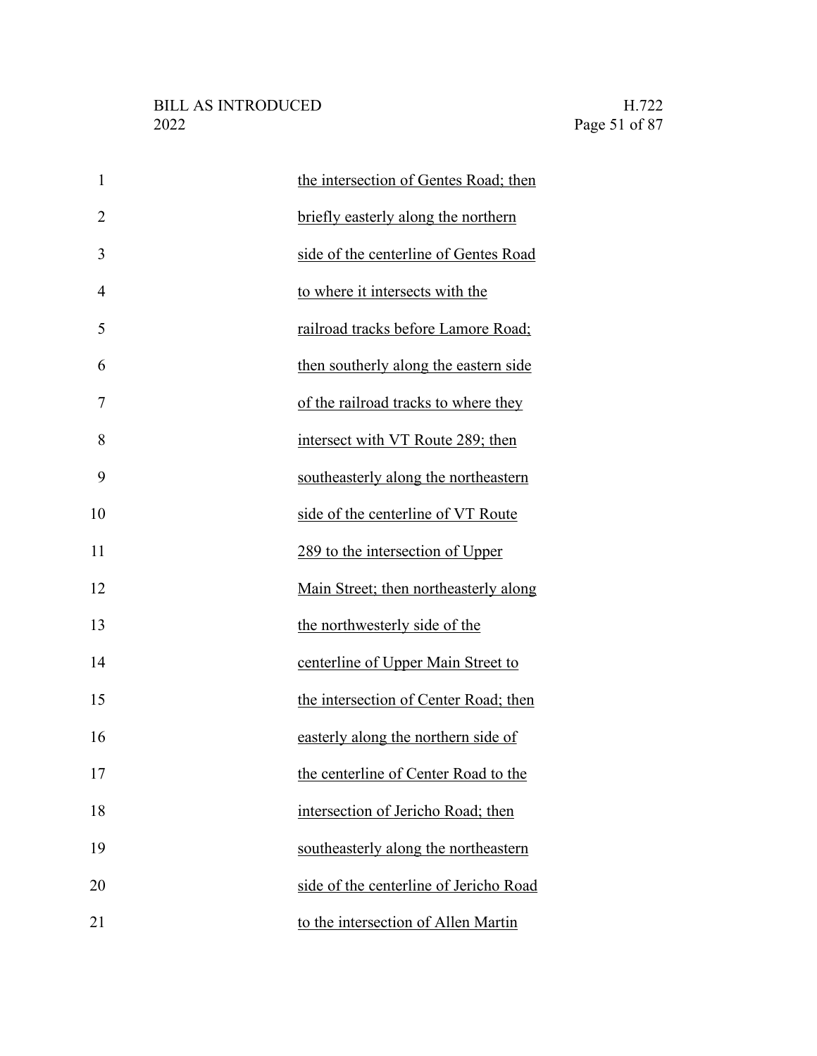the intersection of Gentes Road; then briefly easterly along the northern side of the centerline of Gentes Road to where it intersects with the railroad tracks before Lamore Road; then southerly along the eastern side of the railroad tracks to where they intersect with VT Route 289; then southeasterly along the northeastern side of the centerline of VT Route 289 to the intersection of Upper Main Street; then northeasterly along the northwesterly side of the centerline of Upper Main Street to the intersection of Center Road; then easterly along the northern side of the centerline of Center Road to the intersection of Jericho Road; then southeasterly along the northeastern side of the centerline of Jericho Road to the intersection of Allen Martin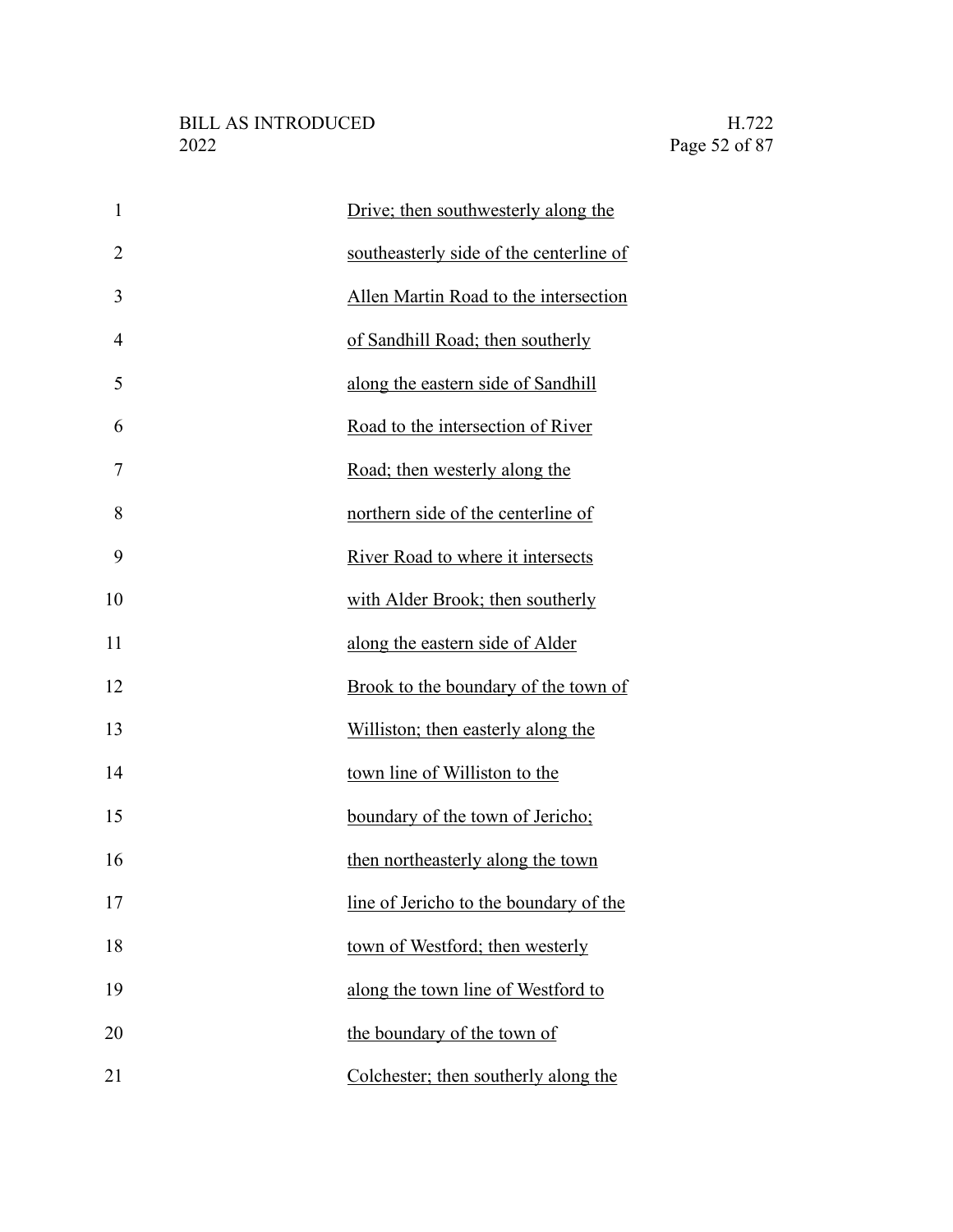Drive; then southwesterly along the southeasterly side of the centerline of Allen Martin Road to the intersection of Sandhill Road; then southerly along the eastern side of Sandhill Road to the intersection of River Road; then westerly along the northern side of the centerline of River Road to where it intersects with Alder Brook; then southerly along the eastern side of Alder Brook to the boundary of the town of Williston; then easterly along the town line of Williston to the boundary of the town of Jericho; then northeasterly along the town line of Jericho to the boundary of the town of Westford; then westerly along the town line of Westford to the boundary of the town of Colchester; then southerly along the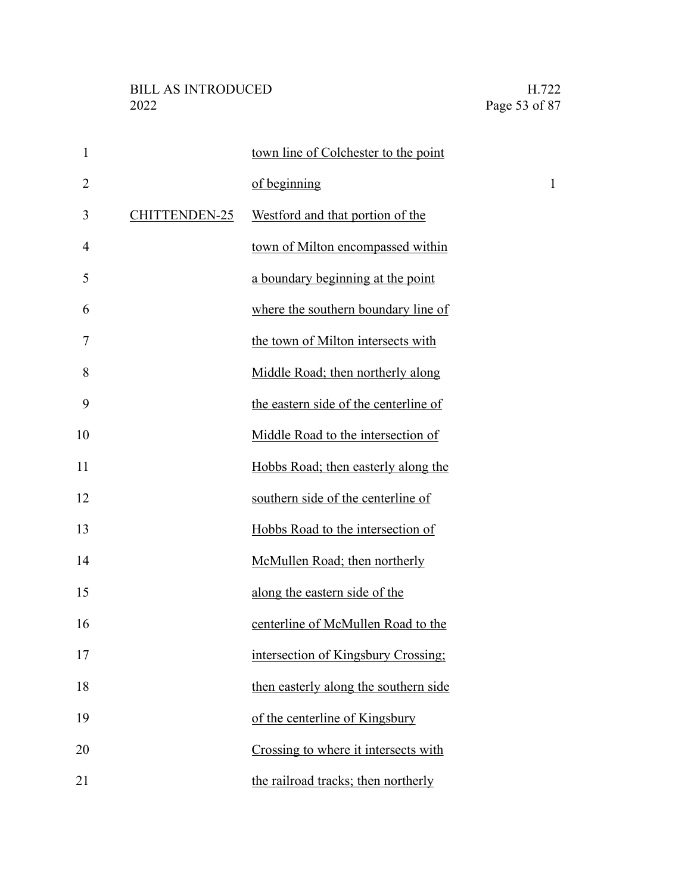| | | |
|---|---|---|
| | town line of Colchester to the point of beginning | 1 |
| CHITTENDEN-25 | Westford and that portion of the town of Milton encompassed within a boundary beginning at the point where the southern boundary line of the town of Milton intersects with Middle Road; then northerly along the eastern side of the centerline of Middle Road to the intersection of Hobbs Road; then easterly along the southern side of the centerline of Hobbs Road to the intersection of McMullen Road; then northerly along the eastern side of the centerline of McMullen Road to the intersection of Kingsbury Crossing; then easterly along the southern side of the centerline of Kingsbury Crossing to where it intersects with the railroad tracks; then northerly | |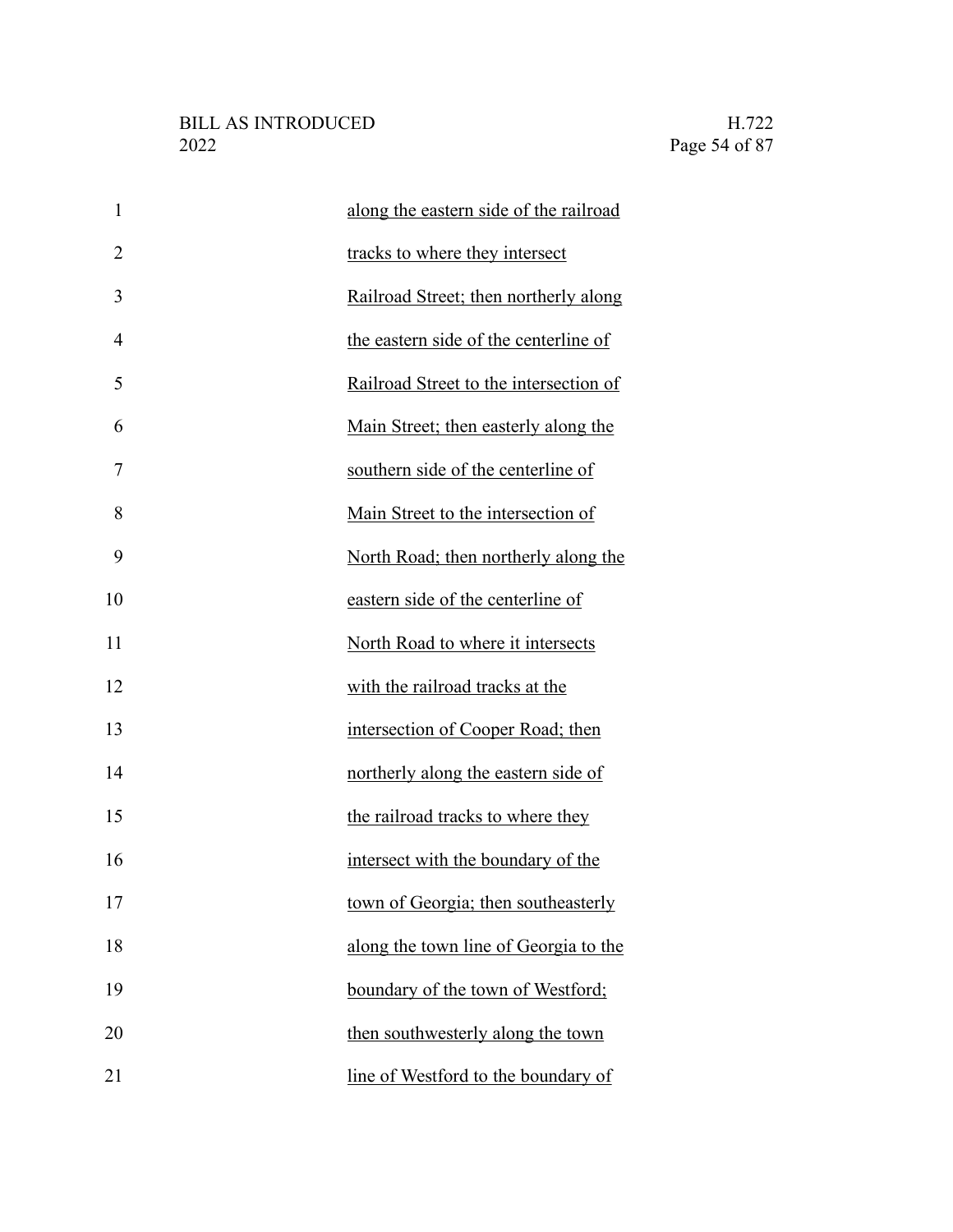along the eastern side of the railroad tracks to where they intersect Railroad Street; then northerly along the eastern side of the centerline of Railroad Street to the intersection of Main Street; then easterly along the southern side of the centerline of Main Street to the intersection of North Road; then northerly along the eastern side of the centerline of North Road to where it intersects with the railroad tracks at the intersection of Cooper Road; then northerly along the eastern side of the railroad tracks to where they intersect with the boundary of the town of Georgia; then southeasterly along the town line of Georgia to the boundary of the town of Westford; then southwesterly along the town line of Westford to the boundary of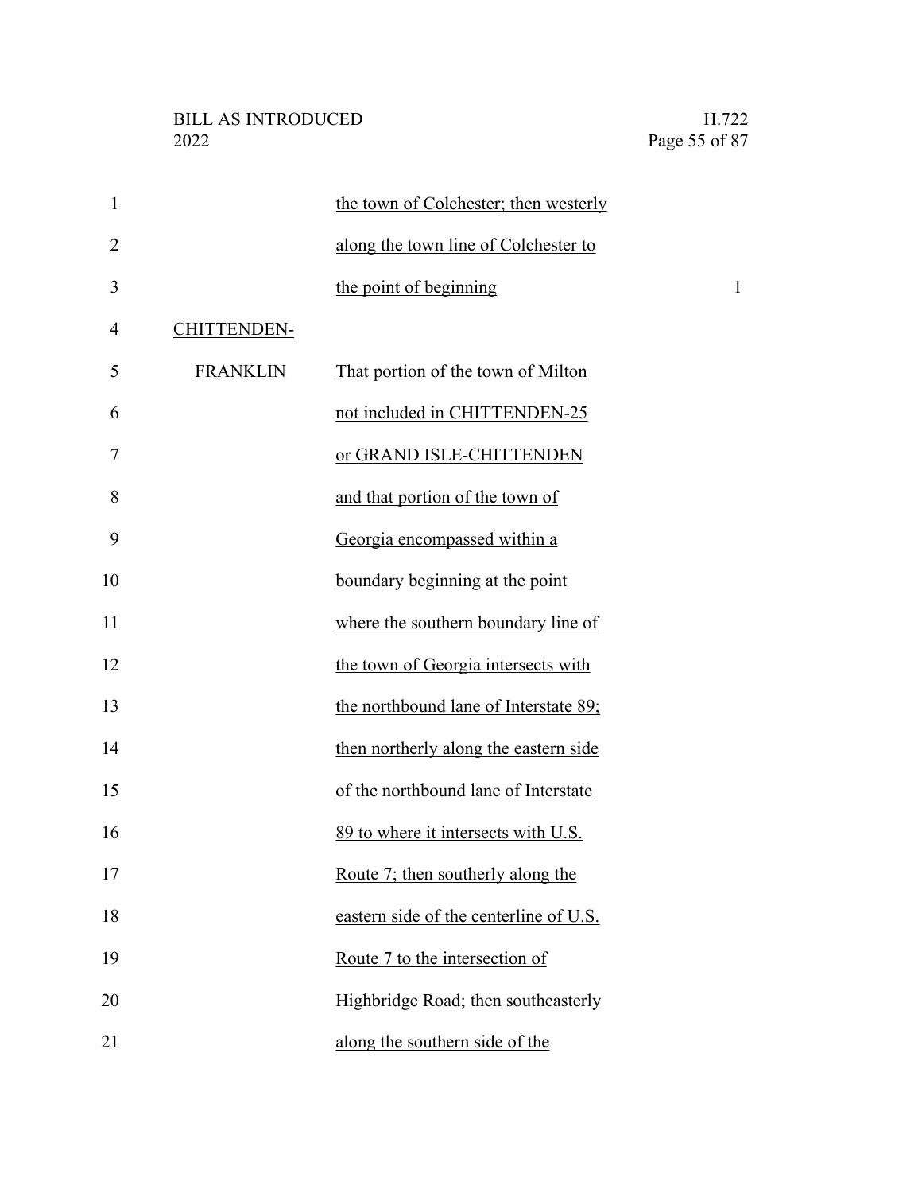| | | |
|---|---|---|
| | the town of Colchester; then westerly along the town line of Colchester to the point of beginning | 1 |
| CHITTENDEN-FRANKLIN | That portion of the town of Milton not included in CHITTENDEN-25 or GRAND ISLE-CHITTENDEN and that portion of the town of Georgia encompassed within a boundary beginning at the point where the southern boundary line of the town of Georgia intersects with the northbound lane of Interstate 89; then northerly along the eastern side of the northbound lane of Interstate 89 to where it intersects with U.S. Route 7; then southerly along the eastern side of the centerline of U.S. Route 7 to the intersection of Highbridge Road; then southeasterly along the southern side of the | |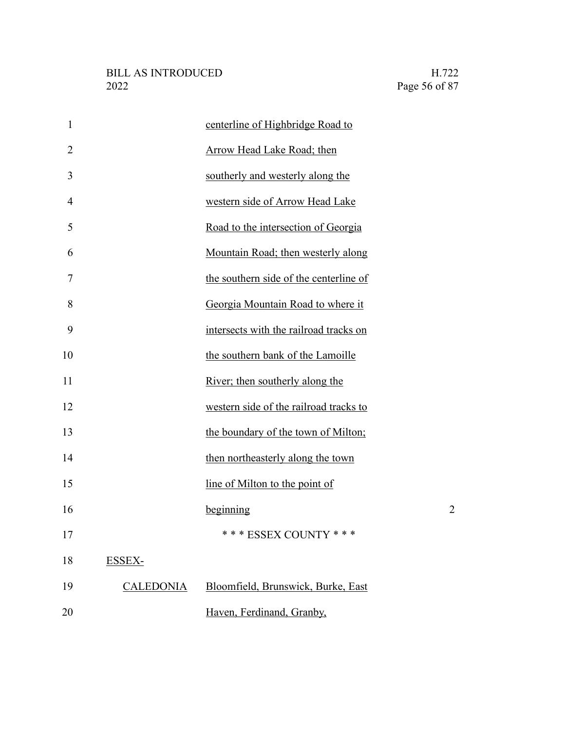| | | |
|---|---|---|
| | centerline of Highbridge Road to Arrow Head Lake Road; then southerly and westerly along the western side of Arrow Head Lake Road to the intersection of Georgia Mountain Road; then westerly along the southern side of the centerline of Georgia Mountain Road to where it intersects with the railroad tracks on the southern bank of the Lamoille River; then southerly along the western side of the railroad tracks to the boundary of the town of Milton; then northeasterly along the town line of Milton to the point of beginning | 2 |
| | * * * ESSEX COUNTY * * * | |
| ESSEX-CALEDONIA | Bloomfield, Brunswick, Burke, East Haven, Ferdinand, Granby, | |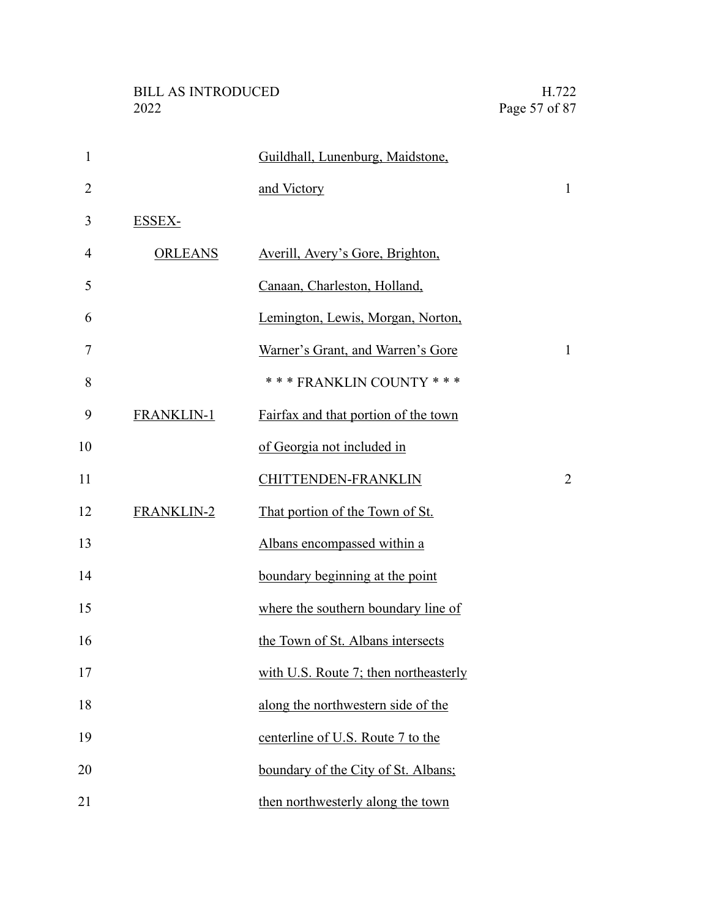| | | |
|---|---|---|
| | Guildhall, Lunenburg, Maidstone, and Victory | 1 |
| ESSEX-ORLEANS | Averill, Avery's Gore, Brighton, Canaan, Charleston, Holland, Lemington, Lewis, Morgan, Norton, Warner's Grant, and Warren's Gore | 1 |
| | * * * FRANKLIN COUNTY * * * | |
| FRANKLIN-1 | Fairfax and that portion of the town of Georgia not included in CHITTENDEN-FRANKLIN | 2 |
| FRANKLIN-2 | That portion of the Town of St. Albans encompassed within a boundary beginning at the point where the southern boundary line of the Town of St. Albans intersects with U.S. Route 7; then northeasterly along the northwestern side of the centerline of U.S. Route 7 to the boundary of the City of St. Albans; then northwesterly along the town | |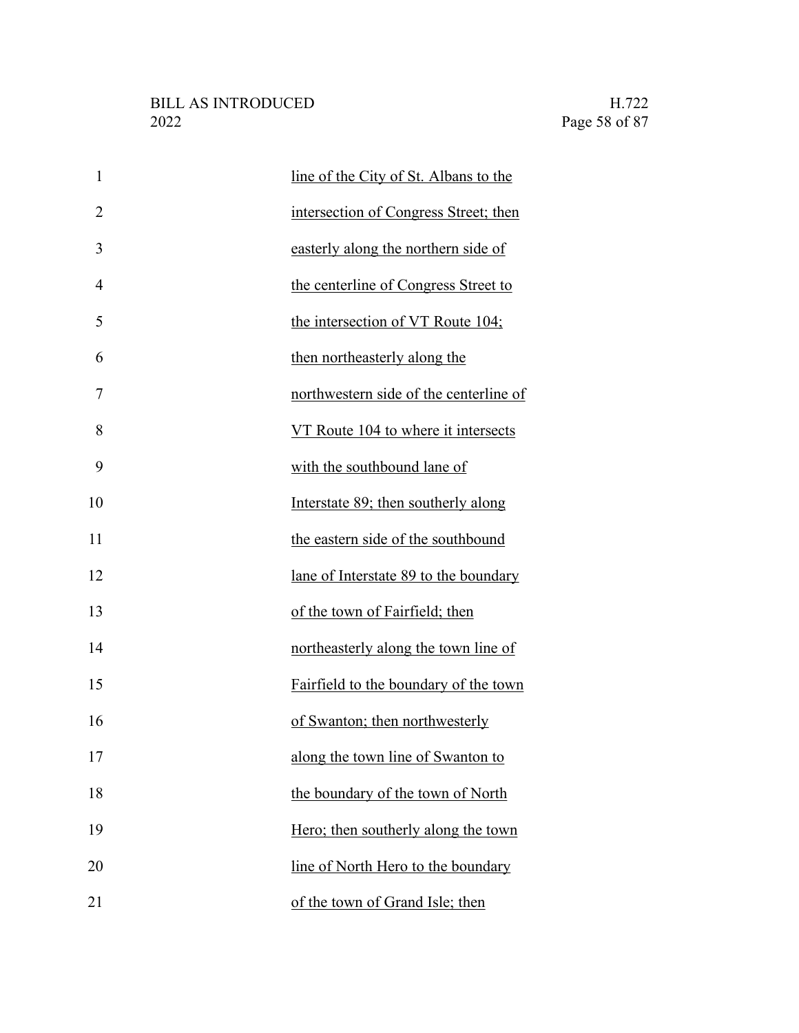line of the City of St. Albans to the intersection of Congress Street; then easterly along the northern side of the centerline of Congress Street to the intersection of VT Route 104; then northeasterly along the northwestern side of the centerline of VT Route 104 to where it intersects with the southbound lane of Interstate 89; then southerly along the eastern side of the southbound lane of Interstate 89 to the boundary of the town of Fairfield; then northeasterly along the town line of Fairfield to the boundary of the town of Swanton; then northwesterly along the town line of Swanton to the boundary of the town of North Hero; then southerly along the town line of North Hero to the boundary of the town of Grand Isle; then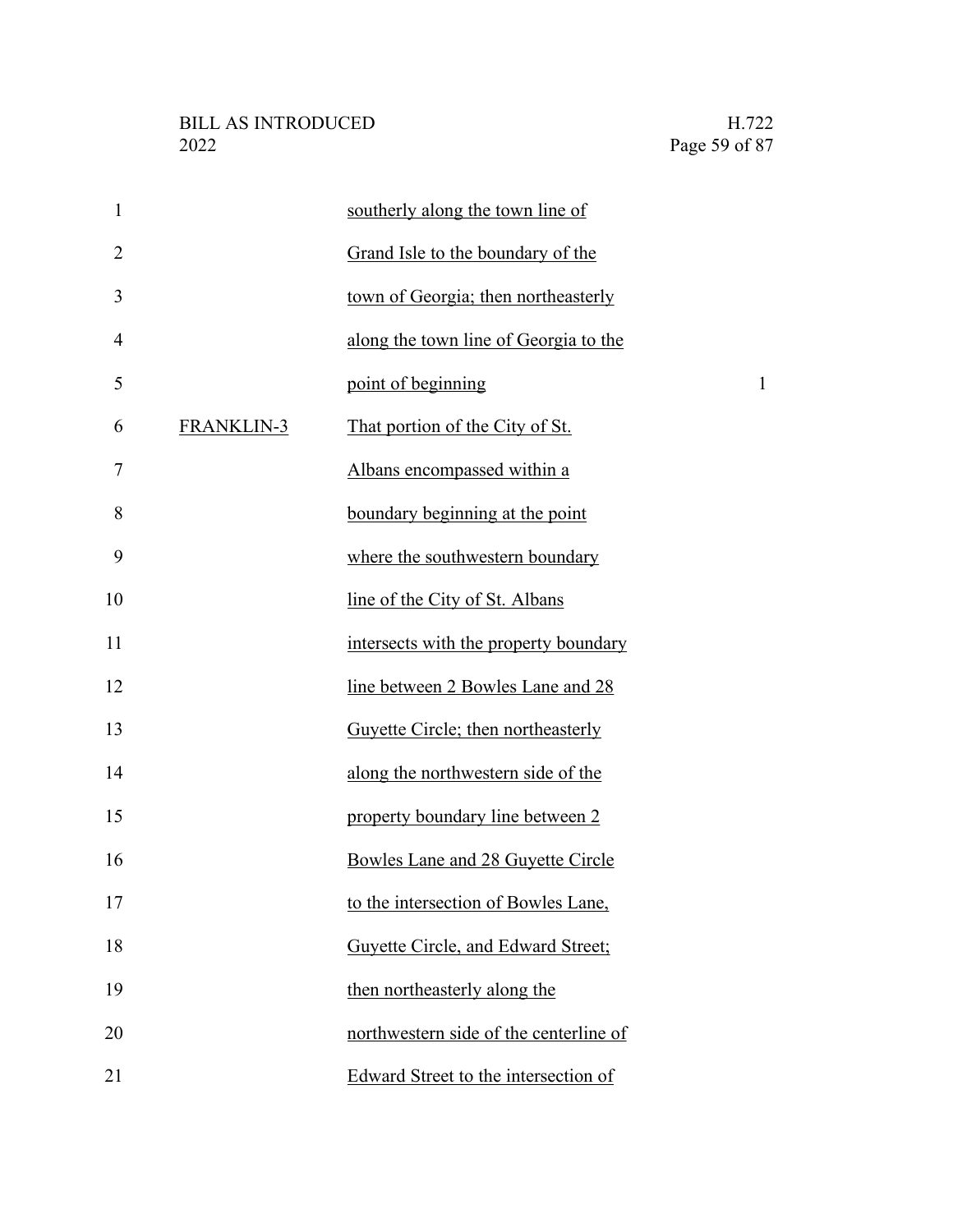| | | |
|---|---|---|
| | southerly along the town line of Grand Isle to the boundary of the town of Georgia; then northeasterly along the town line of Georgia to the point of beginning | 1 |
| FRANKLIN-3 | That portion of the City of St. Albans encompassed within a boundary beginning at the point where the southwestern boundary line of the City of St. Albans intersects with the property boundary line between 2 Bowles Lane and 28 Guyette Circle; then northeasterly along the northwestern side of the property boundary line between 2 Bowles Lane and 28 Guyette Circle to the intersection of Bowles Lane, Guyette Circle, and Edward Street; then northeasterly along the northwestern side of the centerline of Edward Street to the intersection of | |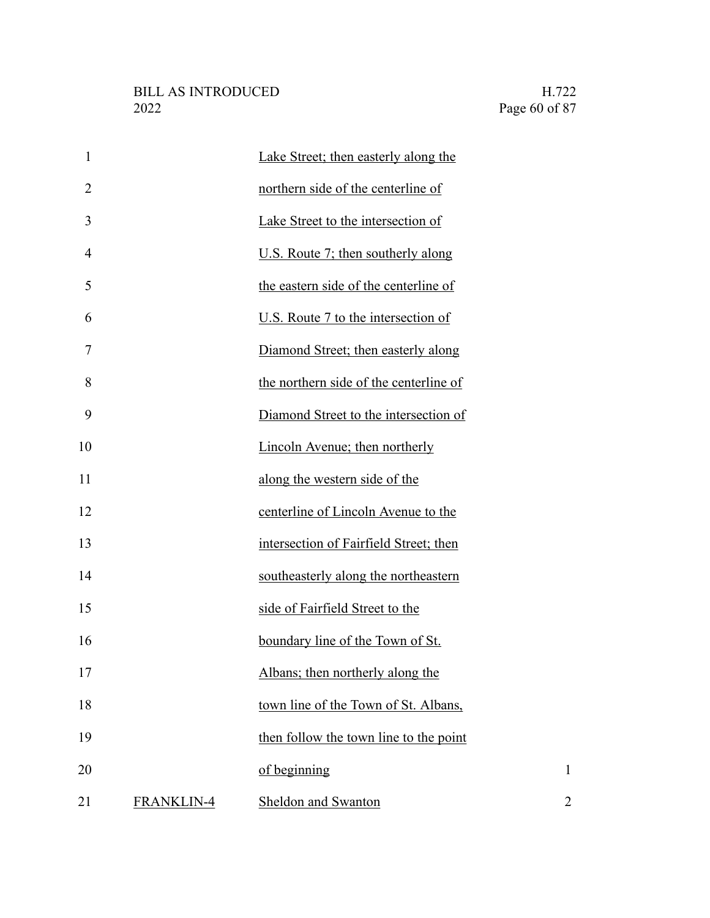| | | |
|---|---|---|
| | Lake Street; then easterly along the northern side of the centerline of Lake Street to the intersection of U.S. Route 7; then southerly along the eastern side of the centerline of U.S. Route 7 to the intersection of Diamond Street; then easterly along the northern side of the centerline of Diamond Street to the intersection of Lincoln Avenue; then northerly along the western side of the centerline of Lincoln Avenue to the intersection of Fairfield Street; then southeasterly along the northeastern side of Fairfield Street to the boundary line of the Town of St. Albans; then northerly along the town line of the Town of St. Albans, then follow the town line to the point of beginning | 1 |
| FRANKLIN-4 | Sheldon and Swanton | 2 |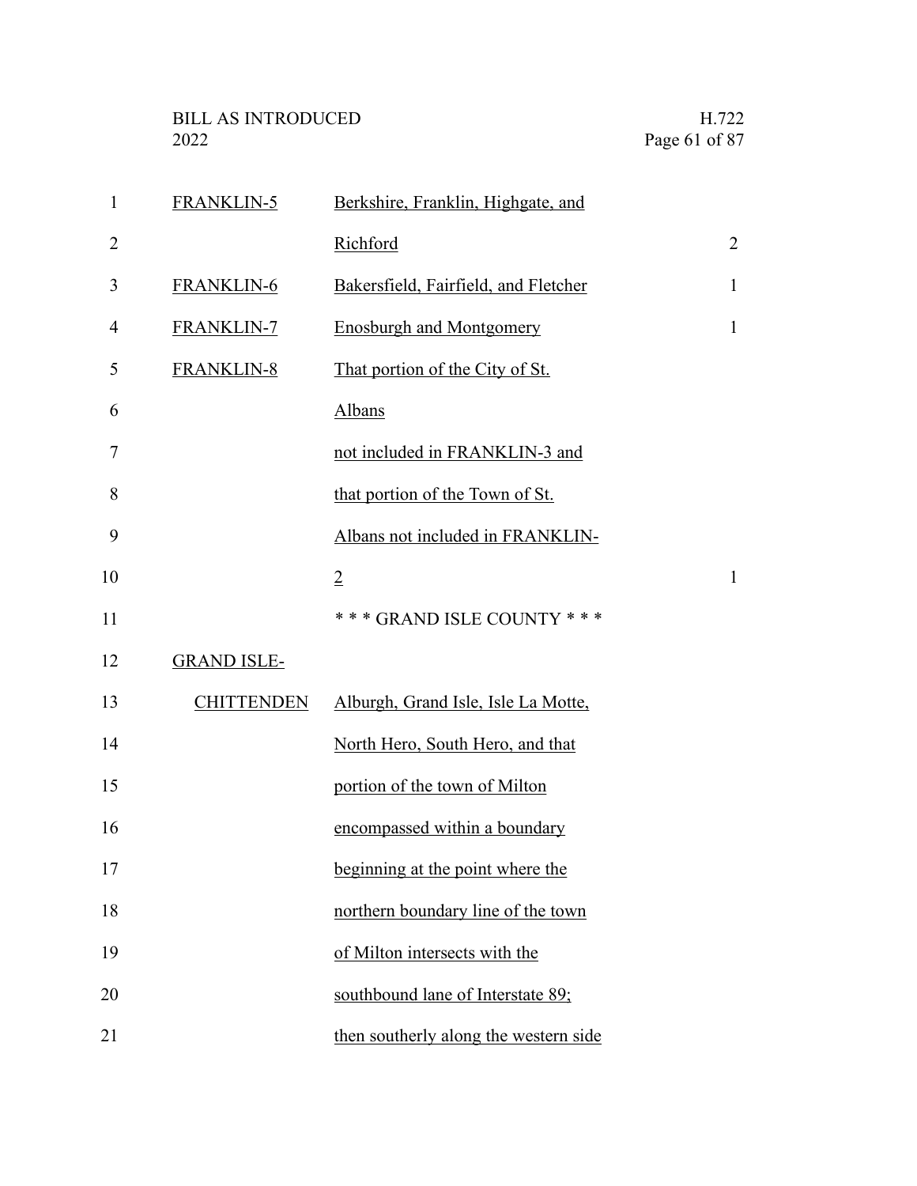| | | |
|---|---|---|
| FRANKLIN-5 | Berkshire, Franklin, Highgate, and Richford | 2 |
| FRANKLIN-6 | Bakersfield, Fairfield, and Fletcher | 1 |
| FRANKLIN-7 | Enosburgh and Montgomery | 1 |
| FRANKLIN-8 | That portion of the City of St. Albans not included in FRANKLIN-3 and that portion of the Town of St. Albans not included in FRANKLIN-2 | 1 |
| | * * * GRAND ISLE COUNTY * * * | |
| GRAND ISLE-CHITTENDEN | Alburgh, Grand Isle, Isle La Motte, North Hero, South Hero, and that portion of the town of Milton encompassed within a boundary beginning at the point where the northern boundary line of the town of Milton intersects with the southbound lane of Interstate 89; then southerly along the western side | |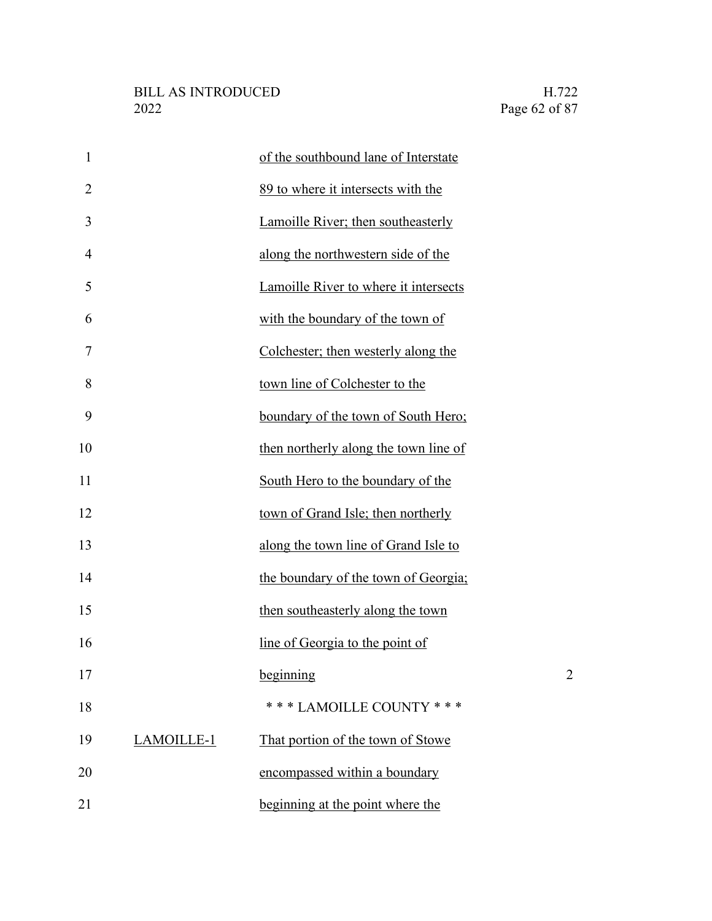| | | |
|---|---|---|
| | of the southbound lane of Interstate 89 to where it intersects with the Lamoille River; then southeasterly along the northwestern side of the Lamoille River to where it intersects with the boundary of the town of Colchester; then westerly along the town line of Colchester to the boundary of the town of South Hero; then northerly along the town line of South Hero to the boundary of the town of Grand Isle; then northerly along the town line of Grand Isle to the boundary of the town of Georgia; then southeasterly along the town line of Georgia to the point of beginning | 2 |
| | * * * LAMOILLE COUNTY * * * | |
| LAMOILLE-1 | That portion of the town of Stowe encompassed within a boundary beginning at the point where the | |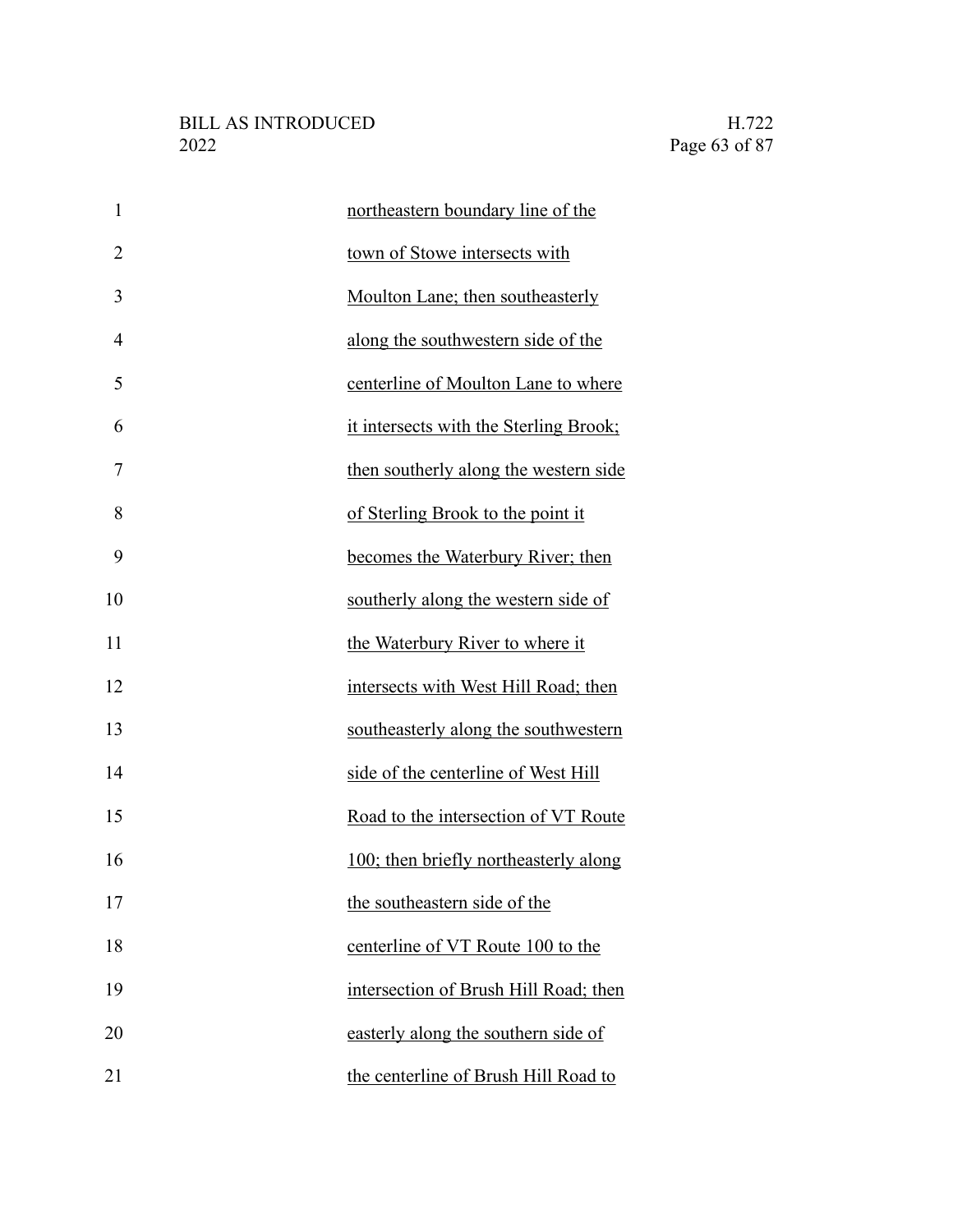northeastern boundary line of the town of Stowe intersects with Moulton Lane; then southeasterly along the southwestern side of the centerline of Moulton Lane to where it intersects with the Sterling Brook; then southerly along the western side of Sterling Brook to the point it becomes the Waterbury River; then southerly along the western side of the Waterbury River to where it intersects with West Hill Road; then southeasterly along the southwestern side of the centerline of West Hill Road to the intersection of VT Route 100; then briefly northeasterly along the southeastern side of the centerline of VT Route 100 to the intersection of Brush Hill Road; then easterly along the southern side of the centerline of Brush Hill Road to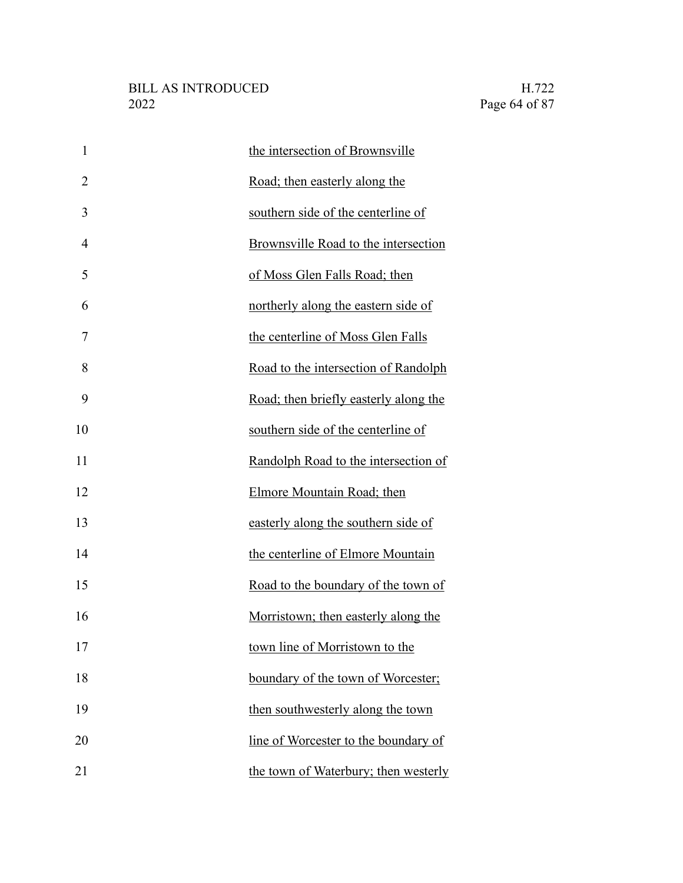the intersection of Brownsville Road; then easterly along the southern side of the centerline of Brownsville Road to the intersection of Moss Glen Falls Road; then northerly along the eastern side of the centerline of Moss Glen Falls Road to the intersection of Randolph Road; then briefly easterly along the southern side of the centerline of Randolph Road to the intersection of Elmore Mountain Road; then easterly along the southern side of the centerline of Elmore Mountain Road to the boundary of the town of Morristown; then easterly along the town line of Morristown to the boundary of the town of Worcester; then southwesterly along the town line of Worcester to the boundary of the town of Waterbury; then westerly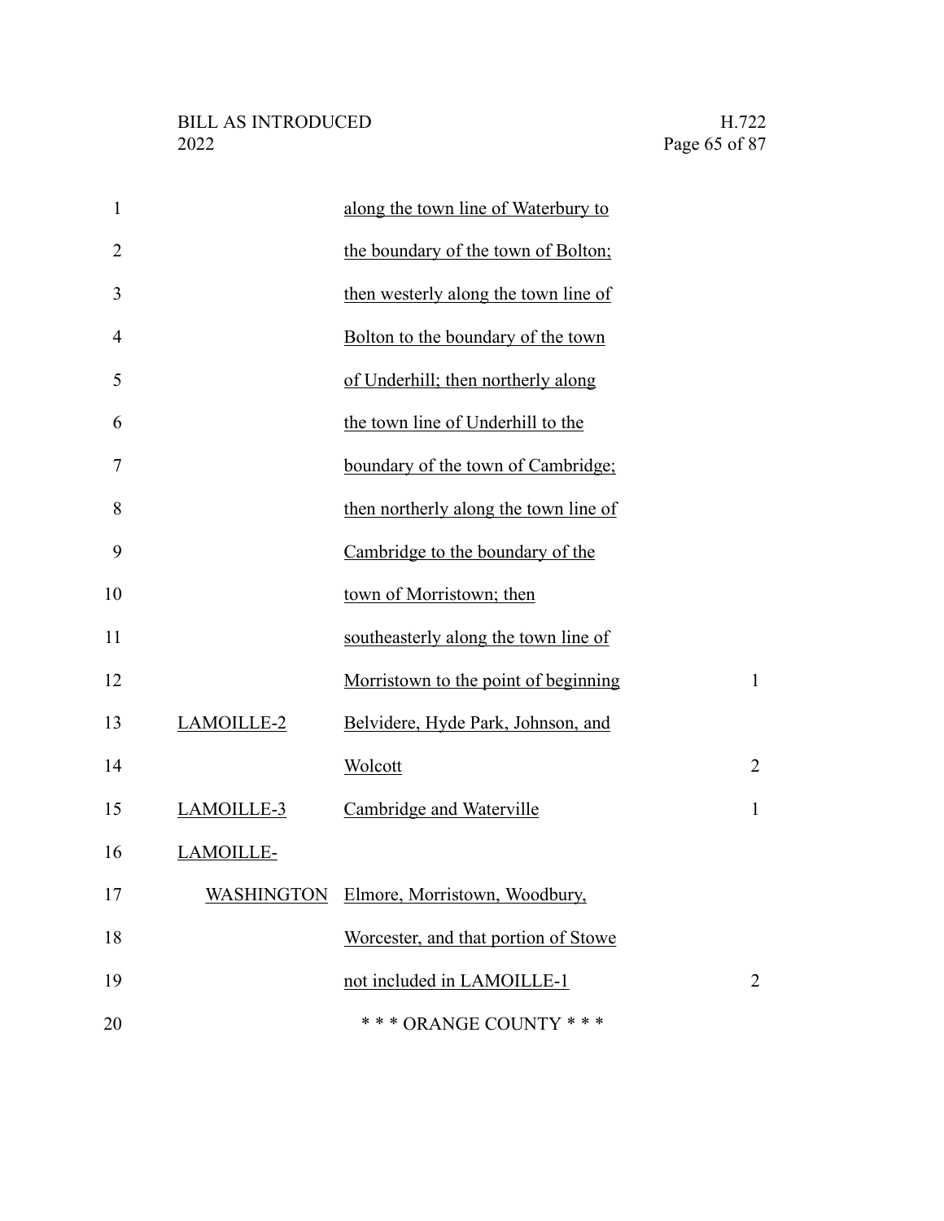| | | |
|---|---|---|
| | along the town line of Waterbury to the boundary of the town of Bolton; then westerly along the town line of Bolton to the boundary of the town of Underhill; then northerly along the town line of Underhill to the boundary of the town of Cambridge; then northerly along the town line of Cambridge to the boundary of the town of Morristown; then southeasterly along the town line of Morristown to the point of beginning | 1 |
| LAMOILLE-2 | Belvidere, Hyde Park, Johnson, and Wolcott | 2 |
| LAMOILLE-3 | Cambridge and Waterville | 1 |
| LAMOILLE-WASHINGTON | Elmore, Morristown, Woodbury, Worcester, and that portion of Stowe not included in LAMOILLE-1 | 2 |

\* \* \* ORANGE COUNTY \* \* \*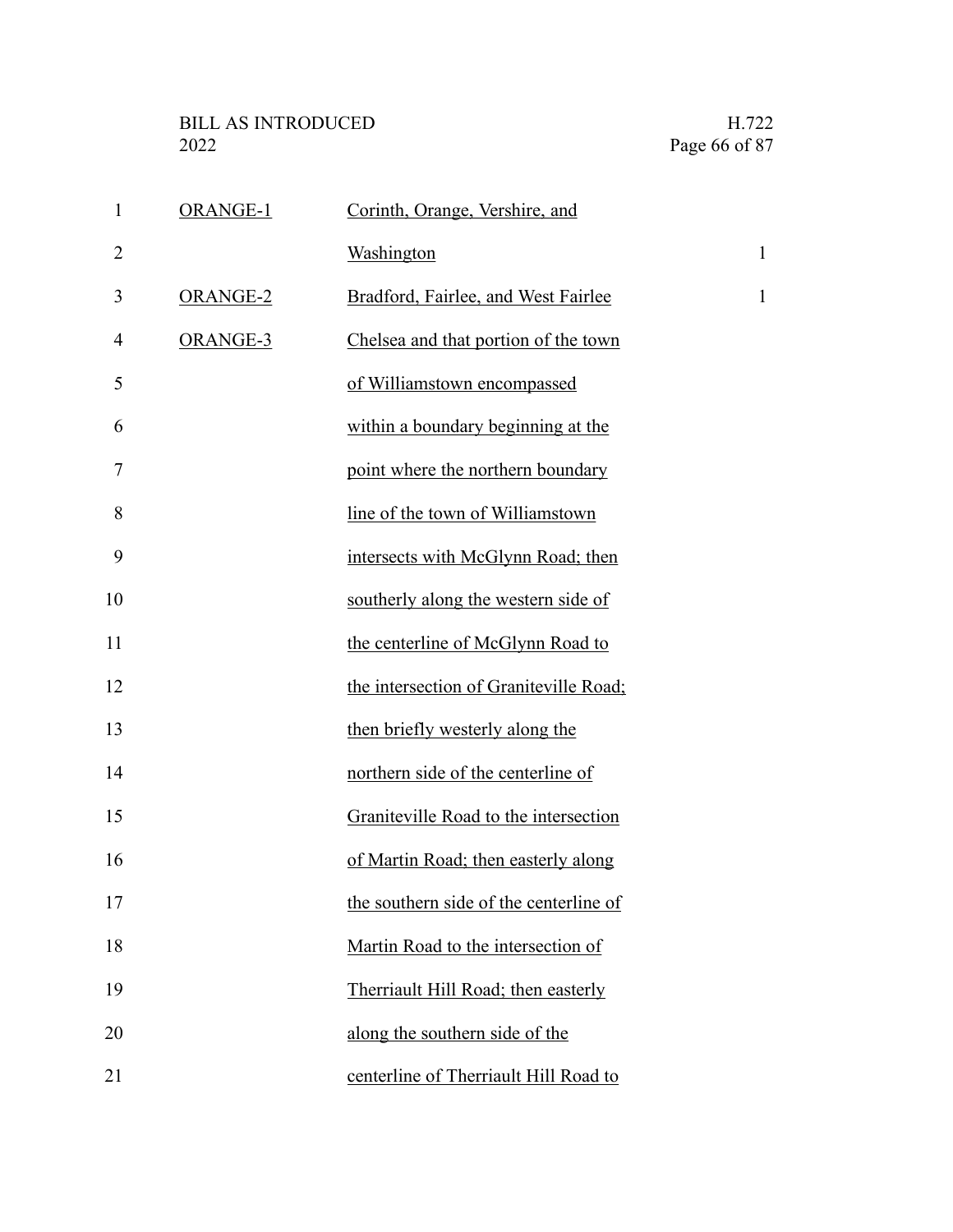| | | |
|---|---|---|
| ORANGE-1 | Corinth, Orange, Vershire, and Washington | 1 |
| ORANGE-2 | Bradford, Fairlee, and West Fairlee | 1 |
| ORANGE-3 | Chelsea and that portion of the town of Williamstown encompassed within a boundary beginning at the point where the northern boundary line of the town of Williamstown intersects with McGlynn Road; then southerly along the western side of the centerline of McGlynn Road to the intersection of Graniteville Road; then briefly westerly along the northern side of the centerline of Graniteville Road to the intersection of Martin Road; then easterly along the southern side of the centerline of Martin Road to the intersection of Therriault Hill Road; then easterly along the southern side of the centerline of Therriault Hill Road to | |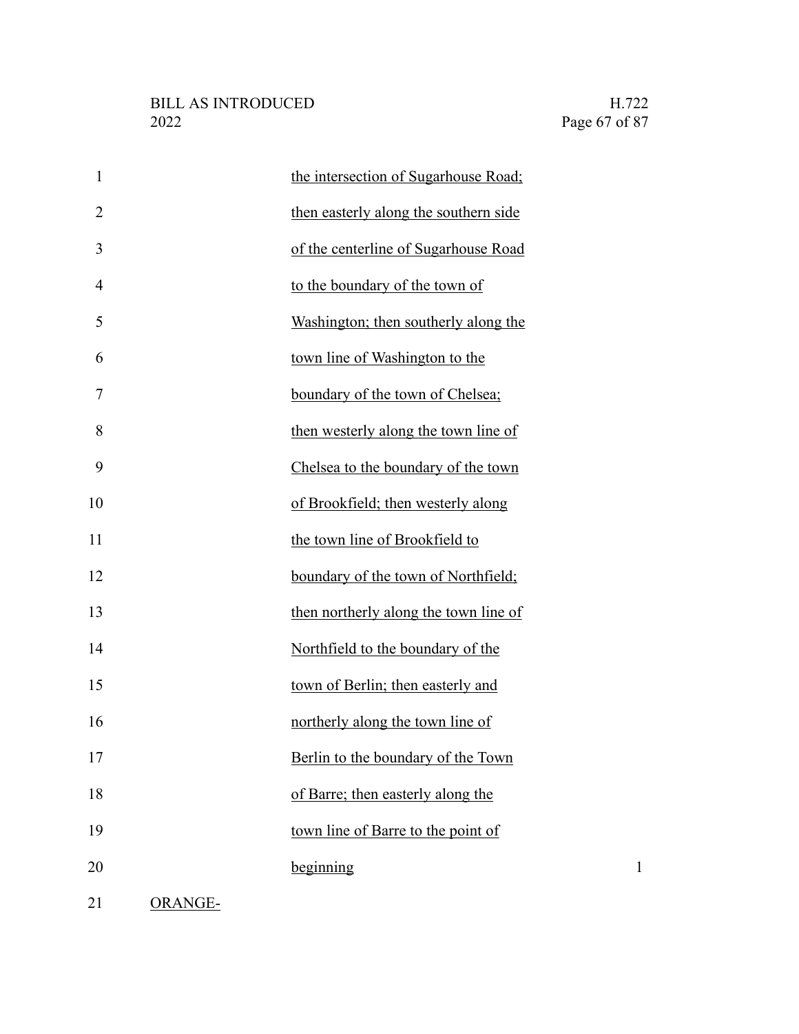<u>the intersection of Sugarhouse Road; then easterly along the southern side of the centerline of Sugarhouse Road to the boundary of the town of Washington; then southerly along the town line of Washington to the boundary of the town of Chelsea; then westerly along the town line of Chelsea to the boundary of the town of Brookfield; then westerly along the town line of Brookfield to boundary of the town of Northfield; then northerly along the town line of Northfield to the boundary of the town of Berlin; then easterly and northerly along the town line of Berlin to the boundary of the Town of Barre; then easterly along the town line of Barre to the point of beginning</u> 1

<u>ORANGE-</u>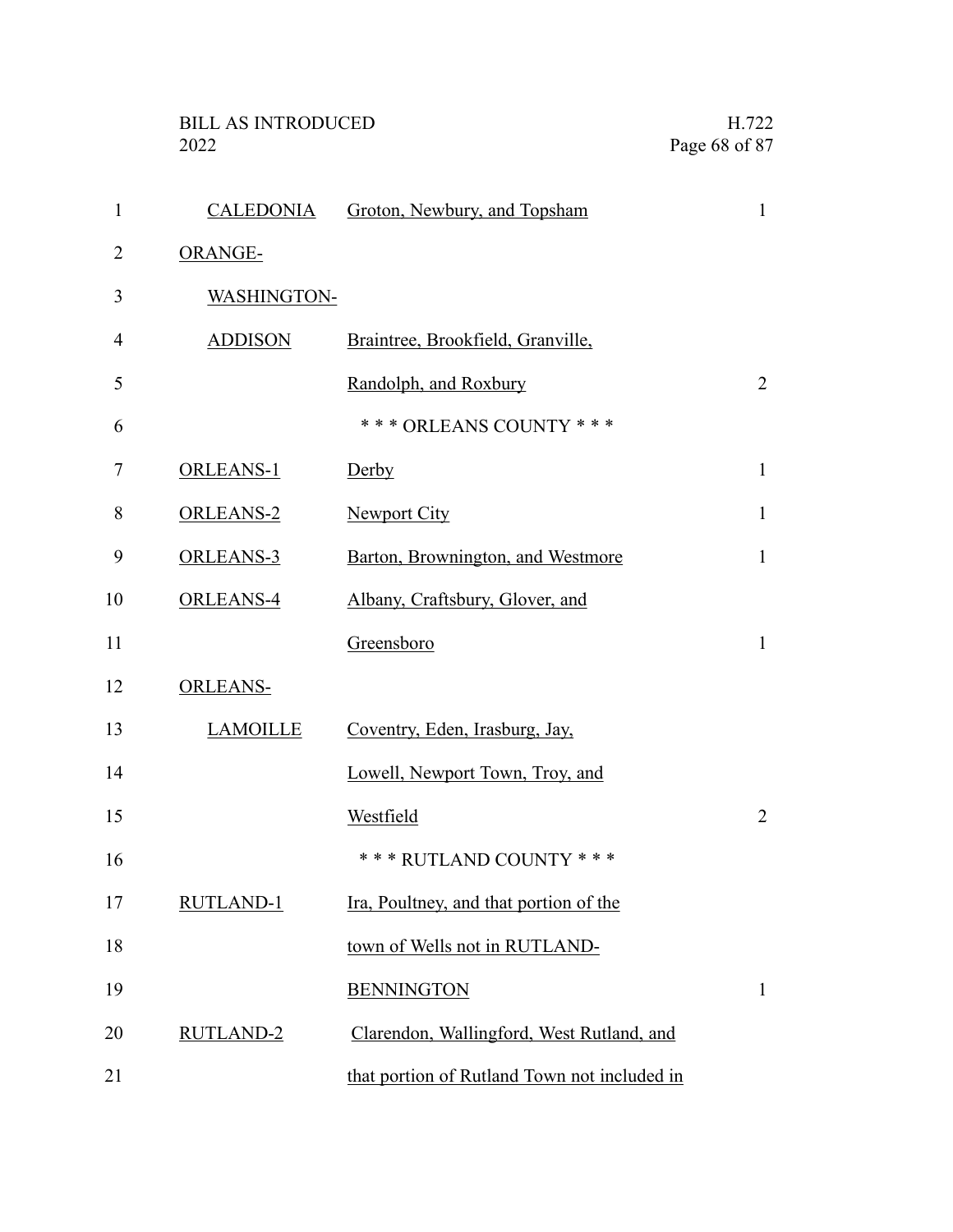| | | |
|---|---|---|
| CALEDONIA | Groton, Newbury, and Topsham | 1 |
| ORANGE-WASHINGTON-ADDISON | Braintree, Brookfield, Granville, Randolph, and Roxbury | 2 |
| | * * * ORLEANS COUNTY * * * | |
| ORLEANS-1 | Derby | 1 |
| ORLEANS-2 | Newport City | 1 |
| ORLEANS-3 | Barton, Brownington, and Westmore | 1 |
| ORLEANS-4 | Albany, Craftsbury, Glover, and Greensboro | 1 |
| ORLEANS-LAMOILLE | Coventry, Eden, Irasburg, Jay, Lowell, Newport Town, Troy, and Westfield | 2 |
| | * * * RUTLAND COUNTY * * * | |
| RUTLAND-1 | Ira, Poultney, and that portion of the town of Wells not in RUTLAND-BENNINGTON | 1 |
| RUTLAND-2 | Clarendon, Wallingford, West Rutland, and that portion of Rutland Town not included in | |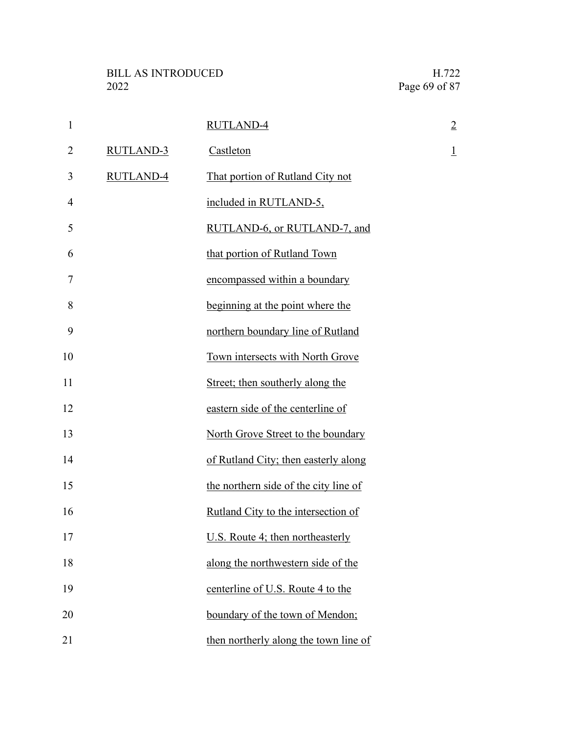| | | |
|---|---|---|
| | RUTLAND-4 | 2 |
| RUTLAND-3 | Castleton | 1 |
| RUTLAND-4 | That portion of Rutland City not included in RUTLAND-5, RUTLAND-6, or RUTLAND-7, and that portion of Rutland Town encompassed within a boundary beginning at the point where the northern boundary line of Rutland Town intersects with North Grove Street; then southerly along the eastern side of the centerline of North Grove Street to the boundary of Rutland City; then easterly along the northern side of the city line of Rutland City to the intersection of U.S. Route 4; then northeasterly along the northwestern side of the centerline of U.S. Route 4 to the boundary of the town of Mendon; then northerly along the town line of | |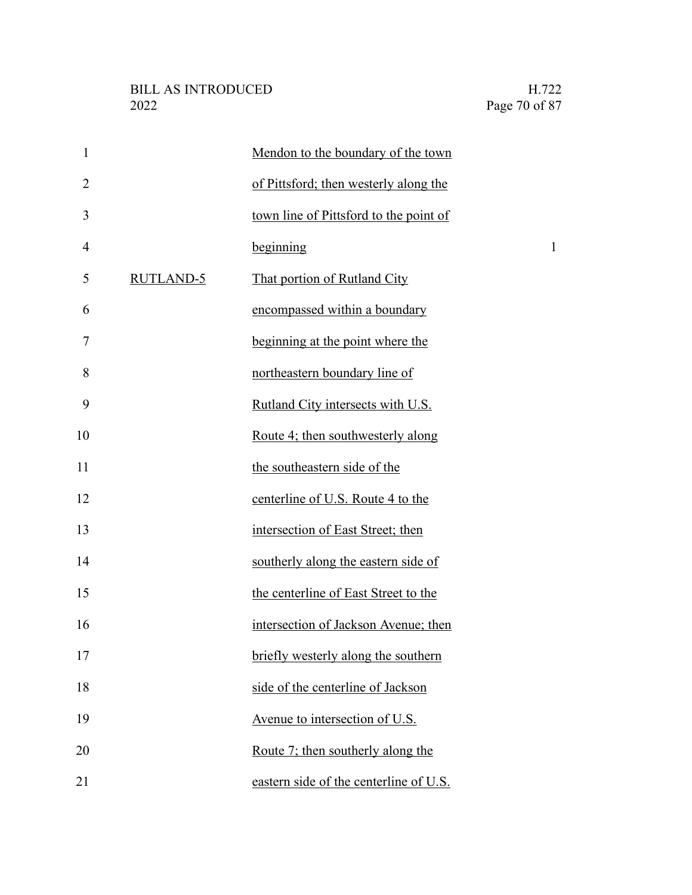| | | |
|---|---|---|
| | Mendon to the boundary of the town of Pittsford; then westerly along the town line of Pittsford to the point of beginning | 1 |
| RUTLAND-5 | That portion of Rutland City encompassed within a boundary beginning at the point where the northeastern boundary line of Rutland City intersects with U.S. Route 4; then southwesterly along the southeastern side of the centerline of U.S. Route 4 to the intersection of East Street; then southerly along the eastern side of the centerline of East Street to the intersection of Jackson Avenue; then briefly westerly along the southern side of the centerline of Jackson Avenue to intersection of U.S. Route 7; then southerly along the eastern side of the centerline of U.S. | |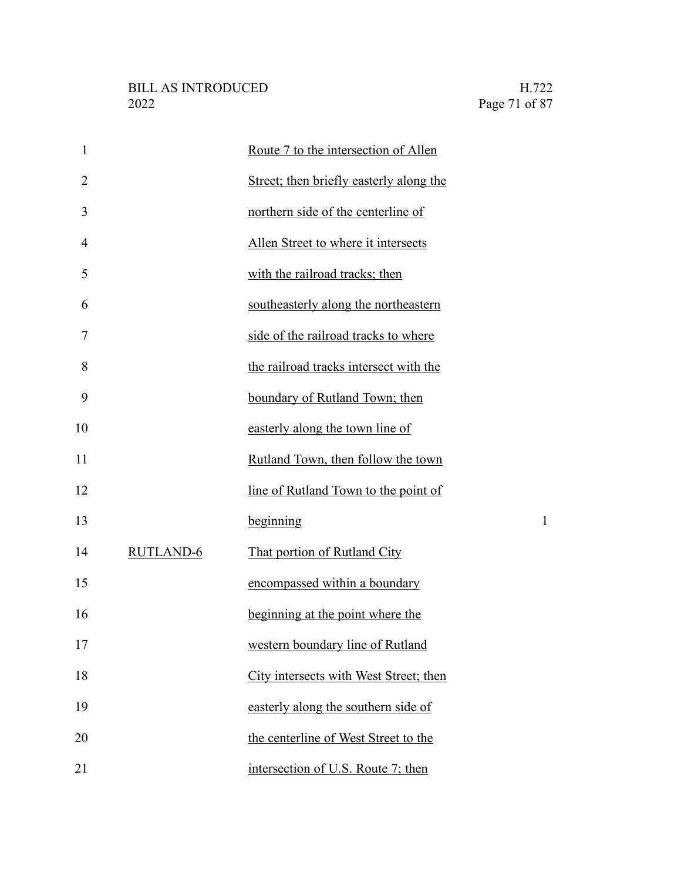| | | |
|---|---|---|
| | Route 7 to the intersection of Allen Street; then briefly easterly along the northern side of the centerline of Allen Street to where it intersects with the railroad tracks; then southeasterly along the northeastern side of the railroad tracks to where the railroad tracks intersect with the boundary of Rutland Town; then easterly along the town line of Rutland Town, then follow the town line of Rutland Town to the point of beginning | 1 |
| RUTLAND-6 | That portion of Rutland City encompassed within a boundary beginning at the point where the western boundary line of Rutland City intersects with West Street; then easterly along the southern side of the centerline of West Street to the intersection of U.S. Route 7; then | |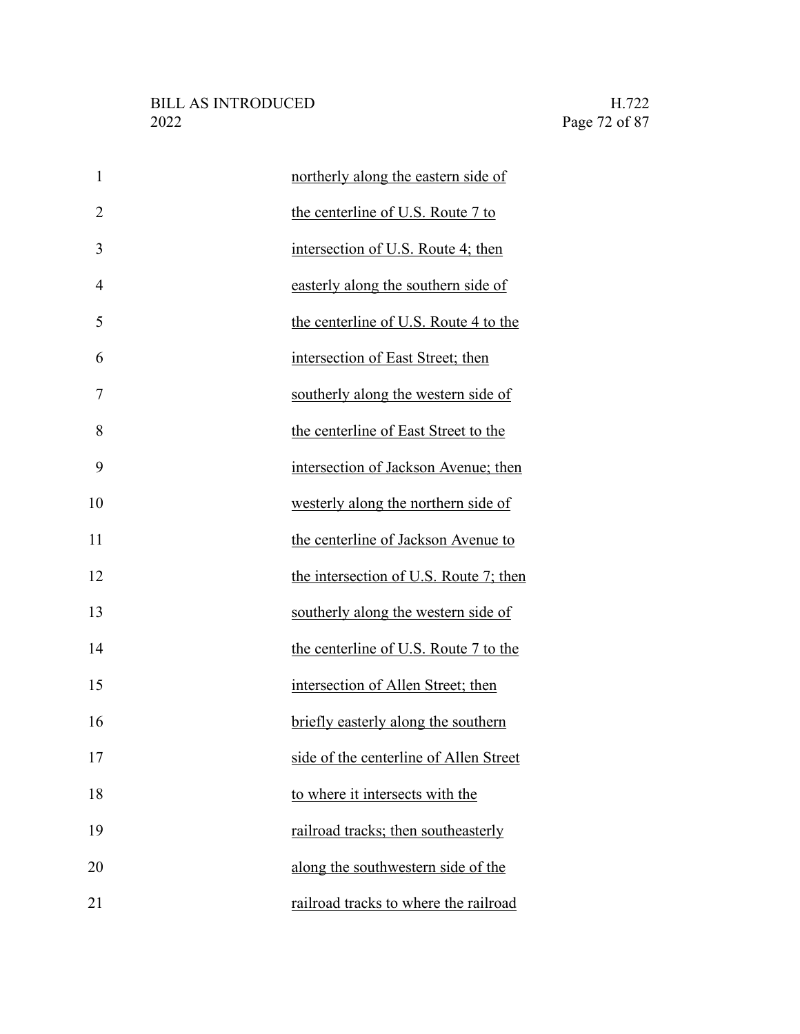northerly along the eastern side of the centerline of U.S. Route 7 to intersection of U.S. Route 4; then easterly along the southern side of the centerline of U.S. Route 4 to the intersection of East Street; then southerly along the western side of the centerline of East Street to the intersection of Jackson Avenue; then westerly along the northern side of the centerline of Jackson Avenue to the intersection of U.S. Route 7; then southerly along the western side of the centerline of U.S. Route 7 to the intersection of Allen Street; then briefly easterly along the southern side of the centerline of Allen Street to where it intersects with the railroad tracks; then southeasterly along the southwestern side of the railroad tracks to where the railroad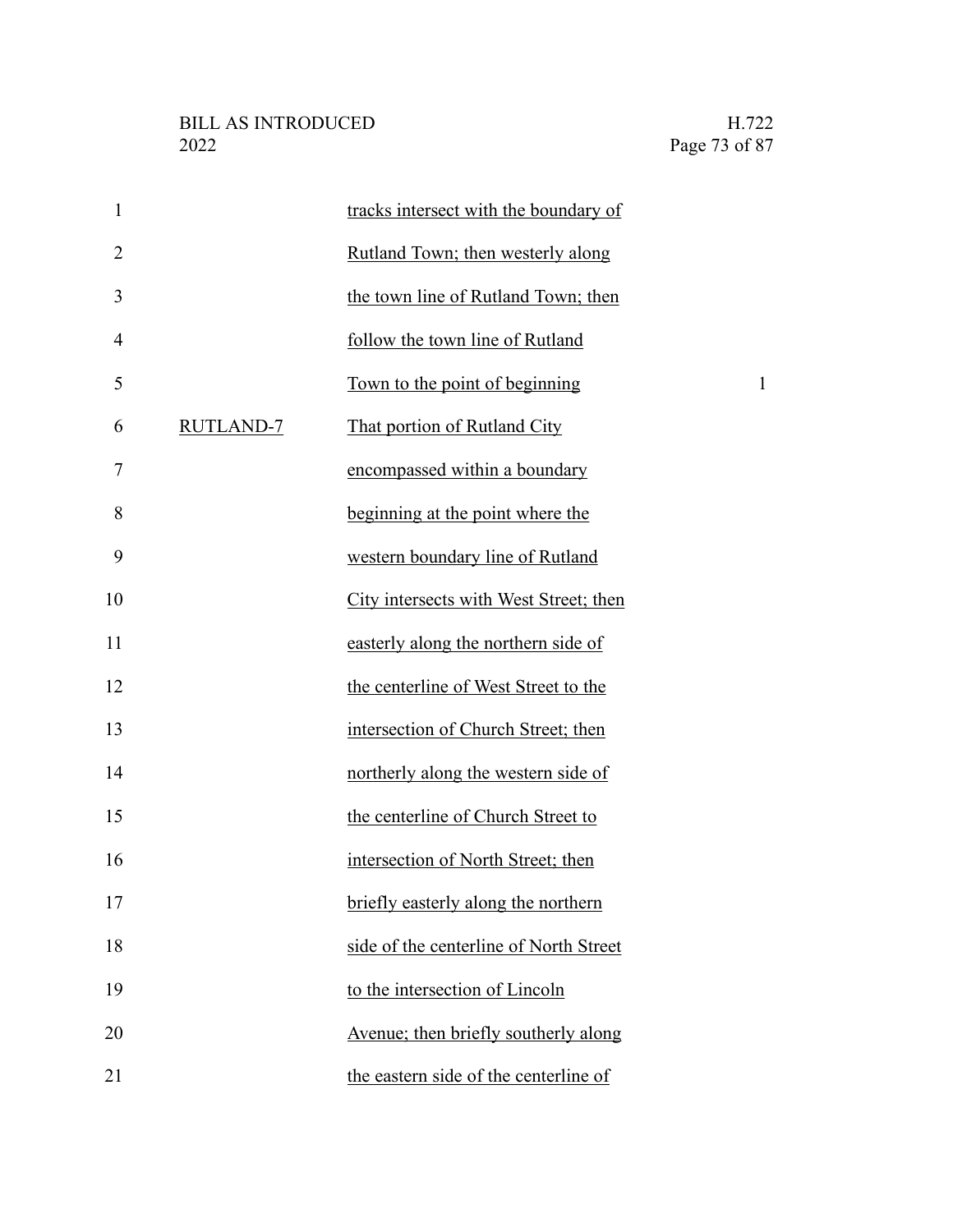| | | |
|---|---|---|
| | tracks intersect with the boundary of Rutland Town; then westerly along the town line of Rutland Town; then follow the town line of Rutland Town to the point of beginning | 1 |
| RUTLAND-7 | That portion of Rutland City encompassed within a boundary beginning at the point where the western boundary line of Rutland City intersects with West Street; then easterly along the northern side of the centerline of West Street to the intersection of Church Street; then northerly along the western side of the centerline of Church Street to intersection of North Street; then briefly easterly along the northern side of the centerline of North Street to the intersection of Lincoln Avenue; then briefly southerly along the eastern side of the centerline of | |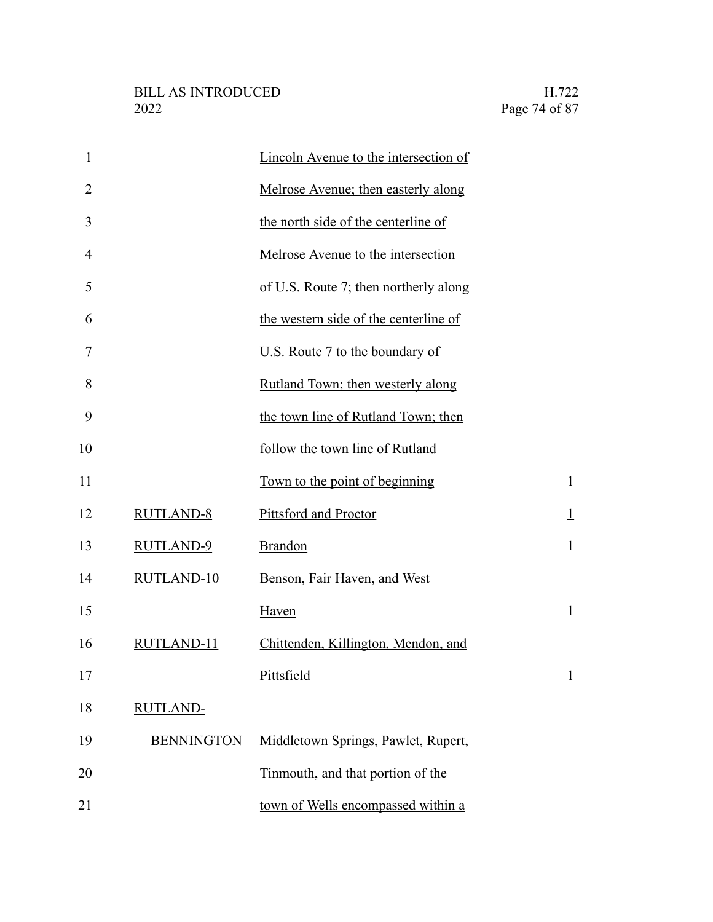| | | |
|---|---|---|
| | <u>Lincoln Avenue to the intersection of Melrose Avenue; then easterly along the north side of the centerline of Melrose Avenue to the intersection of U.S. Route 7; then northerly along the western side of the centerline of U.S. Route 7 to the boundary of Rutland Town; then westerly along the town line of Rutland Town; then follow the town line of Rutland Town to the point of beginning</u> | 1 |
| <u>RUTLAND-8</u> | <u>Pittsford and Proctor</u> | <u>1</u> |
| <u>RUTLAND-9</u> | <u>Brandon</u> | 1 |
| <u>RUTLAND-10</u> | <u>Benson, Fair Haven, and West Haven</u> | 1 |
| <u>RUTLAND-11</u> | <u>Chittenden, Killington, Mendon, and Pittsfield</u> | 1 |
| <u>RUTLAND-BENNINGTON</u> | <u>Middletown Springs, Pawlet, Rupert, Tinmouth, and that portion of the town of Wells encompassed within a</u> | |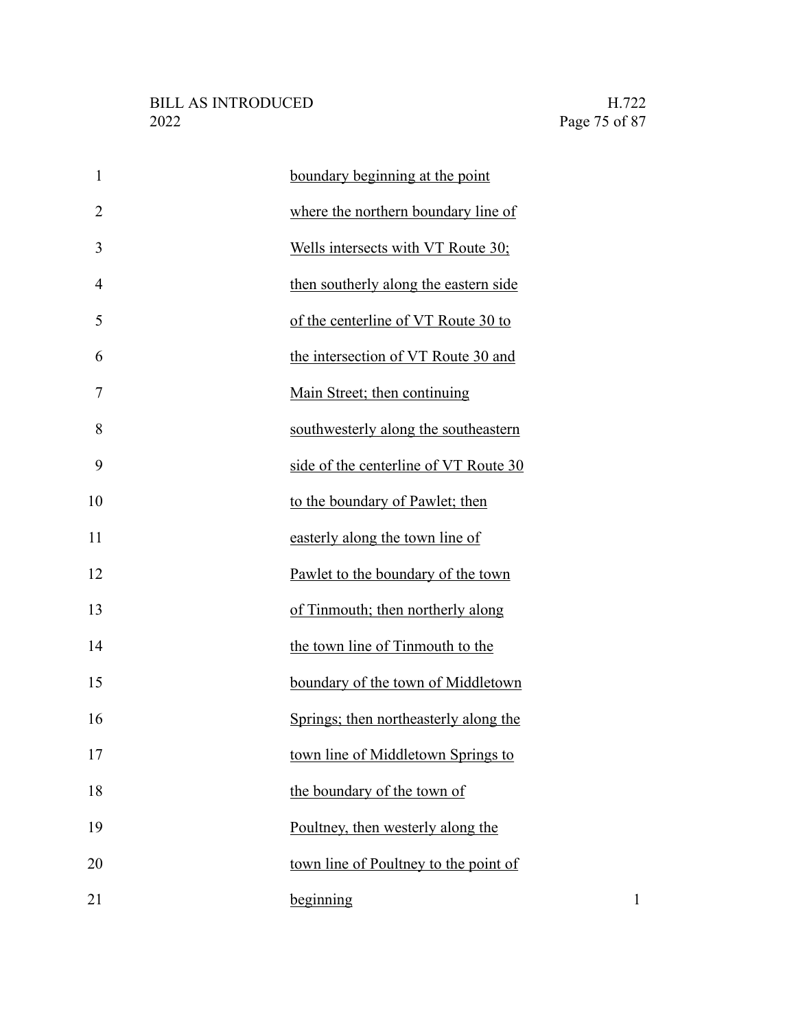boundary beginning at the point where the northern boundary line of Wells intersects with VT Route 30; then southerly along the eastern side of the centerline of VT Route 30 to the intersection of VT Route 30 and Main Street; then continuing southwesterly along the southeastern side of the centerline of VT Route 30 to the boundary of Pawlet; then easterly along the town line of Pawlet to the boundary of the town of Tinmouth; then northerly along the town line of Tinmouth to the boundary of the town of Middletown Springs; then northeasterly along the town line of Middletown Springs to the boundary of the town of Poultney, then westerly along the town line of Poultney to the point of beginning 1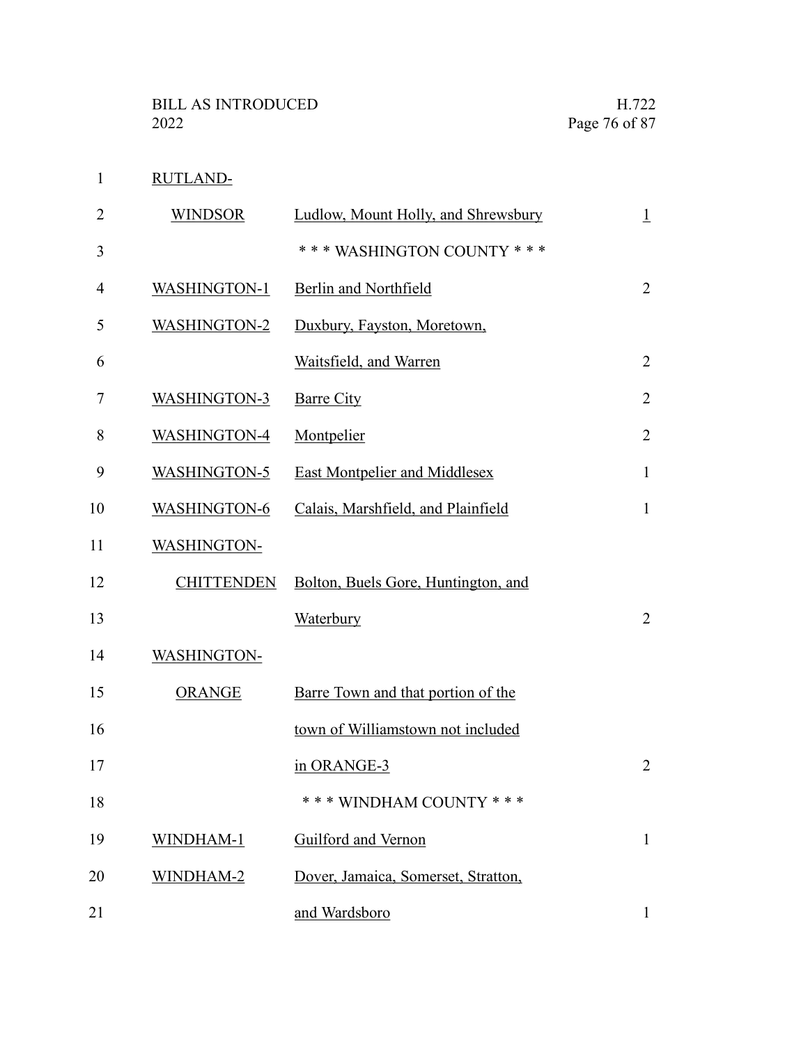| | | |
|---|---|---|
| RUTLAND-WINDSOR | Ludlow, Mount Holly, and Shrewsbury | 1 |
| | * * * WASHINGTON COUNTY * * * | |
| WASHINGTON-1 | Berlin and Northfield | 2 |
| WASHINGTON-2 | Duxbury, Fayston, Moretown, Waitsfield, and Warren | 2 |
| WASHINGTON-3 | Barre City | 2 |
| WASHINGTON-4 | Montpelier | 2 |
| WASHINGTON-5 | East Montpelier and Middlesex | 1 |
| WASHINGTON-6 | Calais, Marshfield, and Plainfield | 1 |
| WASHINGTON-CHITTENDEN | Bolton, Buels Gore, Huntington, and Waterbury | 2 |
| WASHINGTON-ORANGE | Barre Town and that portion of the town of Williamstown not included in ORANGE-3 | 2 |
| | * * * WINDHAM COUNTY * * * | |
| WINDHAM-1 | Guilford and Vernon | 1 |
| WINDHAM-2 | Dover, Jamaica, Somerset, Stratton, and Wardsboro | 1 |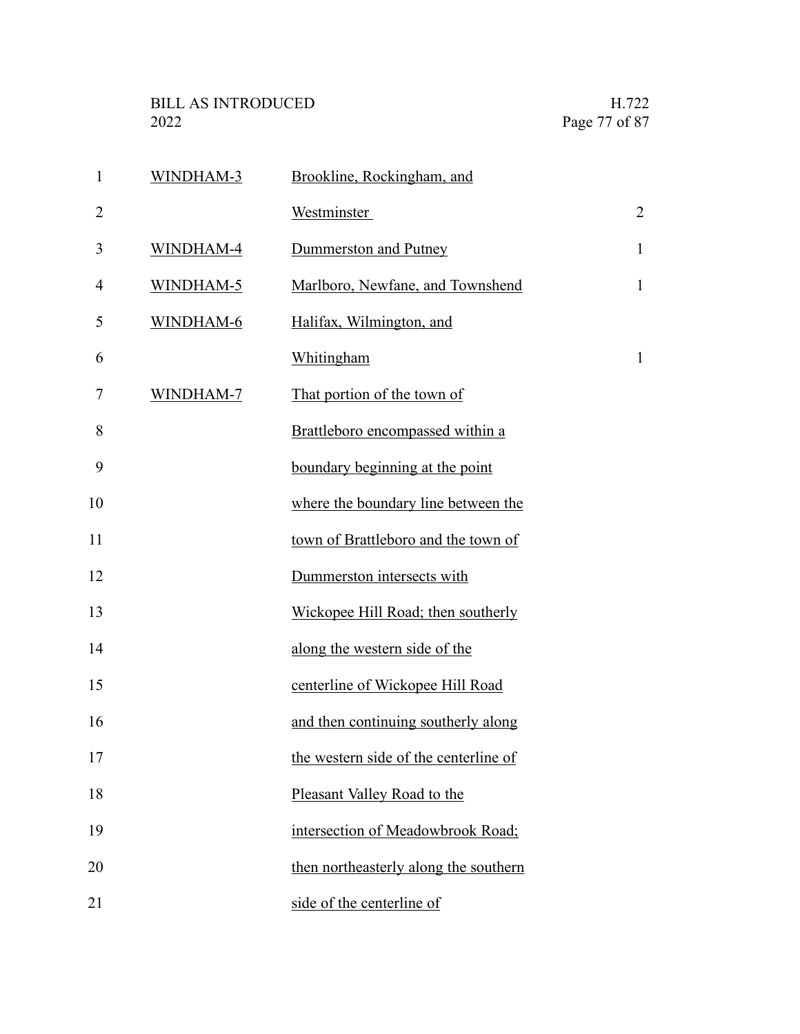| | | |
|---|---|---|
| WINDHAM-3 | Brookline, Rockingham, and Westminster | 2 |
| WINDHAM-4 | Dummerston and Putney | 1 |
| WINDHAM-5 | Marlboro, Newfane, and Townshend | 1 |
| WINDHAM-6 | Halifax, Wilmington, and Whitingham | 1 |
| WINDHAM-7 | That portion of the town of Brattleboro encompassed within a boundary beginning at the point where the boundary line between the town of Brattleboro and the town of Dummerston intersects with Wickopee Hill Road; then southerly along the western side of the centerline of Wickopee Hill Road and then continuing southerly along the western side of the centerline of Pleasant Valley Road to the intersection of Meadowbrook Road; then northeasterly along the southern side of the centerline of | |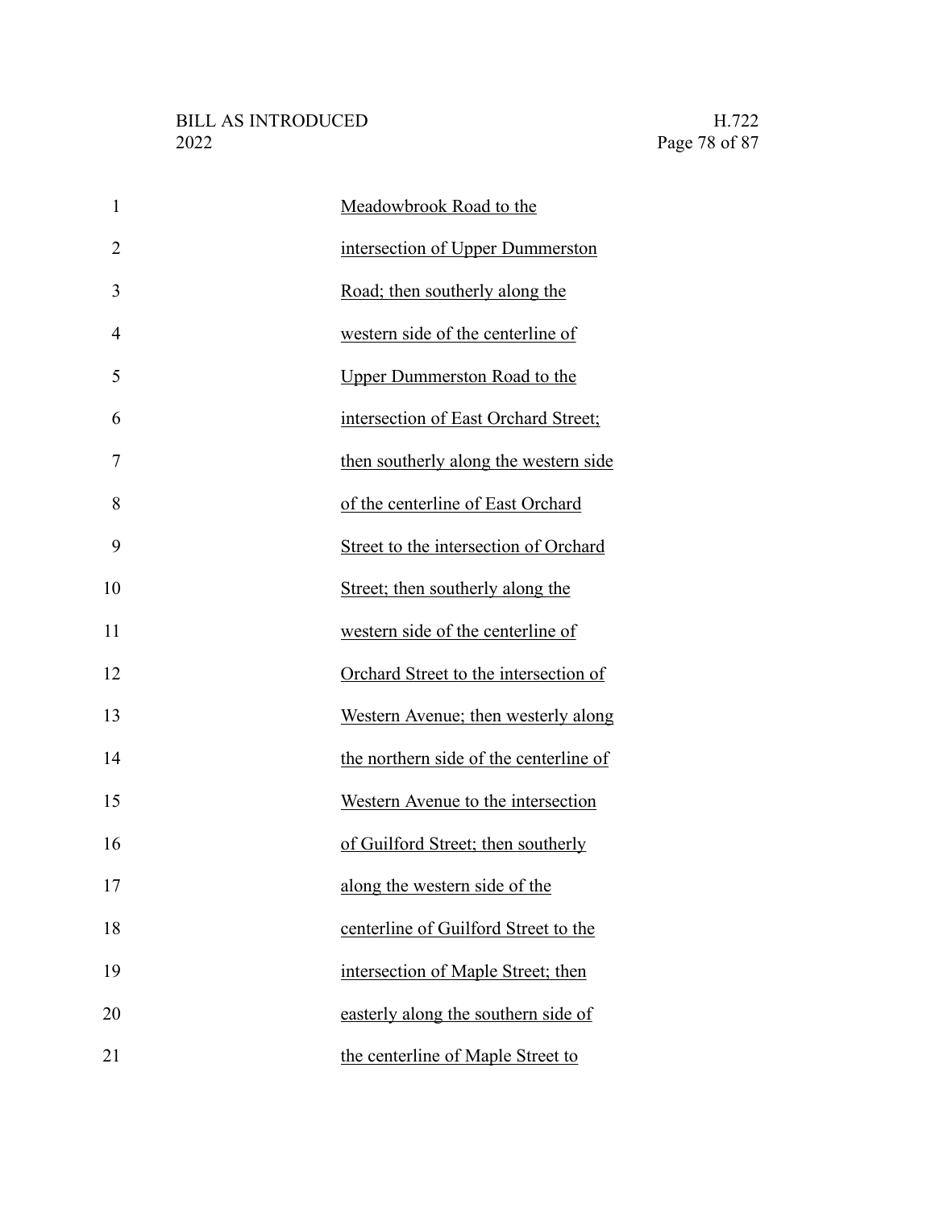Meadowbrook Road to the intersection of Upper Dummerston Road; then southerly along the western side of the centerline of Upper Dummerston Road to the intersection of East Orchard Street; then southerly along the western side of the centerline of East Orchard Street to the intersection of Orchard Street; then southerly along the western side of the centerline of Orchard Street to the intersection of Western Avenue; then westerly along the northern side of the centerline of Western Avenue to the intersection of Guilford Street; then southerly along the western side of the centerline of Guilford Street to the intersection of Maple Street; then easterly along the southern side of the centerline of Maple Street to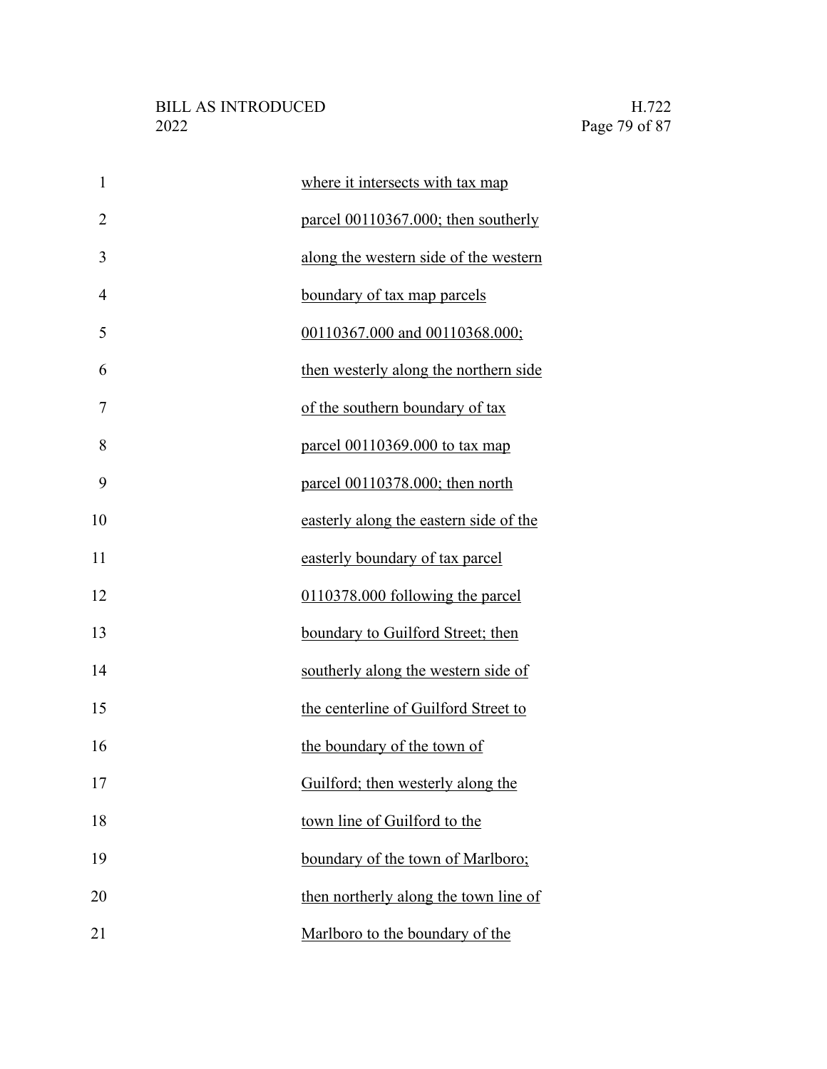where it intersects with tax map parcel 00110367.000; then southerly along the western side of the western boundary of tax map parcels 00110367.000 and 00110368.000; then westerly along the northern side of the southern boundary of tax parcel 00110369.000 to tax map parcel 00110378.000; then north easterly along the eastern side of the easterly boundary of tax parcel 0110378.000 following the parcel boundary to Guilford Street; then southerly along the western side of the centerline of Guilford Street to the boundary of the town of Guilford; then westerly along the town line of Guilford to the boundary of the town of Marlboro; then northerly along the town line of Marlboro to the boundary of the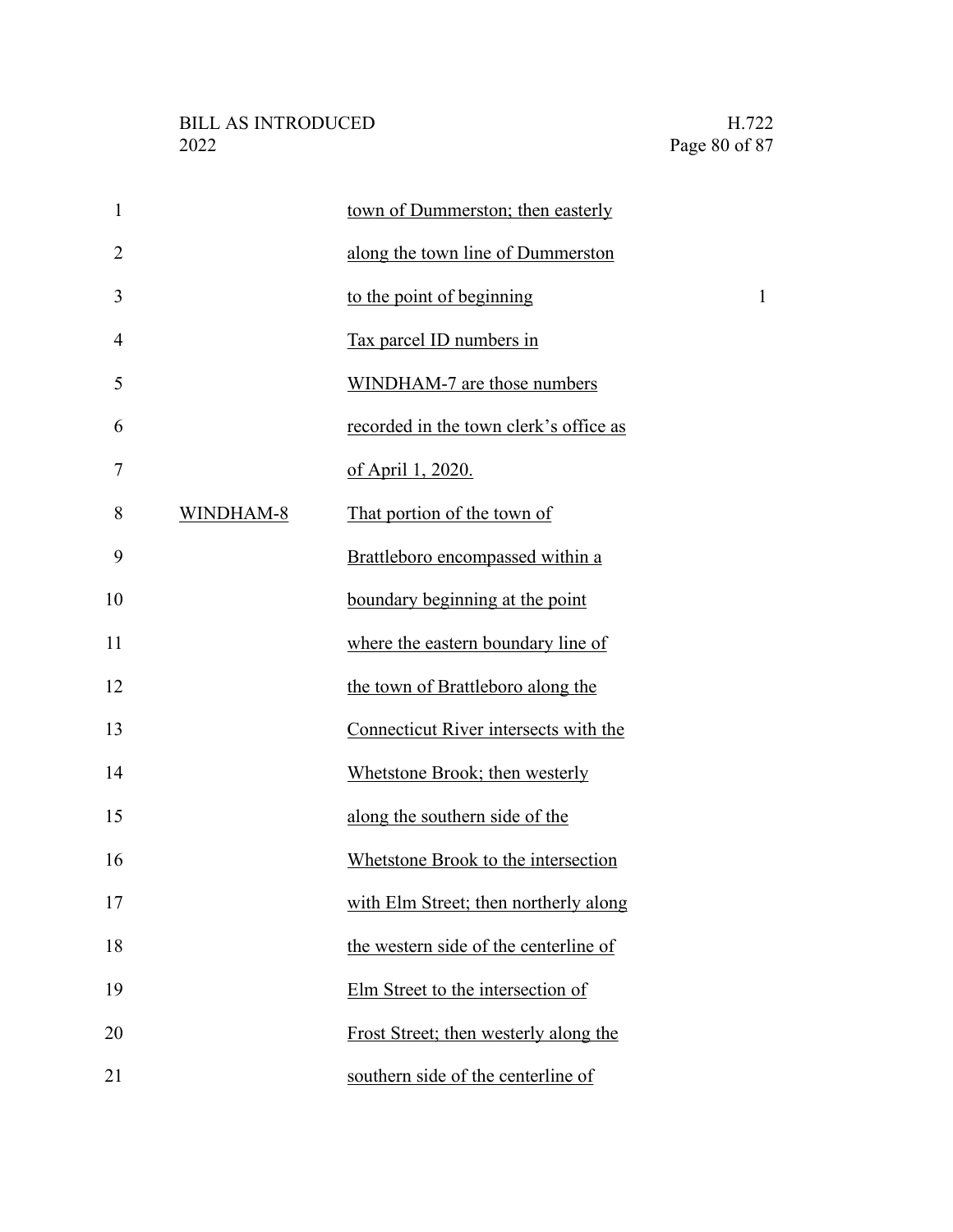| | | |
|---|---|---|
| | town of Dummerston; then easterly along the town line of Dummerston to the point of beginning | 1 |
| | Tax parcel ID numbers in WINDHAM-7 are those numbers recorded in the town clerk's office as of April 1, 2020. | |
| WINDHAM-8 | That portion of the town of Brattleboro encompassed within a boundary beginning at the point where the eastern boundary line of the town of Brattleboro along the Connecticut River intersects with the Whetstone Brook; then westerly along the southern side of the Whetstone Brook to the intersection with Elm Street; then northerly along the western side of the centerline of Elm Street to the intersection of Frost Street; then westerly along the southern side of the centerline of | |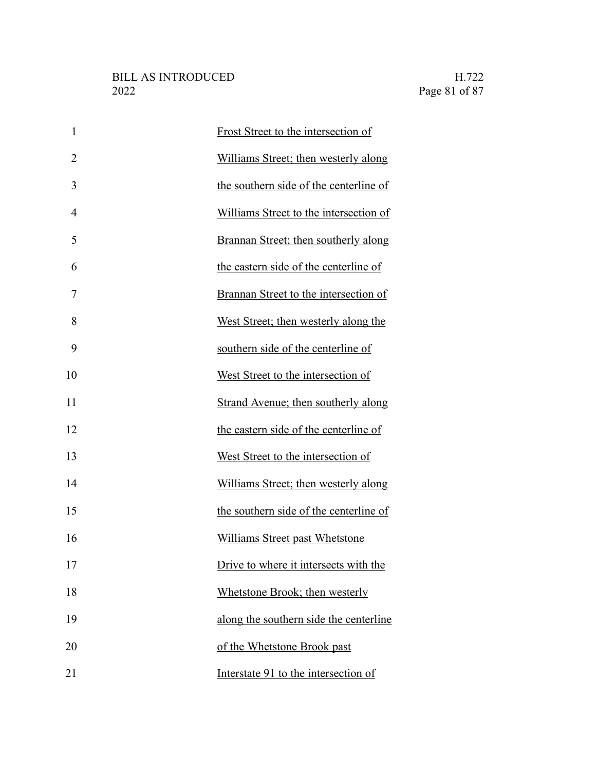Frost Street to the intersection of Williams Street; then westerly along the southern side of the centerline of Williams Street to the intersection of Brannan Street; then southerly along the eastern side of the centerline of Brannan Street to the intersection of West Street; then westerly along the southern side of the centerline of West Street to the intersection of Strand Avenue; then southerly along the eastern side of the centerline of West Street to the intersection of Williams Street; then westerly along the southern side of the centerline of Williams Street past Whetstone Drive to where it intersects with the Whetstone Brook; then westerly along the southern side the centerline of the Whetstone Brook past Interstate 91 to the intersection of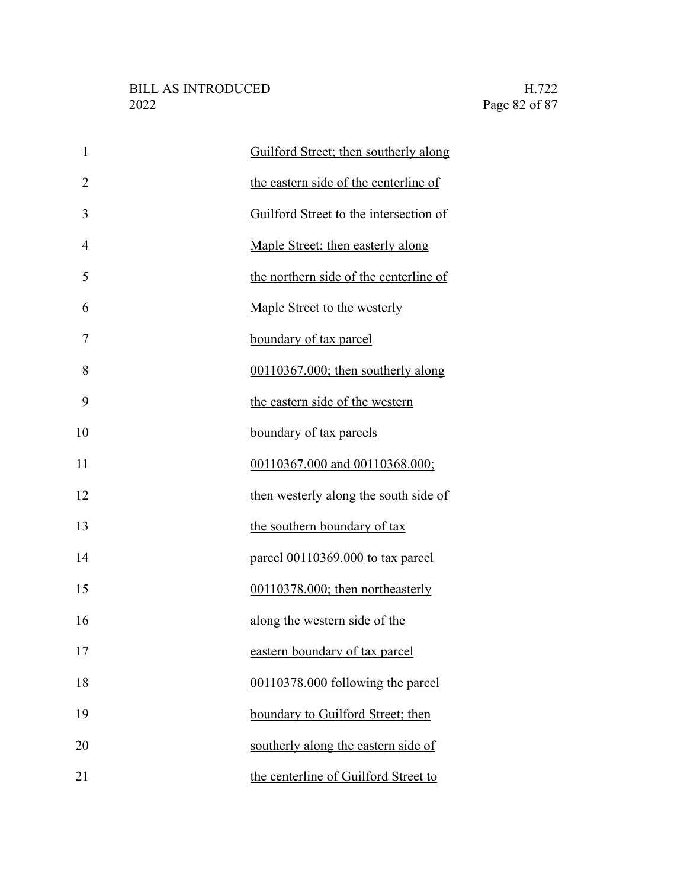Guilford Street; then southerly along the eastern side of the centerline of Guilford Street to the intersection of Maple Street; then easterly along the northern side of the centerline of Maple Street to the westerly boundary of tax parcel 00110367.000; then southerly along the eastern side of the western boundary of tax parcels 00110367.000 and 00110368.000; then westerly along the south side of the southern boundary of tax parcel 00110369.000 to tax parcel 00110378.000; then northeasterly along the western side of the eastern boundary of tax parcel 00110378.000 following the parcel boundary to Guilford Street; then southerly along the eastern side of the centerline of Guilford Street to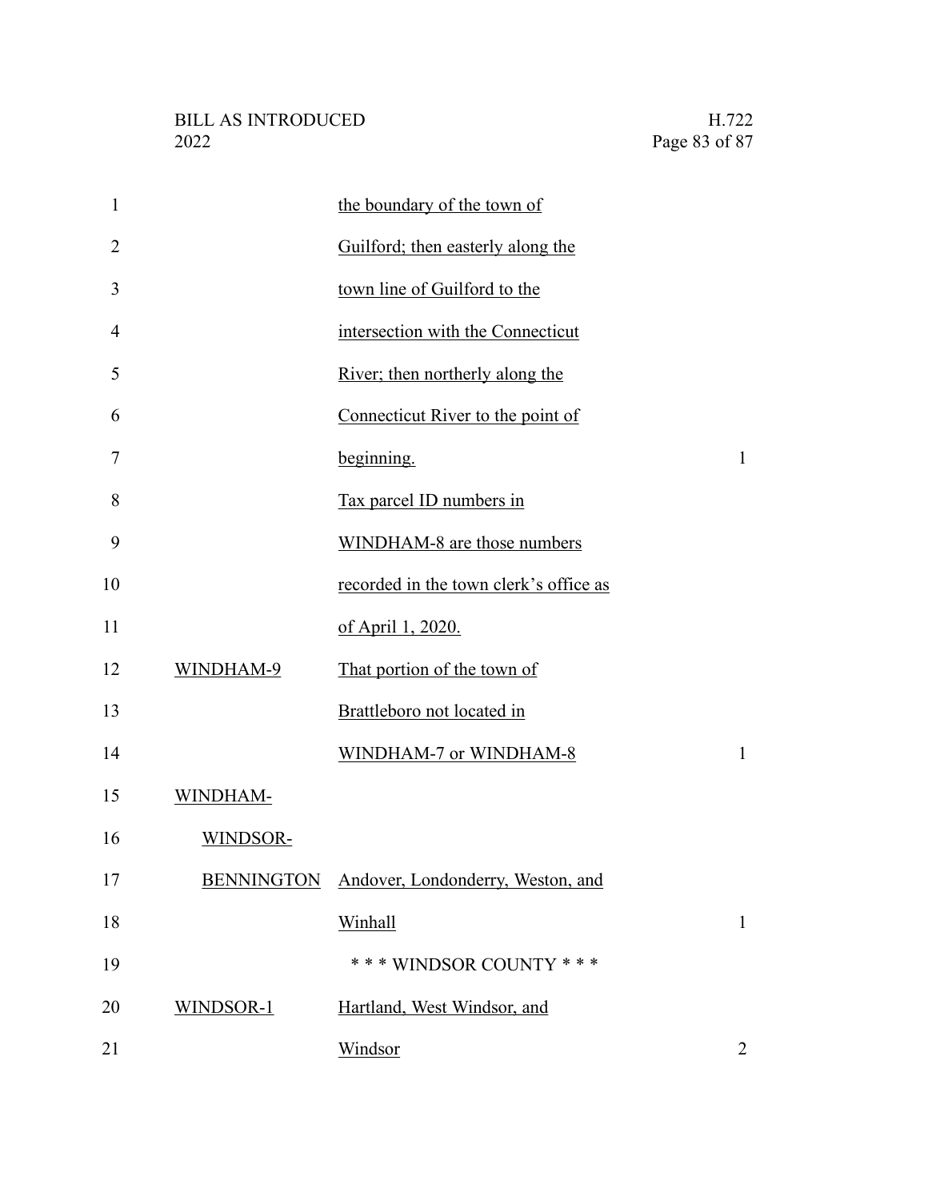| | | |
|---|---|---|
| | the boundary of the town of Guilford; then easterly along the town line of Guilford to the intersection with the Connecticut River; then northerly along the Connecticut River to the point of beginning. | 1 |
| | Tax parcel ID numbers in WINDHAM-8 are those numbers recorded in the town clerk's office as of April 1, 2020. | |
| WINDHAM-9 | That portion of the town of Brattleboro not located in WINDHAM-7 or WINDHAM-8 | 1 |
| WINDHAM-WINDSOR-BENNINGTON | Andover, Londonderry, Weston, and Winhall | 1 |
| | * * * WINDSOR COUNTY * * * | |
| WINDSOR-1 | Hartland, West Windsor, and Windsor | 2 |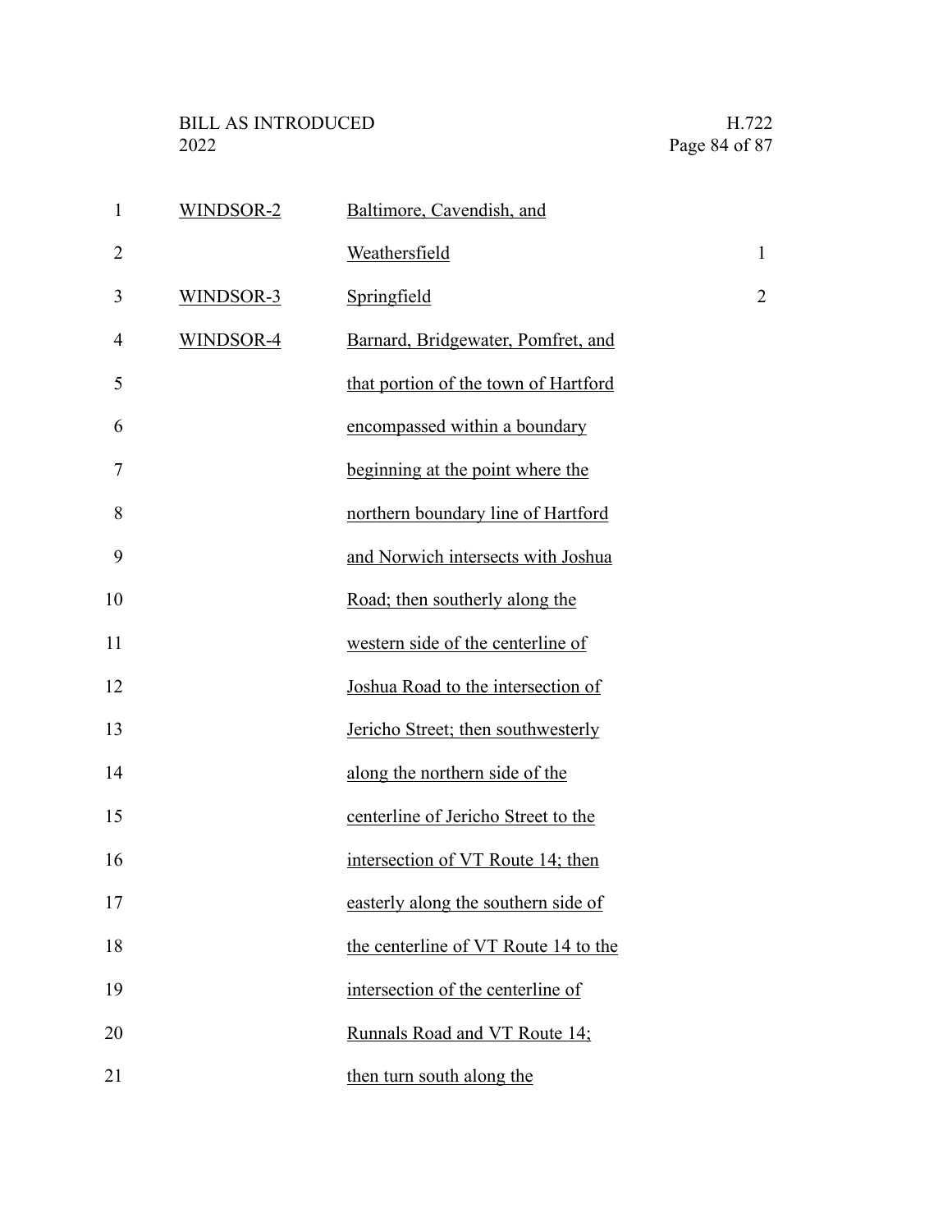| | | |
|---|---|---|
| WINDSOR-2 | Baltimore, Cavendish, and Weathersfield | 1 |
| WINDSOR-3 | Springfield | 2 |
| WINDSOR-4 | Barnard, Bridgewater, Pomfret, and that portion of the town of Hartford encompassed within a boundary beginning at the point where the northern boundary line of Hartford and Norwich intersects with Joshua Road; then southerly along the western side of the centerline of Joshua Road to the intersection of Jericho Street; then southwesterly along the northern side of the centerline of Jericho Street to the intersection of VT Route 14; then easterly along the southern side of the centerline of VT Route 14 to the intersection of the centerline of Runnals Road and VT Route 14; then turn south along the | |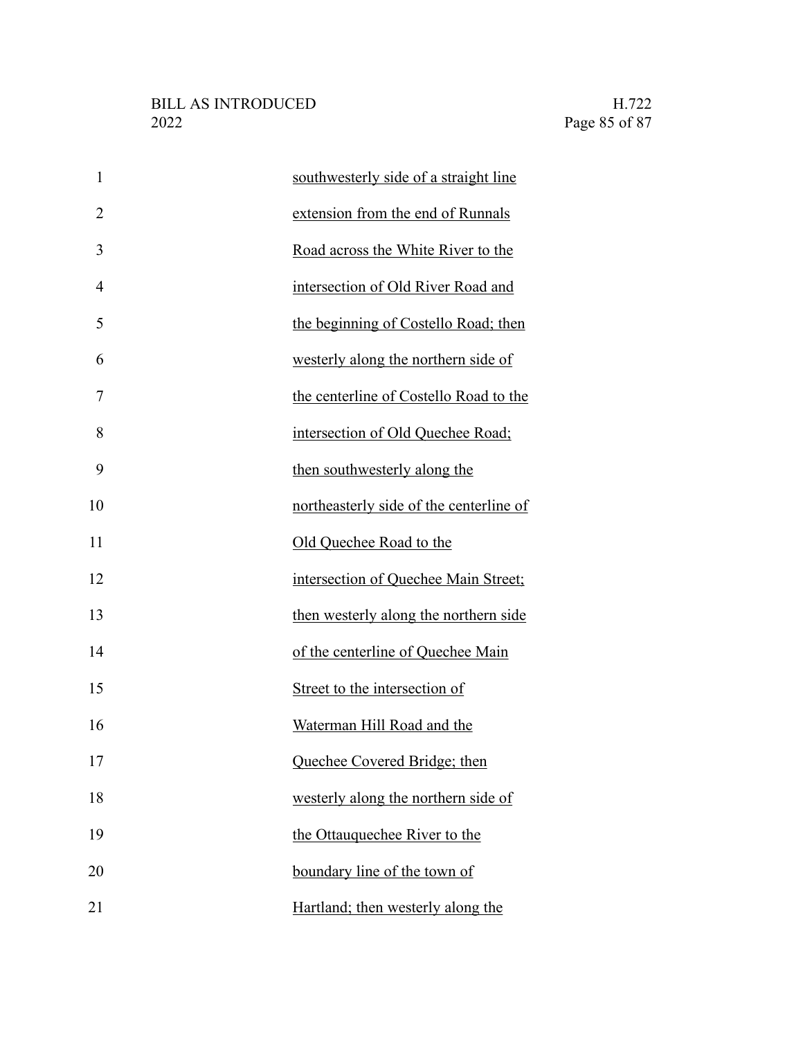southwesterly side of a straight line extension from the end of Runnals Road across the White River to the intersection of Old River Road and the beginning of Costello Road; then westerly along the northern side of the centerline of Costello Road to the intersection of Old Quechee Road; then southwesterly along the northeasterly side of the centerline of Old Quechee Road to the intersection of Quechee Main Street; then westerly along the northern side of the centerline of Quechee Main Street to the intersection of Waterman Hill Road and the Quechee Covered Bridge; then westerly along the northern side of the Ottauquechee River to the boundary line of the town of Hartland; then westerly along the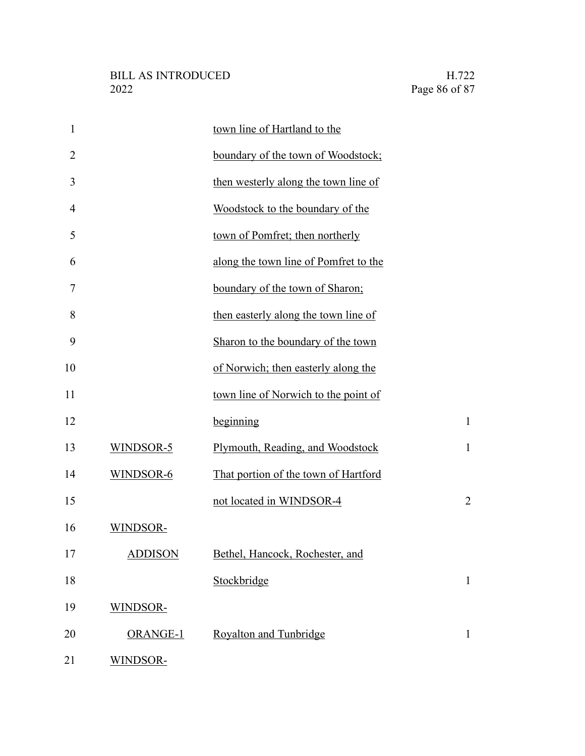| | | |
|---|---|---|
| | town line of Hartland to the boundary of the town of Woodstock; then westerly along the town line of Woodstock to the boundary of the town of Pomfret; then northerly along the town line of Pomfret to the boundary of the town of Sharon; then easterly along the town line of Sharon to the boundary of the town of Norwich; then easterly along the town line of Norwich to the point of beginning | 1 |
| WINDSOR-5 | Plymouth, Reading, and Woodstock | 1 |
| WINDSOR-6 | That portion of the town of Hartford not located in WINDSOR-4 | 2 |
| WINDSOR-ADDISON | Bethel, Hancock, Rochester, and Stockbridge | 1 |
| WINDSOR-ORANGE-1 | Royalton and Tunbridge | 1 |
| WINDSOR- | | |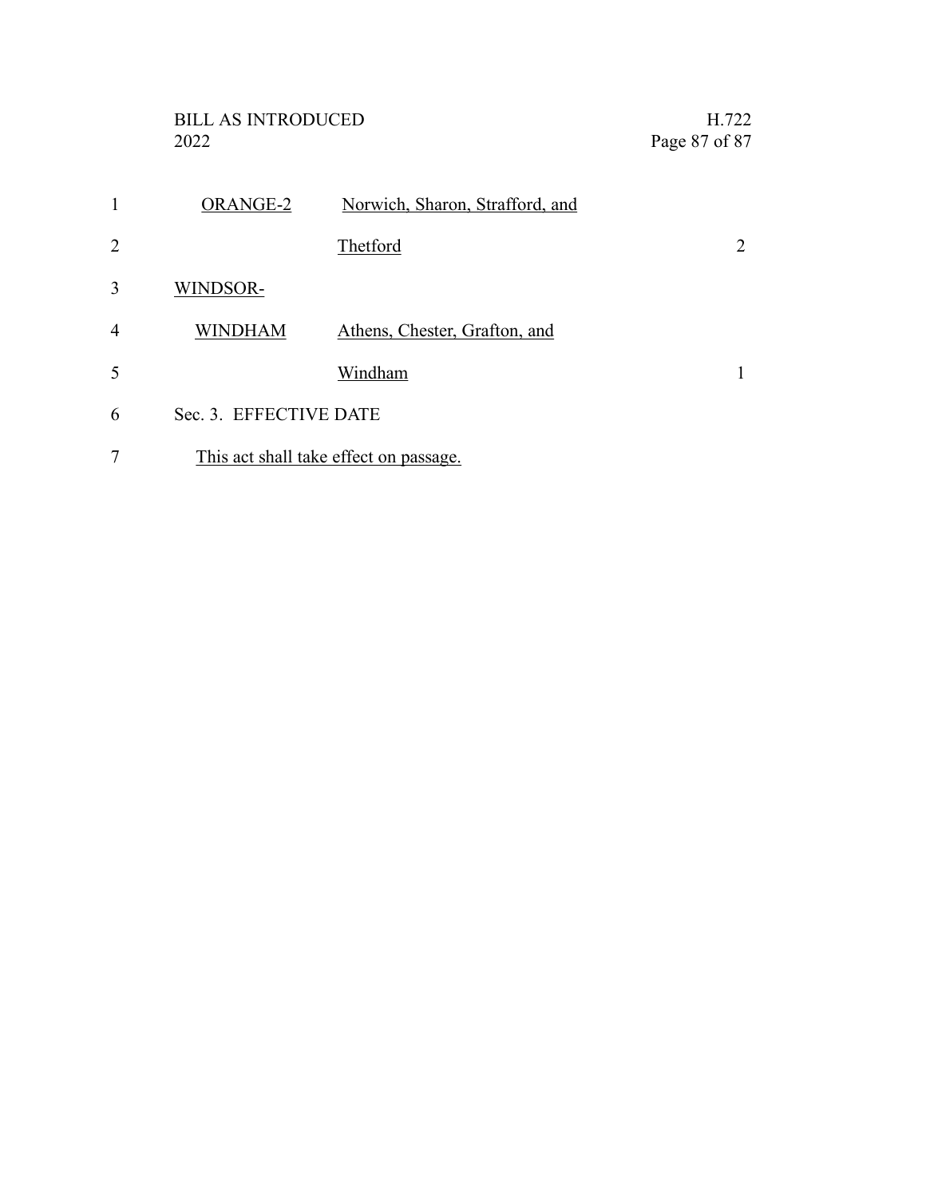| | | |
|---|---|---|
| ORANGE-2 | Norwich, Sharon, Strafford, and Thetford | 2 |
| WINDSOR-WINDHAM | Athens, Chester, Grafton, and Windham | 1 |

Sec. 3. EFFECTIVE DATE

This act shall take effect on passage.